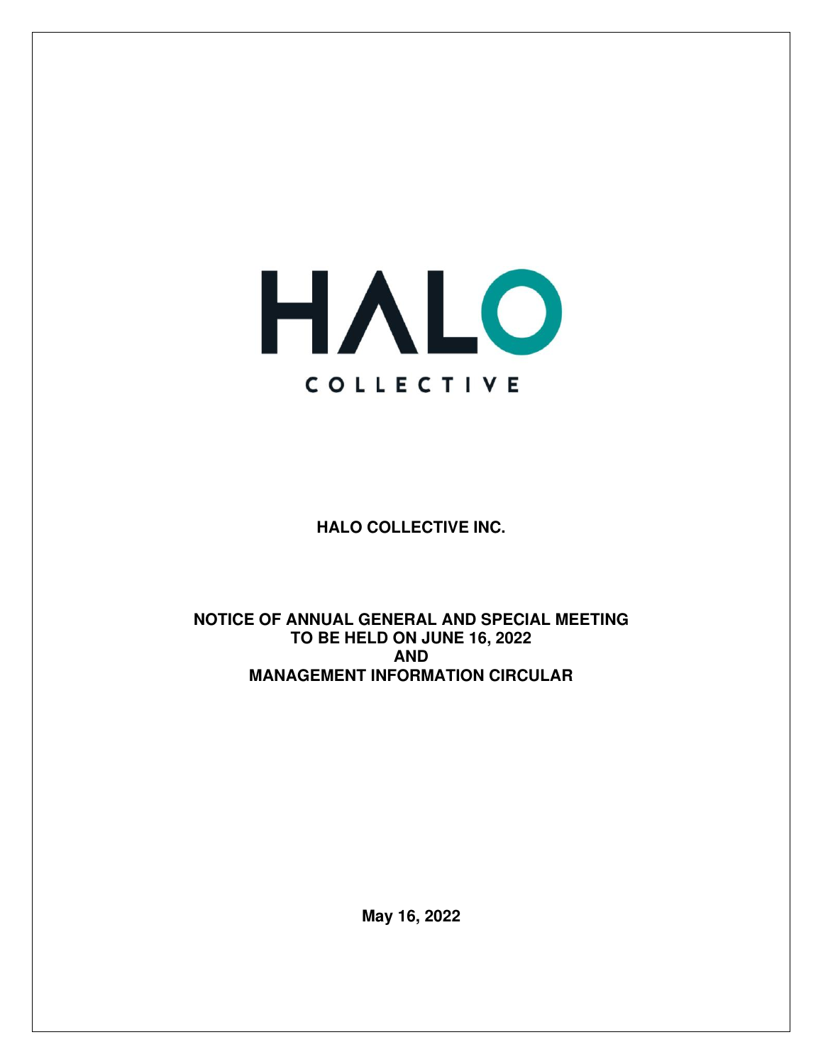HALO

COLLECTIVE

**HALO COLLECTIVE INC.**

**NOTICE OF ANNUAL GENERAL AND SPECIAL MEETING**
**TO BE HELD ON JUNE 16, 2022**
**AND**
**MANAGEMENT INFORMATION CIRCULAR**

**May 16, 2022**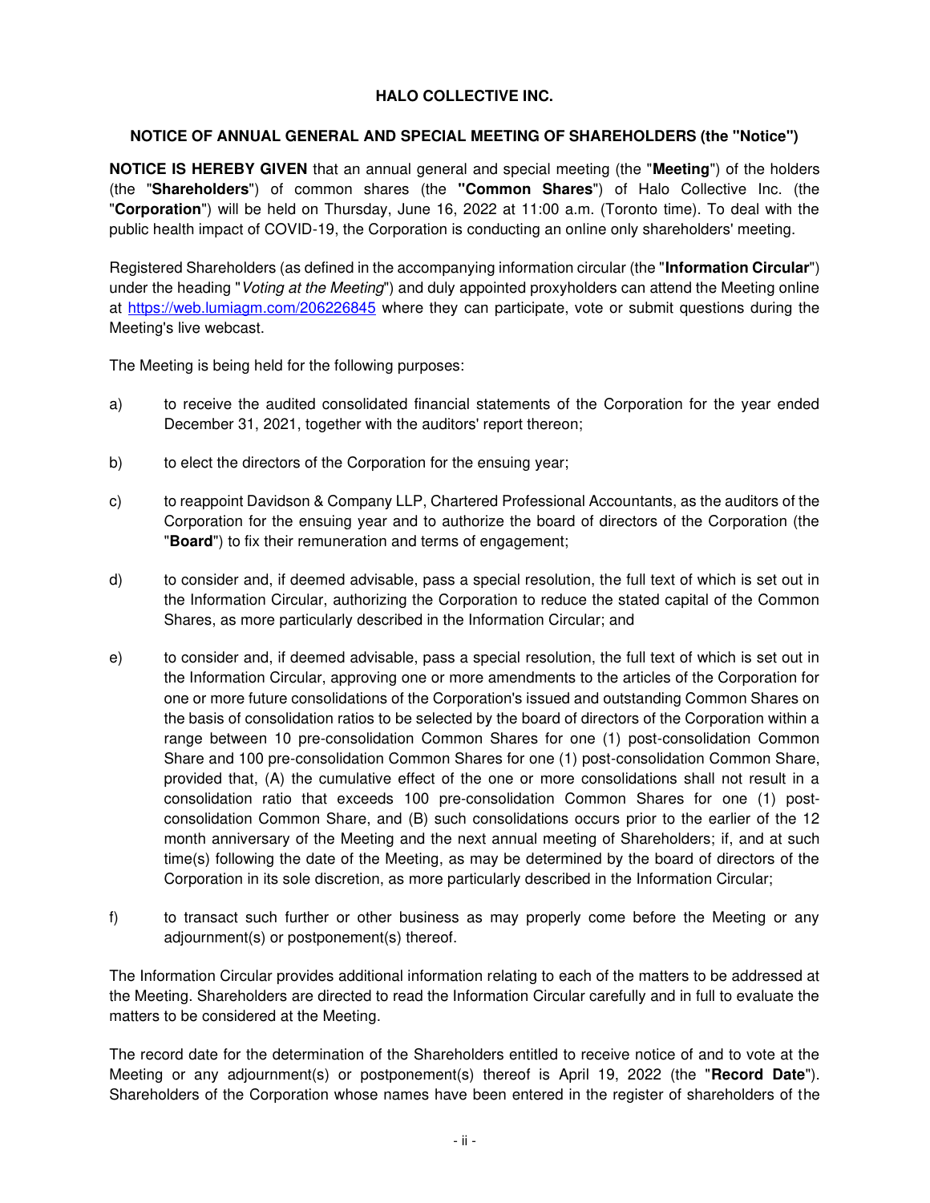**HALO COLLECTIVE INC.**

**NOTICE OF ANNUAL GENERAL AND SPECIAL MEETING OF SHAREHOLDERS (the "Notice")**

**NOTICE IS HEREBY GIVEN** that an annual general and special meeting (the "**Meeting**") of the holders (the "**Shareholders**") of common shares (the **"Common Shares**") of Halo Collective Inc. (the "**Corporation**") will be held on Thursday, June 16, 2022 at 11:00 a.m. (Toronto time). To deal with the public health impact of COVID-19, the Corporation is conducting an online only shareholders' meeting.

Registered Shareholders (as defined in the accompanying information circular (the "**Information Circular**") under the heading "*Voting at the Meeting*") and duly appointed proxyholders can attend the Meeting online at https://web.lumiagm.com/206226845 where they can participate, vote or submit questions during the Meeting's live webcast.

The Meeting is being held for the following purposes:

a) to receive the audited consolidated financial statements of the Corporation for the year ended December 31, 2021, together with the auditors' report thereon;

b) to elect the directors of the Corporation for the ensuing year;

c) to reappoint Davidson & Company LLP, Chartered Professional Accountants, as the auditors of the Corporation for the ensuing year and to authorize the board of directors of the Corporation (the "**Board**") to fix their remuneration and terms of engagement;

d) to consider and, if deemed advisable, pass a special resolution, the full text of which is set out in the Information Circular, authorizing the Corporation to reduce the stated capital of the Common Shares, as more particularly described in the Information Circular; and

e) to consider and, if deemed advisable, pass a special resolution, the full text of which is set out in the Information Circular, approving one or more amendments to the articles of the Corporation for one or more future consolidations of the Corporation's issued and outstanding Common Shares on the basis of consolidation ratios to be selected by the board of directors of the Corporation within a range between 10 pre-consolidation Common Shares for one (1) post-consolidation Common Share and 100 pre-consolidation Common Shares for one (1) post-consolidation Common Share, provided that, (A) the cumulative effect of the one or more consolidations shall not result in a consolidation ratio that exceeds 100 pre-consolidation Common Shares for one (1) post-consolidation Common Share, and (B) such consolidations occurs prior to the earlier of the 12 month anniversary of the Meeting and the next annual meeting of Shareholders; if, and at such time(s) following the date of the Meeting, as may be determined by the board of directors of the Corporation in its sole discretion, as more particularly described in the Information Circular;

f) to transact such further or other business as may properly come before the Meeting or any adjournment(s) or postponement(s) thereof.

The Information Circular provides additional information relating to each of the matters to be addressed at the Meeting. Shareholders are directed to read the Information Circular carefully and in full to evaluate the matters to be considered at the Meeting.

The record date for the determination of the Shareholders entitled to receive notice of and to vote at the Meeting or any adjournment(s) or postponement(s) thereof is April 19, 2022 (the "**Record Date**"). Shareholders of the Corporation whose names have been entered in the register of shareholders of the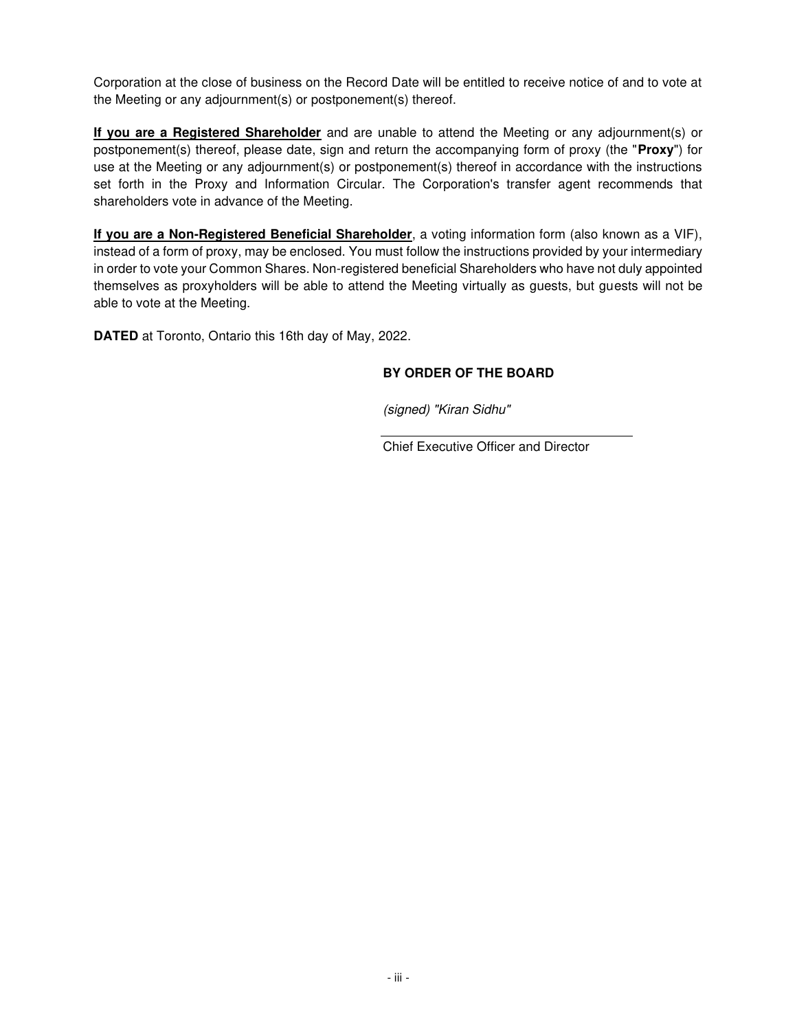Corporation at the close of business on the Record Date will be entitled to receive notice of and to vote at the Meeting or any adjournment(s) or postponement(s) thereof.

**If you are a Registered Shareholder** and are unable to attend the Meeting or any adjournment(s) or postponement(s) thereof, please date, sign and return the accompanying form of proxy (the "**Proxy**") for use at the Meeting or any adjournment(s) or postponement(s) thereof in accordance with the instructions set forth in the Proxy and Information Circular. The Corporation's transfer agent recommends that shareholders vote in advance of the Meeting.

**If you are a Non-Registered Beneficial Shareholder**, a voting information form (also known as a VIF), instead of a form of proxy, may be enclosed. You must follow the instructions provided by your intermediary in order to vote your Common Shares. Non-registered beneficial Shareholders who have not duly appointed themselves as proxyholders will be able to attend the Meeting virtually as guests, but guests will not be able to vote at the Meeting.

**DATED** at Toronto, Ontario this 16th day of May, 2022.

**BY ORDER OF THE BOARD**

*(signed) "Kiran Sidhu"*

Chief Executive Officer and Director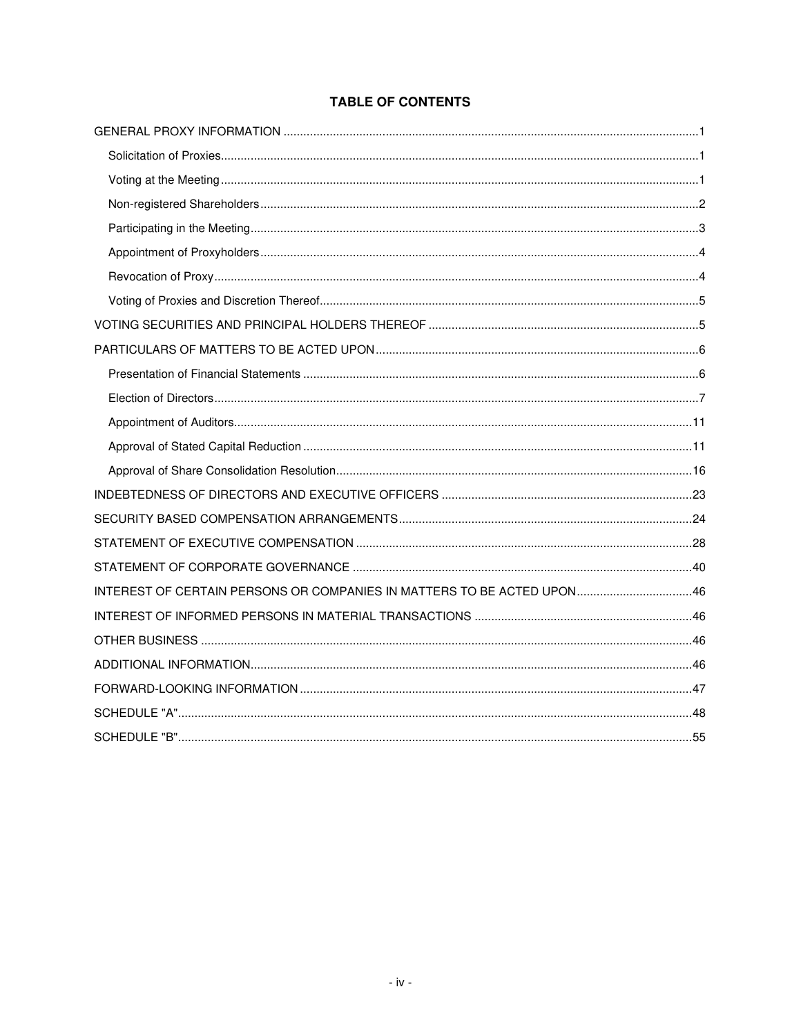# TABLE OF CONTENTS

GENERAL PROXY INFORMATION ....................................................................................................1

- Solicitation of Proxies....................................................................................................1
- Voting at the Meeting....................................................................................................1
- Non-registered Shareholders..........................................................................................2
- Participating in the Meeting............................................................................................3
- Appointment of Proxyholders..........................................................................................4
- Revocation of Proxy......................................................................................................4
- Voting of Proxies and Discretion Thereof...........................................................................5

VOTING SECURITIES AND PRINCIPAL HOLDERS THEREOF .........................................................5

PARTICULARS OF MATTERS TO BE ACTED UPON.........................................................................6

- Presentation of Financial Statements ...............................................................................6
- Election of Directors......................................................................................................7
- Appointment of Auditors...............................................................................................11
- Approval of Stated Capital Reduction .............................................................................11
- Approval of Share Consolidation Resolution.....................................................................16

INDEBTEDNESS OF DIRECTORS AND EXECUTIVE OFFICERS ....................................................23

SECURITY BASED COMPENSATION ARRANGEMENTS.................................................................24

STATEMENT OF EXECUTIVE COMPENSATION .............................................................................28

STATEMENT OF CORPORATE GOVERNANCE ...............................................................................40

INTEREST OF CERTAIN PERSONS OR COMPANIES IN MATTERS TO BE ACTED UPON...................46

INTEREST OF INFORMED PERSONS IN MATERIAL TRANSACTIONS .............................................46

OTHER BUSINESS ...................................................................................................................46

ADDITIONAL INFORMATION......................................................................................................46

FORWARD-LOOKING INFORMATION ...........................................................................................47

SCHEDULE "A"..........................................................................................................................48

SCHEDULE "B"..........................................................................................................................55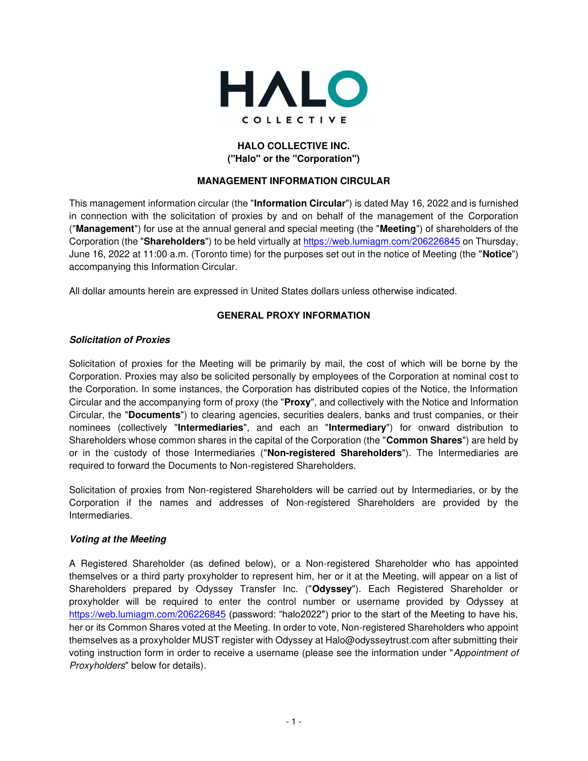HALO COLLECTIVE

**HALO COLLECTIVE INC.**
**("Halo" or the "Corporation")**

## MANAGEMENT INFORMATION CIRCULAR

This management information circular (the "**Information Circular**") is dated May 16, 2022 and is furnished in connection with the solicitation of proxies by and on behalf of the management of the Corporation ("**Management**") for use at the annual general and special meeting (the "**Meeting**") of shareholders of the Corporation (the "**Shareholders**") to be held virtually at https://web.lumiagm.com/206226845 on Thursday, June 16, 2022 at 11:00 a.m. (Toronto time) for the purposes set out in the notice of Meeting (the "**Notice**") accompanying this Information Circular.

All dollar amounts herein are expressed in United States dollars unless otherwise indicated.

## GENERAL PROXY INFORMATION

### *Solicitation of Proxies*

Solicitation of proxies for the Meeting will be primarily by mail, the cost of which will be borne by the Corporation. Proxies may also be solicited personally by employees of the Corporation at nominal cost to the Corporation. In some instances, the Corporation has distributed copies of the Notice, the Information Circular and the accompanying form of proxy (the "**Proxy**", and collectively with the Notice and Information Circular, the "**Documents**") to clearing agencies, securities dealers, banks and trust companies, or their nominees (collectively "**Intermediaries**", and each an "**Intermediary**") for onward distribution to Shareholders whose common shares in the capital of the Corporation (the "**Common Shares**") are held by or in the custody of those Intermediaries ("**Non-registered Shareholders**"). The Intermediaries are required to forward the Documents to Non-registered Shareholders.

Solicitation of proxies from Non-registered Shareholders will be carried out by Intermediaries, or by the Corporation if the names and addresses of Non-registered Shareholders are provided by the Intermediaries.

### *Voting at the Meeting*

A Registered Shareholder (as defined below), or a Non-registered Shareholder who has appointed themselves or a third party proxyholder to represent him, her or it at the Meeting, will appear on a list of Shareholders prepared by Odyssey Transfer Inc. ("**Odyssey**"). Each Registered Shareholder or proxyholder will be required to enter the control number or username provided by Odyssey at https://web.lumiagm.com/206226845 (password: "halo2022") prior to the start of the Meeting to have his, her or its Common Shares voted at the Meeting. In order to vote, Non-registered Shareholders who appoint themselves as a proxyholder MUST register with Odyssey at Halo@odysseytrust.com after submitting their voting instruction form in order to receive a username (please see the information under "*Appointment of Proxyholders*" below for details).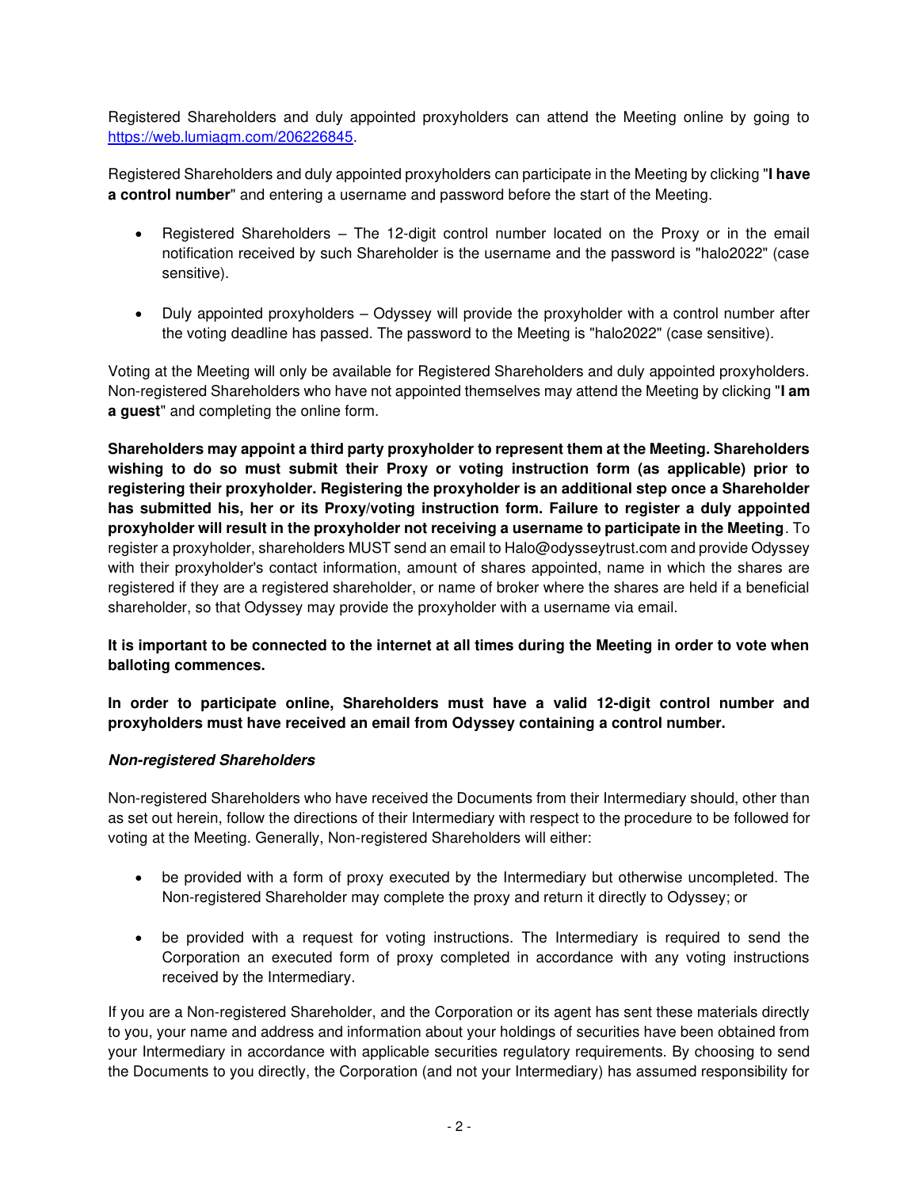Registered Shareholders and duly appointed proxyholders can attend the Meeting online by going to https://web.lumiagm.com/206226845.

Registered Shareholders and duly appointed proxyholders can participate in the Meeting by clicking "**I have a control number**" and entering a username and password before the start of the Meeting.

- Registered Shareholders – The 12-digit control number located on the Proxy or in the email notification received by such Shareholder is the username and the password is "halo2022" (case sensitive).
- Duly appointed proxyholders – Odyssey will provide the proxyholder with a control number after the voting deadline has passed. The password to the Meeting is "halo2022" (case sensitive).

Voting at the Meeting will only be available for Registered Shareholders and duly appointed proxyholders. Non-registered Shareholders who have not appointed themselves may attend the Meeting by clicking "**I am a guest**" and completing the online form.

**Shareholders may appoint a third party proxyholder to represent them at the Meeting. Shareholders wishing to do so must submit their Proxy or voting instruction form (as applicable) prior to registering their proxyholder. Registering the proxyholder is an additional step once a Shareholder has submitted his, her or its Proxy/voting instruction form. Failure to register a duly appointed proxyholder will result in the proxyholder not receiving a username to participate in the Meeting**. To register a proxyholder, shareholders MUST send an email to Halo@odysseytrust.com and provide Odyssey with their proxyholder's contact information, amount of shares appointed, name in which the shares are registered if they are a registered shareholder, or name of broker where the shares are held if a beneficial shareholder, so that Odyssey may provide the proxyholder with a username via email.

**It is important to be connected to the internet at all times during the Meeting in order to vote when balloting commences.**

**In order to participate online, Shareholders must have a valid 12-digit control number and proxyholders must have received an email from Odyssey containing a control number.**

***Non-registered Shareholders***

Non-registered Shareholders who have received the Documents from their Intermediary should, other than as set out herein, follow the directions of their Intermediary with respect to the procedure to be followed for voting at the Meeting. Generally, Non-registered Shareholders will either:

- be provided with a form of proxy executed by the Intermediary but otherwise uncompleted. The Non-registered Shareholder may complete the proxy and return it directly to Odyssey; or
- be provided with a request for voting instructions. The Intermediary is required to send the Corporation an executed form of proxy completed in accordance with any voting instructions received by the Intermediary.

If you are a Non-registered Shareholder, and the Corporation or its agent has sent these materials directly to you, your name and address and information about your holdings of securities have been obtained from your Intermediary in accordance with applicable securities regulatory requirements. By choosing to send the Documents to you directly, the Corporation (and not your Intermediary) has assumed responsibility for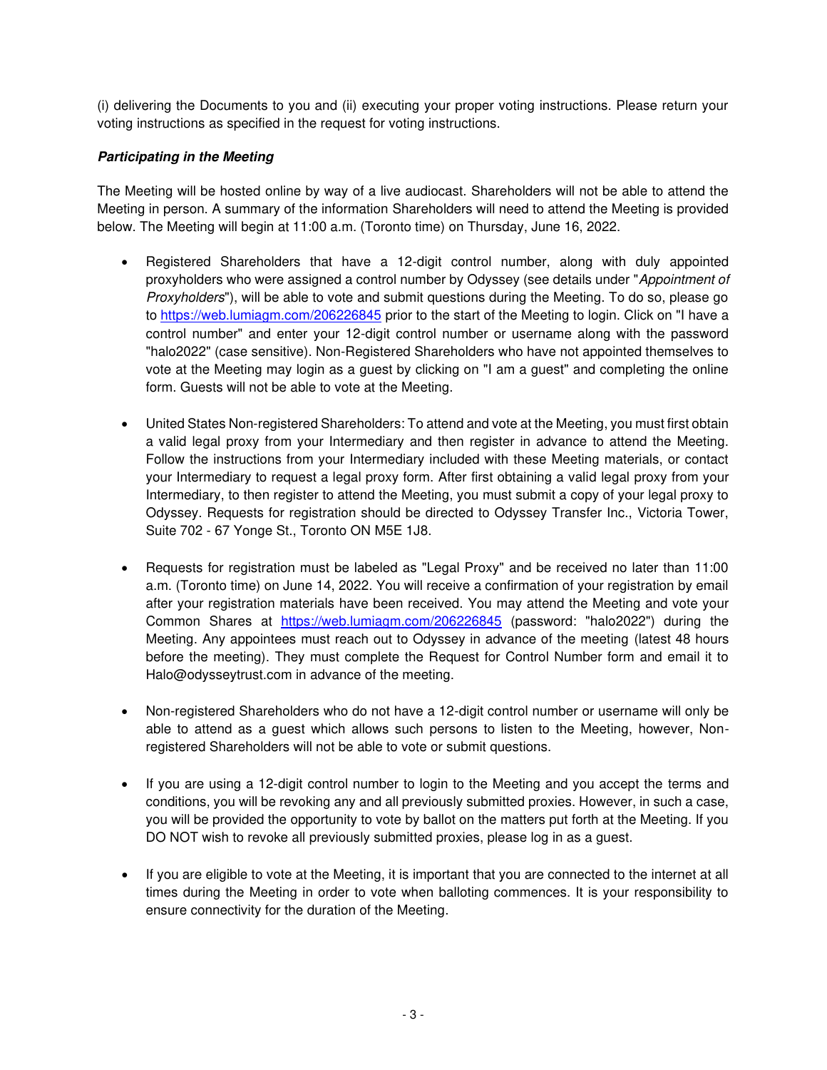(i) delivering the Documents to you and (ii) executing your proper voting instructions. Please return your voting instructions as specified in the request for voting instructions.

***Participating in the Meeting***

The Meeting will be hosted online by way of a live audiocast. Shareholders will not be able to attend the Meeting in person. A summary of the information Shareholders will need to attend the Meeting is provided below. The Meeting will begin at 11:00 a.m. (Toronto time) on Thursday, June 16, 2022.

- Registered Shareholders that have a 12-digit control number, along with duly appointed proxyholders who were assigned a control number by Odyssey (see details under "*Appointment of Proxyholders*"), will be able to vote and submit questions during the Meeting. To do so, please go to https://web.lumiagm.com/206226845 prior to the start of the Meeting to login. Click on "I have a control number" and enter your 12-digit control number or username along with the password "halo2022" (case sensitive). Non-Registered Shareholders who have not appointed themselves to vote at the Meeting may login as a guest by clicking on "I am a guest" and completing the online form. Guests will not be able to vote at the Meeting.

- United States Non-registered Shareholders: To attend and vote at the Meeting, you must first obtain a valid legal proxy from your Intermediary and then register in advance to attend the Meeting. Follow the instructions from your Intermediary included with these Meeting materials, or contact your Intermediary to request a legal proxy form. After first obtaining a valid legal proxy from your Intermediary, to then register to attend the Meeting, you must submit a copy of your legal proxy to Odyssey. Requests for registration should be directed to Odyssey Transfer Inc., Victoria Tower, Suite 702 - 67 Yonge St., Toronto ON M5E 1J8.

- Requests for registration must be labeled as "Legal Proxy" and be received no later than 11:00 a.m. (Toronto time) on June 14, 2022. You will receive a confirmation of your registration by email after your registration materials have been received. You may attend the Meeting and vote your Common Shares at https://web.lumiagm.com/206226845 (password: "halo2022") during the Meeting. Any appointees must reach out to Odyssey in advance of the meeting (latest 48 hours before the meeting). They must complete the Request for Control Number form and email it to Halo@odysseytrust.com in advance of the meeting.

- Non-registered Shareholders who do not have a 12-digit control number or username will only be able to attend as a guest which allows such persons to listen to the Meeting, however, Non-registered Shareholders will not be able to vote or submit questions.

- If you are using a 12-digit control number to login to the Meeting and you accept the terms and conditions, you will be revoking any and all previously submitted proxies. However, in such a case, you will be provided the opportunity to vote by ballot on the matters put forth at the Meeting. If you DO NOT wish to revoke all previously submitted proxies, please log in as a guest.

- If you are eligible to vote at the Meeting, it is important that you are connected to the internet at all times during the Meeting in order to vote when balloting commences. It is your responsibility to ensure connectivity for the duration of the Meeting.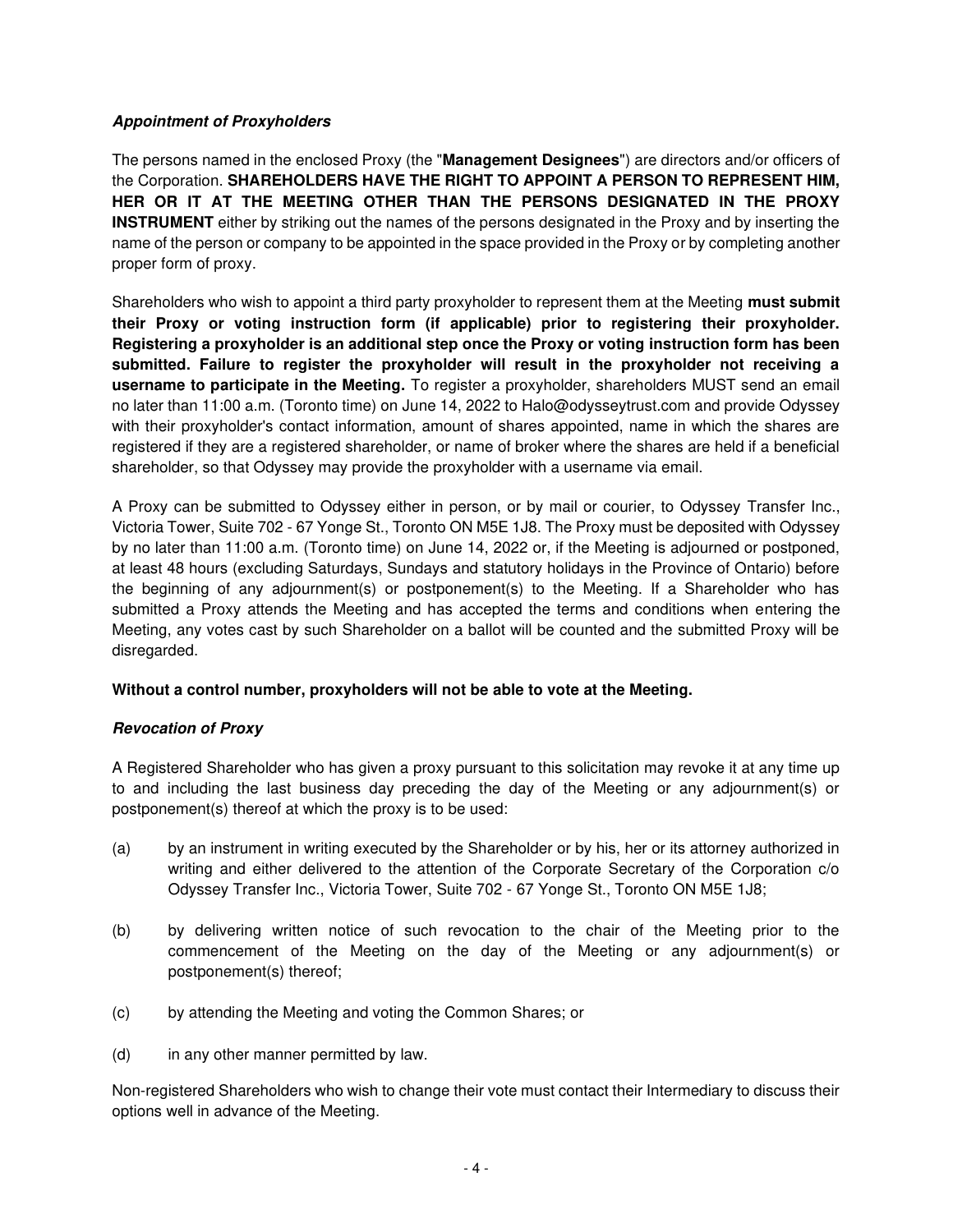### ***Appointment of Proxyholders***

The persons named in the enclosed Proxy (the "**Management Designees**") are directors and/or officers of the Corporation. **SHAREHOLDERS HAVE THE RIGHT TO APPOINT A PERSON TO REPRESENT HIM, HER OR IT AT THE MEETING OTHER THAN THE PERSONS DESIGNATED IN THE PROXY INSTRUMENT** either by striking out the names of the persons designated in the Proxy and by inserting the name of the person or company to be appointed in the space provided in the Proxy or by completing another proper form of proxy.

Shareholders who wish to appoint a third party proxyholder to represent them at the Meeting **must submit their Proxy or voting instruction form (if applicable) prior to registering their proxyholder. Registering a proxyholder is an additional step once the Proxy or voting instruction form has been submitted. Failure to register the proxyholder will result in the proxyholder not receiving a username to participate in the Meeting.** To register a proxyholder, shareholders MUST send an email no later than 11:00 a.m. (Toronto time) on June 14, 2022 to Halo@odysseytrust.com and provide Odyssey with their proxyholder's contact information, amount of shares appointed, name in which the shares are registered if they are a registered shareholder, or name of broker where the shares are held if a beneficial shareholder, so that Odyssey may provide the proxyholder with a username via email.

A Proxy can be submitted to Odyssey either in person, or by mail or courier, to Odyssey Transfer Inc., Victoria Tower, Suite 702 - 67 Yonge St., Toronto ON M5E 1J8. The Proxy must be deposited with Odyssey by no later than 11:00 a.m. (Toronto time) on June 14, 2022 or, if the Meeting is adjourned or postponed, at least 48 hours (excluding Saturdays, Sundays and statutory holidays in the Province of Ontario) before the beginning of any adjournment(s) or postponement(s) to the Meeting. If a Shareholder who has submitted a Proxy attends the Meeting and has accepted the terms and conditions when entering the Meeting, any votes cast by such Shareholder on a ballot will be counted and the submitted Proxy will be disregarded.

**Without a control number, proxyholders will not be able to vote at the Meeting.**

### ***Revocation of Proxy***

A Registered Shareholder who has given a proxy pursuant to this solicitation may revoke it at any time up to and including the last business day preceding the day of the Meeting or any adjournment(s) or postponement(s) thereof at which the proxy is to be used:

(a) by an instrument in writing executed by the Shareholder or by his, her or its attorney authorized in writing and either delivered to the attention of the Corporate Secretary of the Corporation c/o Odyssey Transfer Inc., Victoria Tower, Suite 702 - 67 Yonge St., Toronto ON M5E 1J8;

(b) by delivering written notice of such revocation to the chair of the Meeting prior to the commencement of the Meeting on the day of the Meeting or any adjournment(s) or postponement(s) thereof;

(c) by attending the Meeting and voting the Common Shares; or

(d) in any other manner permitted by law.

Non-registered Shareholders who wish to change their vote must contact their Intermediary to discuss their options well in advance of the Meeting.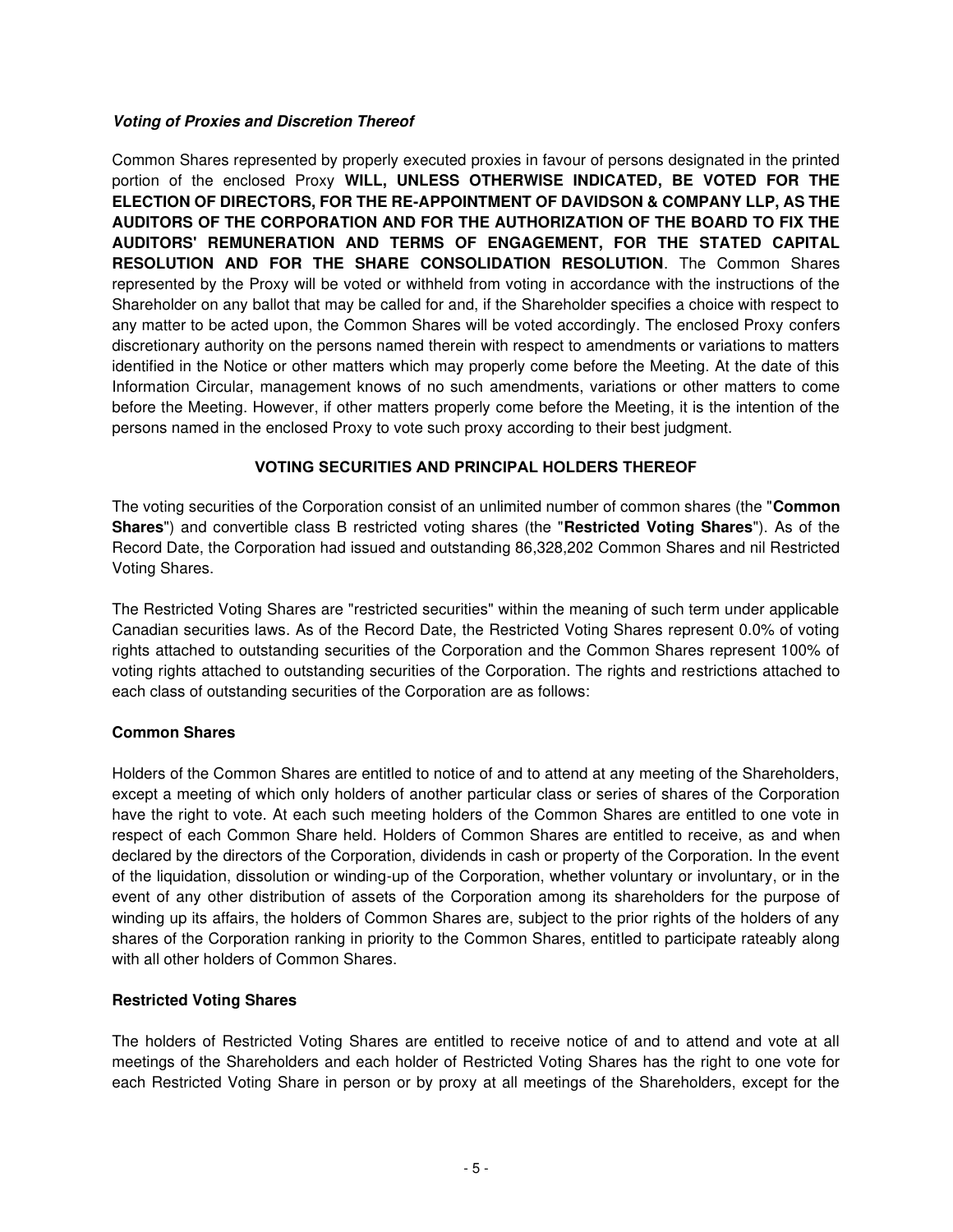***Voting of Proxies and Discretion Thereof***

Common Shares represented by properly executed proxies in favour of persons designated in the printed portion of the enclosed Proxy **WILL, UNLESS OTHERWISE INDICATED, BE VOTED FOR THE ELECTION OF DIRECTORS, FOR THE RE-APPOINTMENT OF DAVIDSON & COMPANY LLP, AS THE AUDITORS OF THE CORPORATION AND FOR THE AUTHORIZATION OF THE BOARD TO FIX THE AUDITORS' REMUNERATION AND TERMS OF ENGAGEMENT, FOR THE STATED CAPITAL RESOLUTION AND FOR THE SHARE CONSOLIDATION RESOLUTION**. The Common Shares represented by the Proxy will be voted or withheld from voting in accordance with the instructions of the Shareholder on any ballot that may be called for and, if the Shareholder specifies a choice with respect to any matter to be acted upon, the Common Shares will be voted accordingly. The enclosed Proxy confers discretionary authority on the persons named therein with respect to amendments or variations to matters identified in the Notice or other matters which may properly come before the Meeting. At the date of this Information Circular, management knows of no such amendments, variations or other matters to come before the Meeting. However, if other matters properly come before the Meeting, it is the intention of the persons named in the enclosed Proxy to vote such proxy according to their best judgment.

## VOTING SECURITIES AND PRINCIPAL HOLDERS THEREOF

The voting securities of the Corporation consist of an unlimited number of common shares (the "**Common Shares**") and convertible class B restricted voting shares (the "**Restricted Voting Shares**"). As of the Record Date, the Corporation had issued and outstanding 86,328,202 Common Shares and nil Restricted Voting Shares.

The Restricted Voting Shares are "restricted securities" within the meaning of such term under applicable Canadian securities laws. As of the Record Date, the Restricted Voting Shares represent 0.0% of voting rights attached to outstanding securities of the Corporation and the Common Shares represent 100% of voting rights attached to outstanding securities of the Corporation. The rights and restrictions attached to each class of outstanding securities of the Corporation are as follows:

**Common Shares**

Holders of the Common Shares are entitled to notice of and to attend at any meeting of the Shareholders, except a meeting of which only holders of another particular class or series of shares of the Corporation have the right to vote. At each such meeting holders of the Common Shares are entitled to one vote in respect of each Common Share held. Holders of Common Shares are entitled to receive, as and when declared by the directors of the Corporation, dividends in cash or property of the Corporation. In the event of the liquidation, dissolution or winding-up of the Corporation, whether voluntary or involuntary, or in the event of any other distribution of assets of the Corporation among its shareholders for the purpose of winding up its affairs, the holders of Common Shares are, subject to the prior rights of the holders of any shares of the Corporation ranking in priority to the Common Shares, entitled to participate rateably along with all other holders of Common Shares.

**Restricted Voting Shares**

The holders of Restricted Voting Shares are entitled to receive notice of and to attend and vote at all meetings of the Shareholders and each holder of Restricted Voting Shares has the right to one vote for each Restricted Voting Share in person or by proxy at all meetings of the Shareholders, except for the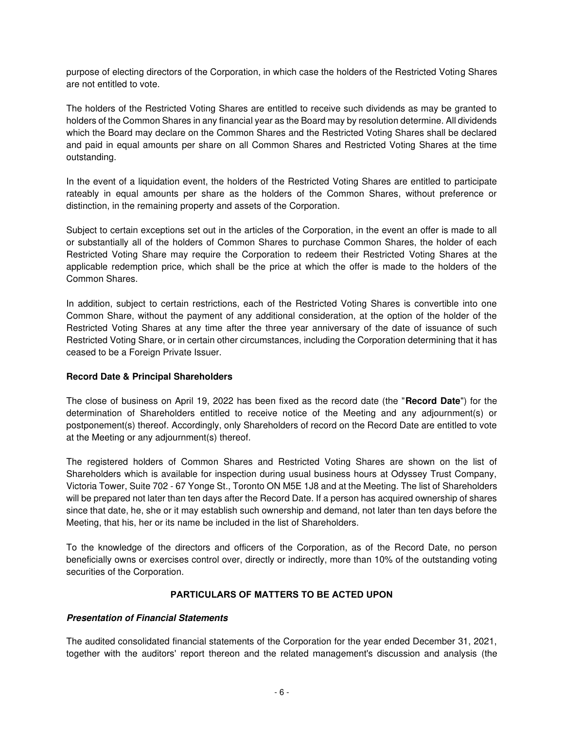purpose of electing directors of the Corporation, in which case the holders of the Restricted Voting Shares are not entitled to vote.

The holders of the Restricted Voting Shares are entitled to receive such dividends as may be granted to holders of the Common Shares in any financial year as the Board may by resolution determine. All dividends which the Board may declare on the Common Shares and the Restricted Voting Shares shall be declared and paid in equal amounts per share on all Common Shares and Restricted Voting Shares at the time outstanding.

In the event of a liquidation event, the holders of the Restricted Voting Shares are entitled to participate rateably in equal amounts per share as the holders of the Common Shares, without preference or distinction, in the remaining property and assets of the Corporation.

Subject to certain exceptions set out in the articles of the Corporation, in the event an offer is made to all or substantially all of the holders of Common Shares to purchase Common Shares, the holder of each Restricted Voting Share may require the Corporation to redeem their Restricted Voting Shares at the applicable redemption price, which shall be the price at which the offer is made to the holders of the Common Shares.

In addition, subject to certain restrictions, each of the Restricted Voting Shares is convertible into one Common Share, without the payment of any additional consideration, at the option of the holder of the Restricted Voting Shares at any time after the three year anniversary of the date of issuance of such Restricted Voting Share, or in certain other circumstances, including the Corporation determining that it has ceased to be a Foreign Private Issuer.

**Record Date & Principal Shareholders**

The close of business on April 19, 2022 has been fixed as the record date (the "**Record Date**") for the determination of Shareholders entitled to receive notice of the Meeting and any adjournment(s) or postponement(s) thereof. Accordingly, only Shareholders of record on the Record Date are entitled to vote at the Meeting or any adjournment(s) thereof.

The registered holders of Common Shares and Restricted Voting Shares are shown on the list of Shareholders which is available for inspection during usual business hours at Odyssey Trust Company, Victoria Tower, Suite 702 - 67 Yonge St., Toronto ON M5E 1J8 and at the Meeting. The list of Shareholders will be prepared not later than ten days after the Record Date. If a person has acquired ownership of shares since that date, he, she or it may establish such ownership and demand, not later than ten days before the Meeting, that his, her or its name be included in the list of Shareholders.

To the knowledge of the directors and officers of the Corporation, as of the Record Date, no person beneficially owns or exercises control over, directly or indirectly, more than 10% of the outstanding voting securities of the Corporation.

## PARTICULARS OF MATTERS TO BE ACTED UPON

***Presentation of Financial Statements***

The audited consolidated financial statements of the Corporation for the year ended December 31, 2021, together with the auditors' report thereon and the related management's discussion and analysis (the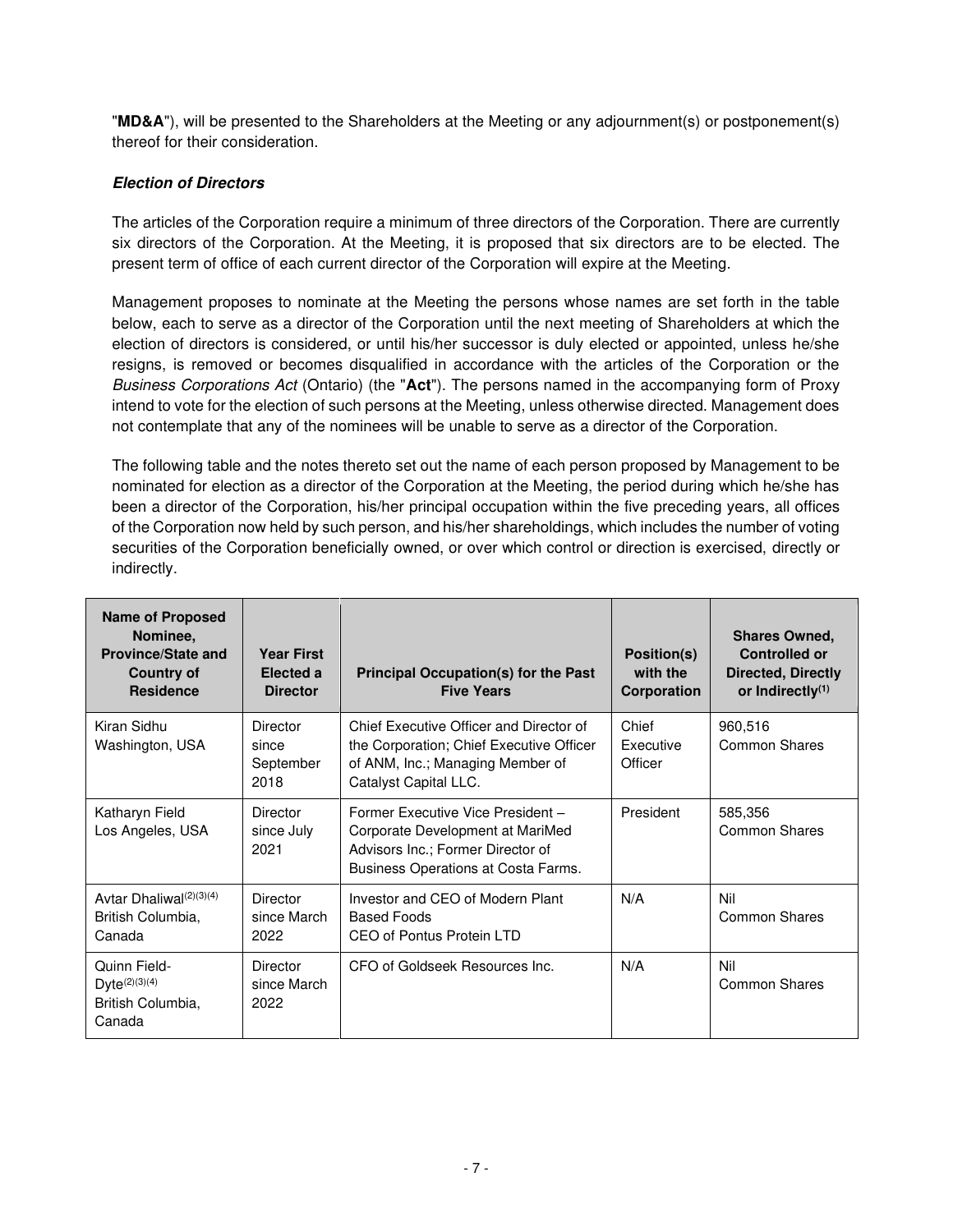"**MD&A**"), will be presented to the Shareholders at the Meeting or any adjournment(s) or postponement(s) thereof for their consideration.

***Election of Directors***

The articles of the Corporation require a minimum of three directors of the Corporation. There are currently six directors of the Corporation. At the Meeting, it is proposed that six directors are to be elected. The present term of office of each current director of the Corporation will expire at the Meeting.

Management proposes to nominate at the Meeting the persons whose names are set forth in the table below, each to serve as a director of the Corporation until the next meeting of Shareholders at which the election of directors is considered, or until his/her successor is duly elected or appointed, unless he/she resigns, is removed or becomes disqualified in accordance with the articles of the Corporation or the *Business Corporations Act* (Ontario) (the "**Act**"). The persons named in the accompanying form of Proxy intend to vote for the election of such persons at the Meeting, unless otherwise directed. Management does not contemplate that any of the nominees will be unable to serve as a director of the Corporation.

The following table and the notes thereto set out the name of each person proposed by Management to be nominated for election as a director of the Corporation at the Meeting, the period during which he/she has been a director of the Corporation, his/her principal occupation within the five preceding years, all offices of the Corporation now held by such person, and his/her shareholdings, which includes the number of voting securities of the Corporation beneficially owned, or over which control or direction is exercised, directly or indirectly.

| Name of Proposed Nominee, Province/State and Country of Residence | Year First Elected a Director | Principal Occupation(s) for the Past Five Years | Position(s) with the Corporation | Shares Owned, Controlled or Directed, Directly or Indirectly[(1)] |
|---|---|---|---|---|
| Kiran Sidhu<br>Washington, USA | Director since September 2018 | Chief Executive Officer and Director of the Corporation; Chief Executive Officer of ANM, Inc.; Managing Member of Catalyst Capital LLC. | Chief Executive Officer | 960,516 Common Shares |
| Katharyn Field<br>Los Angeles, USA | Director since July 2021 | Former Executive Vice President – Corporate Development at MariMed Advisors Inc.; Former Director of Business Operations at Costa Farms. | President | 585,356 Common Shares |
| Avtar Dhaliwal[(2)(3)(4)]<br>British Columbia, Canada | Director since March 2022 | Investor and CEO of Modern Plant Based Foods<br>CEO of Pontus Protein LTD | N/A | Nil Common Shares |
| Quinn Field-Dyte[(2)(3)(4)]<br>British Columbia, Canada | Director since March 2022 | CFO of Goldseek Resources Inc. | N/A | Nil Common Shares |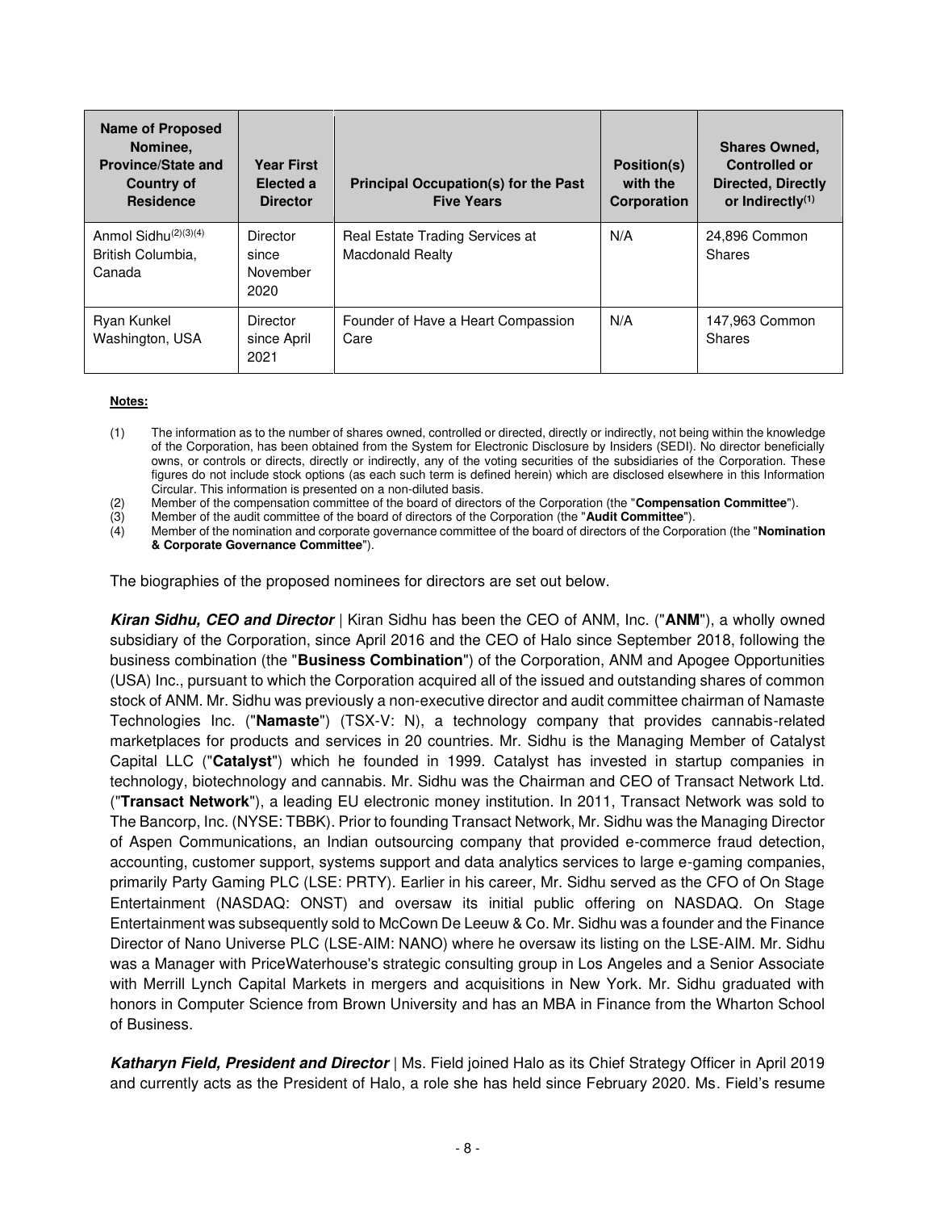| Name of Proposed Nominee, Province/State and Country of Residence | Year First Elected a Director | Principal Occupation(s) for the Past Five Years | Position(s) with the Corporation | Shares Owned, Controlled or Directed, Directly or Indirectly(1) |
|---|---|---|---|---|
| Anmol Sidhu(2)(3)(4) British Columbia, Canada | Director since November 2020 | Real Estate Trading Services at Macdonald Realty | N/A | 24,896 Common Shares |
| Ryan Kunkel Washington, USA | Director since April 2021 | Founder of Have a Heart Compassion Care | N/A | 147,963 Common Shares |

**Notes:**

(1) The information as to the number of shares owned, controlled or directed, directly or indirectly, not being within the knowledge of the Corporation, has been obtained from the System for Electronic Disclosure by Insiders (SEDI). No director beneficially owns, or controls or directs, directly or indirectly, any of the voting securities of the subsidiaries of the Corporation. These figures do not include stock options (as each such term is defined herein) which are disclosed elsewhere in this Information Circular. This information is presented on a non-diluted basis.

(2) Member of the compensation committee of the board of directors of the Corporation (the "**Compensation Committee**").

(3) Member of the audit committee of the board of directors of the Corporation (the "**Audit Committee**").

(4) Member of the nomination and corporate governance committee of the board of directors of the Corporation (the "**Nomination & Corporate Governance Committee**").

The biographies of the proposed nominees for directors are set out below.

***Kiran Sidhu, CEO and Director*** | Kiran Sidhu has been the CEO of ANM, Inc. ("**ANM**"), a wholly owned subsidiary of the Corporation, since April 2016 and the CEO of Halo since September 2018, following the business combination (the "**Business Combination**") of the Corporation, ANM and Apogee Opportunities (USA) Inc., pursuant to which the Corporation acquired all of the issued and outstanding shares of common stock of ANM. Mr. Sidhu was previously a non-executive director and audit committee chairman of Namaste Technologies Inc. ("**Namaste**") (TSX-V: N), a technology company that provides cannabis-related marketplaces for products and services in 20 countries. Mr. Sidhu is the Managing Member of Catalyst Capital LLC ("**Catalyst**") which he founded in 1999. Catalyst has invested in startup companies in technology, biotechnology and cannabis. Mr. Sidhu was the Chairman and CEO of Transact Network Ltd. ("**Transact Network**"), a leading EU electronic money institution. In 2011, Transact Network was sold to The Bancorp, Inc. (NYSE: TBBK). Prior to founding Transact Network, Mr. Sidhu was the Managing Director of Aspen Communications, an Indian outsourcing company that provided e-commerce fraud detection, accounting, customer support, systems support and data analytics services to large e-gaming companies, primarily Party Gaming PLC (LSE: PRTY). Earlier in his career, Mr. Sidhu served as the CFO of On Stage Entertainment (NASDAQ: ONST) and oversaw its initial public offering on NASDAQ. On Stage Entertainment was subsequently sold to McCown De Leeuw & Co. Mr. Sidhu was a founder and the Finance Director of Nano Universe PLC (LSE-AIM: NANO) where he oversaw its listing on the LSE-AIM. Mr. Sidhu was a Manager with PriceWaterhouse's strategic consulting group in Los Angeles and a Senior Associate with Merrill Lynch Capital Markets in mergers and acquisitions in New York. Mr. Sidhu graduated with honors in Computer Science from Brown University and has an MBA in Finance from the Wharton School of Business.

***Katharyn Field, President and Director*** | Ms. Field joined Halo as its Chief Strategy Officer in April 2019 and currently acts as the President of Halo, a role she has held since February 2020. Ms. Field's resume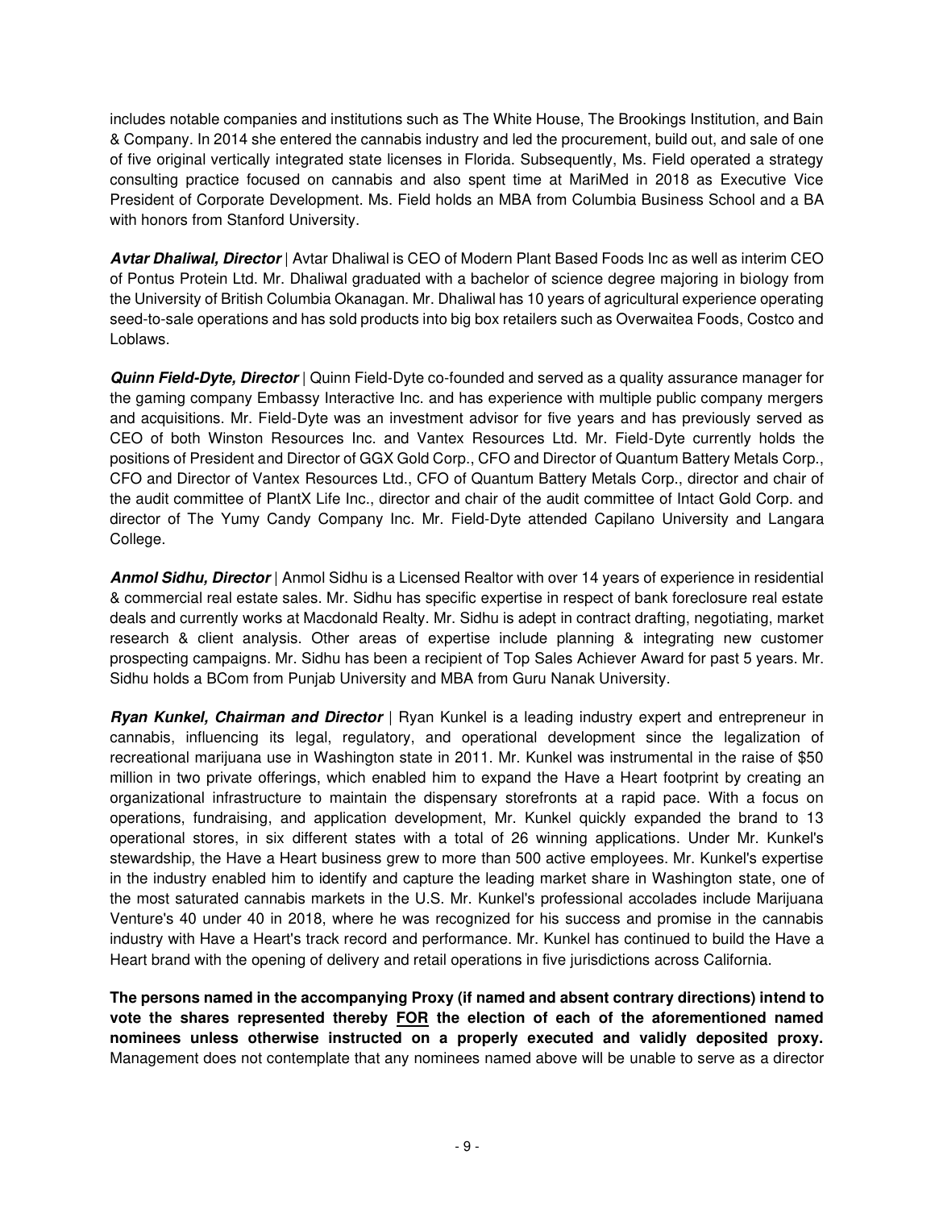includes notable companies and institutions such as The White House, The Brookings Institution, and Bain & Company. In 2014 she entered the cannabis industry and led the procurement, build out, and sale of one of five original vertically integrated state licenses in Florida. Subsequently, Ms. Field operated a strategy consulting practice focused on cannabis and also spent time at MariMed in 2018 as Executive Vice President of Corporate Development. Ms. Field holds an MBA from Columbia Business School and a BA with honors from Stanford University.

***Avtar Dhaliwal, Director*** | Avtar Dhaliwal is CEO of Modern Plant Based Foods Inc as well as interim CEO of Pontus Protein Ltd. Mr. Dhaliwal graduated with a bachelor of science degree majoring in biology from the University of British Columbia Okanagan. Mr. Dhaliwal has 10 years of agricultural experience operating seed-to-sale operations and has sold products into big box retailers such as Overwaitea Foods, Costco and Loblaws.

***Quinn Field-Dyte, Director*** | Quinn Field-Dyte co-founded and served as a quality assurance manager for the gaming company Embassy Interactive Inc. and has experience with multiple public company mergers and acquisitions. Mr. Field-Dyte was an investment advisor for five years and has previously served as CEO of both Winston Resources Inc. and Vantex Resources Ltd. Mr. Field-Dyte currently holds the positions of President and Director of GGX Gold Corp., CFO and Director of Quantum Battery Metals Corp., CFO and Director of Vantex Resources Ltd., CFO of Quantum Battery Metals Corp., director and chair of the audit committee of PlantX Life Inc., director and chair of the audit committee of Intact Gold Corp. and director of The Yumy Candy Company Inc. Mr. Field-Dyte attended Capilano University and Langara College.

***Anmol Sidhu, Director*** | Anmol Sidhu is a Licensed Realtor with over 14 years of experience in residential & commercial real estate sales. Mr. Sidhu has specific expertise in respect of bank foreclosure real estate deals and currently works at Macdonald Realty. Mr. Sidhu is adept in contract drafting, negotiating, market research & client analysis. Other areas of expertise include planning & integrating new customer prospecting campaigns. Mr. Sidhu has been a recipient of Top Sales Achiever Award for past 5 years. Mr. Sidhu holds a BCom from Punjab University and MBA from Guru Nanak University.

***Ryan Kunkel, Chairman and Director*** | Ryan Kunkel is a leading industry expert and entrepreneur in cannabis, influencing its legal, regulatory, and operational development since the legalization of recreational marijuana use in Washington state in 2011. Mr. Kunkel was instrumental in the raise of $50 million in two private offerings, which enabled him to expand the Have a Heart footprint by creating an organizational infrastructure to maintain the dispensary storefronts at a rapid pace. With a focus on operations, fundraising, and application development, Mr. Kunkel quickly expanded the brand to 13 operational stores, in six different states with a total of 26 winning applications. Under Mr. Kunkel's stewardship, the Have a Heart business grew to more than 500 active employees. Mr. Kunkel's expertise in the industry enabled him to identify and capture the leading market share in Washington state, one of the most saturated cannabis markets in the U.S. Mr. Kunkel's professional accolades include Marijuana Venture's 40 under 40 in 2018, where he was recognized for his success and promise in the cannabis industry with Have a Heart's track record and performance. Mr. Kunkel has continued to build the Have a Heart brand with the opening of delivery and retail operations in five jurisdictions across California.

**The persons named in the accompanying Proxy (if named and absent contrary directions) intend to vote the shares represented thereby <u>FOR</u> the election of each of the aforementioned named nominees unless otherwise instructed on a properly executed and validly deposited proxy.** Management does not contemplate that any nominees named above will be unable to serve as a director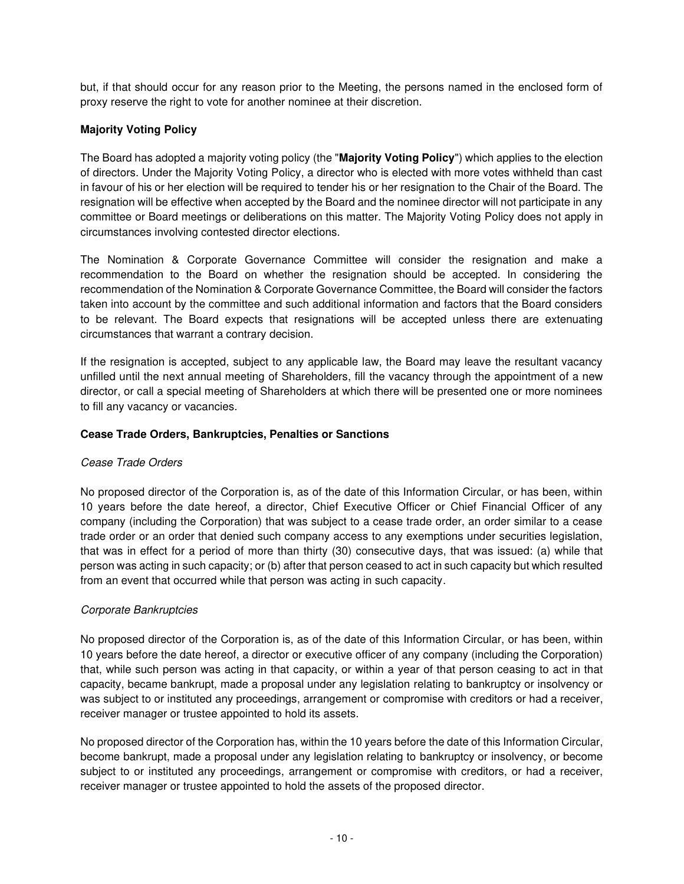but, if that should occur for any reason prior to the Meeting, the persons named in the enclosed form of proxy reserve the right to vote for another nominee at their discretion.

### Majority Voting Policy

The Board has adopted a majority voting policy (the "**Majority Voting Policy**") which applies to the election of directors. Under the Majority Voting Policy, a director who is elected with more votes withheld than cast in favour of his or her election will be required to tender his or her resignation to the Chair of the Board. The resignation will be effective when accepted by the Board and the nominee director will not participate in any committee or Board meetings or deliberations on this matter. The Majority Voting Policy does not apply in circumstances involving contested director elections.

The Nomination & Corporate Governance Committee will consider the resignation and make a recommendation to the Board on whether the resignation should be accepted. In considering the recommendation of the Nomination & Corporate Governance Committee, the Board will consider the factors taken into account by the committee and such additional information and factors that the Board considers to be relevant. The Board expects that resignations will be accepted unless there are extenuating circumstances that warrant a contrary decision.

If the resignation is accepted, subject to any applicable law, the Board may leave the resultant vacancy unfilled until the next annual meeting of Shareholders, fill the vacancy through the appointment of a new director, or call a special meeting of Shareholders at which there will be presented one or more nominees to fill any vacancy or vacancies.

### Cease Trade Orders, Bankruptcies, Penalties or Sanctions

*Cease Trade Orders*

No proposed director of the Corporation is, as of the date of this Information Circular, or has been, within 10 years before the date hereof, a director, Chief Executive Officer or Chief Financial Officer of any company (including the Corporation) that was subject to a cease trade order, an order similar to a cease trade order or an order that denied such company access to any exemptions under securities legislation, that was in effect for a period of more than thirty (30) consecutive days, that was issued: (a) while that person was acting in such capacity; or (b) after that person ceased to act in such capacity but which resulted from an event that occurred while that person was acting in such capacity.

*Corporate Bankruptcies*

No proposed director of the Corporation is, as of the date of this Information Circular, or has been, within 10 years before the date hereof, a director or executive officer of any company (including the Corporation) that, while such person was acting in that capacity, or within a year of that person ceasing to act in that capacity, became bankrupt, made a proposal under any legislation relating to bankruptcy or insolvency or was subject to or instituted any proceedings, arrangement or compromise with creditors or had a receiver, receiver manager or trustee appointed to hold its assets.

No proposed director of the Corporation has, within the 10 years before the date of this Information Circular, become bankrupt, made a proposal under any legislation relating to bankruptcy or insolvency, or become subject to or instituted any proceedings, arrangement or compromise with creditors, or had a receiver, receiver manager or trustee appointed to hold the assets of the proposed director.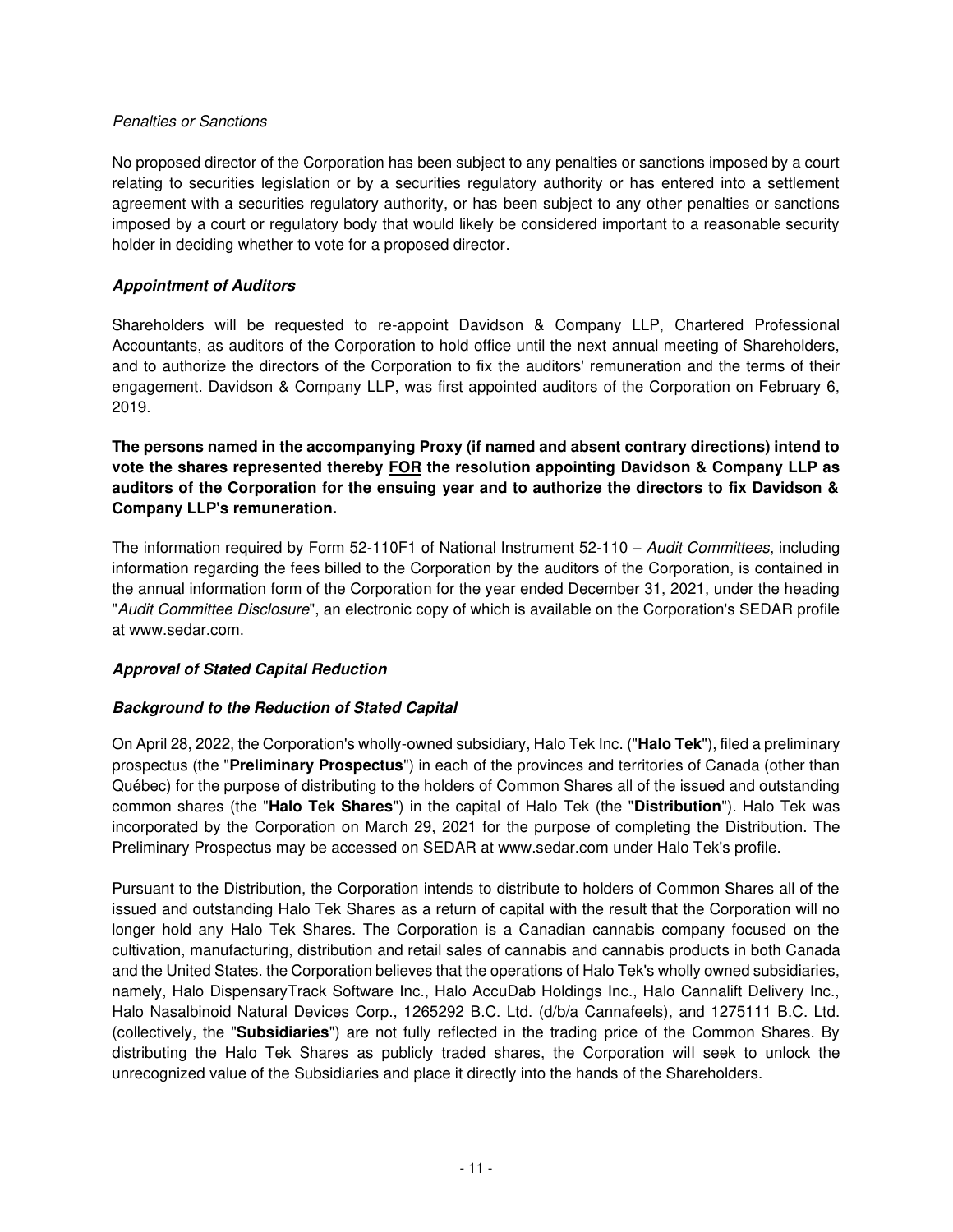*Penalties or Sanctions*

No proposed director of the Corporation has been subject to any penalties or sanctions imposed by a court relating to securities legislation or by a securities regulatory authority or has entered into a settlement agreement with a securities regulatory authority, or has been subject to any other penalties or sanctions imposed by a court or regulatory body that would likely be considered important to a reasonable security holder in deciding whether to vote for a proposed director.

### ***Appointment of Auditors***

Shareholders will be requested to re-appoint Davidson & Company LLP, Chartered Professional Accountants, as auditors of the Corporation to hold office until the next annual meeting of Shareholders, and to authorize the directors of the Corporation to fix the auditors' remuneration and the terms of their engagement. Davidson & Company LLP, was first appointed auditors of the Corporation on February 6, 2019.

**The persons named in the accompanying Proxy (if named and absent contrary directions) intend to vote the shares represented thereby <u>FOR</u> the resolution appointing Davidson & Company LLP as auditors of the Corporation for the ensuing year and to authorize the directors to fix Davidson & Company LLP's remuneration.**

The information required by Form 52-110F1 of National Instrument 52-110 – *Audit Committees*, including information regarding the fees billed to the Corporation by the auditors of the Corporation, is contained in the annual information form of the Corporation for the year ended December 31, 2021, under the heading "*Audit Committee Disclosure*", an electronic copy of which is available on the Corporation's SEDAR profile at www.sedar.com.

### ***Approval of Stated Capital Reduction***

### ***Background to the Reduction of Stated Capital***

On April 28, 2022, the Corporation's wholly-owned subsidiary, Halo Tek Inc. ("**Halo Tek**"), filed a preliminary prospectus (the "**Preliminary Prospectus**") in each of the provinces and territories of Canada (other than Québec) for the purpose of distributing to the holders of Common Shares all of the issued and outstanding common shares (the "**Halo Tek Shares**") in the capital of Halo Tek (the "**Distribution**"). Halo Tek was incorporated by the Corporation on March 29, 2021 for the purpose of completing the Distribution. The Preliminary Prospectus may be accessed on SEDAR at www.sedar.com under Halo Tek's profile.

Pursuant to the Distribution, the Corporation intends to distribute to holders of Common Shares all of the issued and outstanding Halo Tek Shares as a return of capital with the result that the Corporation will no longer hold any Halo Tek Shares. The Corporation is a Canadian cannabis company focused on the cultivation, manufacturing, distribution and retail sales of cannabis and cannabis products in both Canada and the United States. the Corporation believes that the operations of Halo Tek's wholly owned subsidiaries, namely, Halo DispensaryTrack Software Inc., Halo AccuDab Holdings Inc., Halo Cannalift Delivery Inc., Halo Nasalbinoid Natural Devices Corp., 1265292 B.C. Ltd. (d/b/a Cannafeels), and 1275111 B.C. Ltd. (collectively, the "**Subsidiaries**") are not fully reflected in the trading price of the Common Shares. By distributing the Halo Tek Shares as publicly traded shares, the Corporation will seek to unlock the unrecognized value of the Subsidiaries and place it directly into the hands of the Shareholders.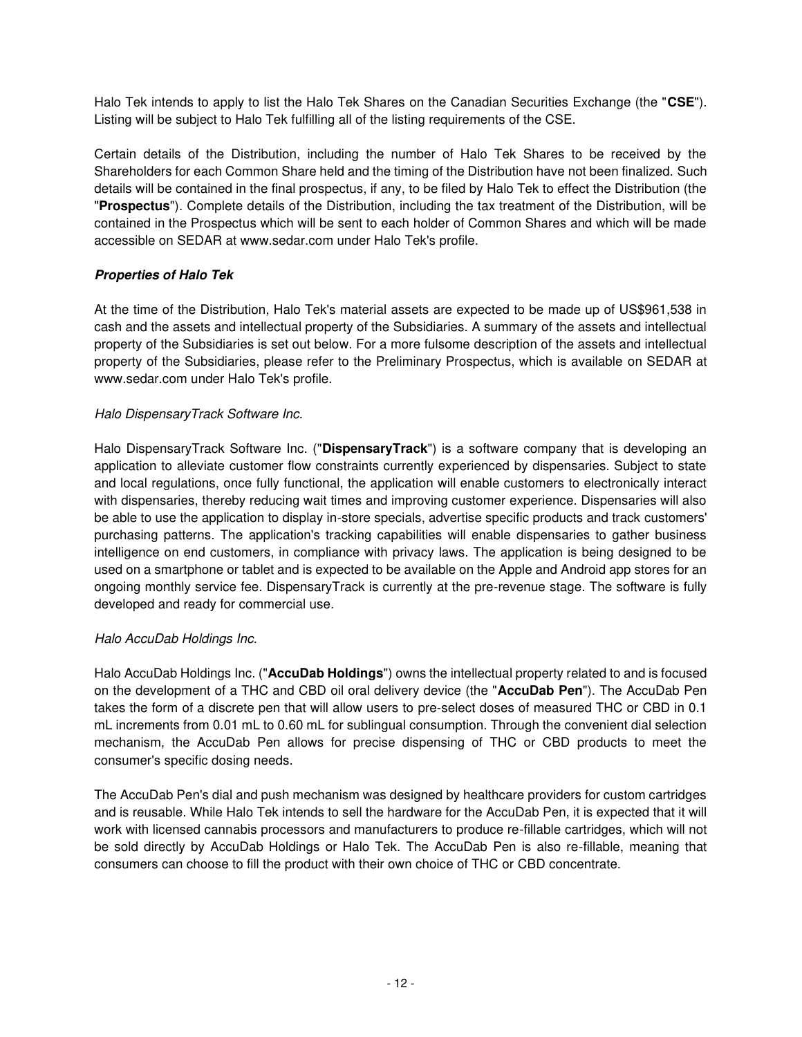Halo Tek intends to apply to list the Halo Tek Shares on the Canadian Securities Exchange (the "**CSE**"). Listing will be subject to Halo Tek fulfilling all of the listing requirements of the CSE.

Certain details of the Distribution, including the number of Halo Tek Shares to be received by the Shareholders for each Common Share held and the timing of the Distribution have not been finalized. Such details will be contained in the final prospectus, if any, to be filed by Halo Tek to effect the Distribution (the "**Prospectus**"). Complete details of the Distribution, including the tax treatment of the Distribution, will be contained in the Prospectus which will be sent to each holder of Common Shares and which will be made accessible on SEDAR at www.sedar.com under Halo Tek's profile.

***Properties of Halo Tek***

At the time of the Distribution, Halo Tek's material assets are expected to be made up of US$961,538 in cash and the assets and intellectual property of the Subsidiaries. A summary of the assets and intellectual property of the Subsidiaries is set out below. For a more fulsome description of the assets and intellectual property of the Subsidiaries, please refer to the Preliminary Prospectus, which is available on SEDAR at www.sedar.com under Halo Tek's profile.

*Halo DispensaryTrack Software Inc.*

Halo DispensaryTrack Software Inc. ("**DispensaryTrack**") is a software company that is developing an application to alleviate customer flow constraints currently experienced by dispensaries. Subject to state and local regulations, once fully functional, the application will enable customers to electronically interact with dispensaries, thereby reducing wait times and improving customer experience. Dispensaries will also be able to use the application to display in-store specials, advertise specific products and track customers' purchasing patterns. The application's tracking capabilities will enable dispensaries to gather business intelligence on end customers, in compliance with privacy laws. The application is being designed to be used on a smartphone or tablet and is expected to be available on the Apple and Android app stores for an ongoing monthly service fee. DispensaryTrack is currently at the pre-revenue stage. The software is fully developed and ready for commercial use.

*Halo AccuDab Holdings Inc.*

Halo AccuDab Holdings Inc. ("**AccuDab Holdings**") owns the intellectual property related to and is focused on the development of a THC and CBD oil oral delivery device (the "**AccuDab Pen**"). The AccuDab Pen takes the form of a discrete pen that will allow users to pre-select doses of measured THC or CBD in 0.1 mL increments from 0.01 mL to 0.60 mL for sublingual consumption. Through the convenient dial selection mechanism, the AccuDab Pen allows for precise dispensing of THC or CBD products to meet the consumer's specific dosing needs.

The AccuDab Pen's dial and push mechanism was designed by healthcare providers for custom cartridges and is reusable. While Halo Tek intends to sell the hardware for the AccuDab Pen, it is expected that it will work with licensed cannabis processors and manufacturers to produce re-fillable cartridges, which will not be sold directly by AccuDab Holdings or Halo Tek. The AccuDab Pen is also re-fillable, meaning that consumers can choose to fill the product with their own choice of THC or CBD concentrate.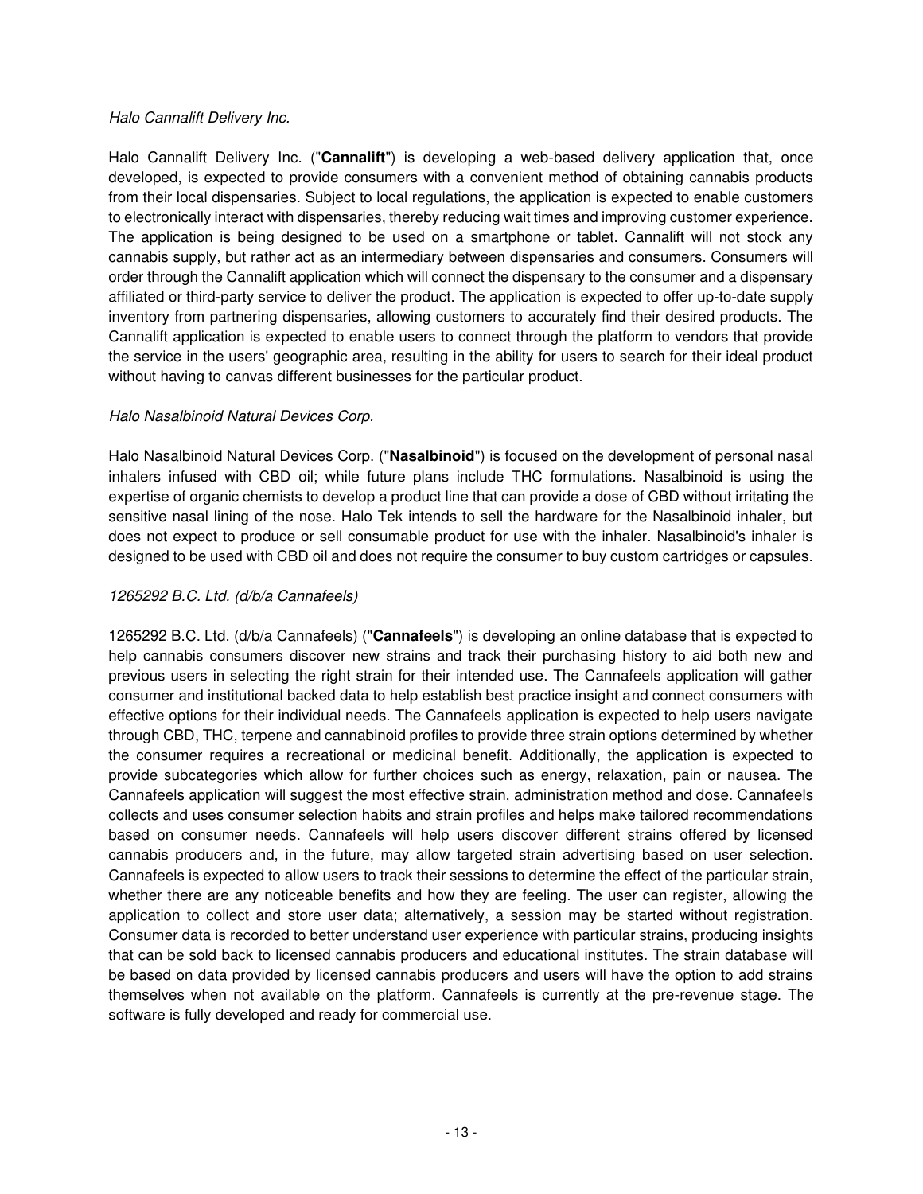*Halo Cannalift Delivery Inc.*

Halo Cannalift Delivery Inc. ("**Cannalift**") is developing a web-based delivery application that, once developed, is expected to provide consumers with a convenient method of obtaining cannabis products from their local dispensaries. Subject to local regulations, the application is expected to enable customers to electronically interact with dispensaries, thereby reducing wait times and improving customer experience. The application is being designed to be used on a smartphone or tablet. Cannalift will not stock any cannabis supply, but rather act as an intermediary between dispensaries and consumers. Consumers will order through the Cannalift application which will connect the dispensary to the consumer and a dispensary affiliated or third-party service to deliver the product. The application is expected to offer up-to-date supply inventory from partnering dispensaries, allowing customers to accurately find their desired products. The Cannalift application is expected to enable users to connect through the platform to vendors that provide the service in the users' geographic area, resulting in the ability for users to search for their ideal product without having to canvas different businesses for the particular product.

*Halo Nasalbinoid Natural Devices Corp.*

Halo Nasalbinoid Natural Devices Corp. ("**Nasalbinoid**") is focused on the development of personal nasal inhalers infused with CBD oil; while future plans include THC formulations. Nasalbinoid is using the expertise of organic chemists to develop a product line that can provide a dose of CBD without irritating the sensitive nasal lining of the nose. Halo Tek intends to sell the hardware for the Nasalbinoid inhaler, but does not expect to produce or sell consumable product for use with the inhaler. Nasalbinoid's inhaler is designed to be used with CBD oil and does not require the consumer to buy custom cartridges or capsules.

*1265292 B.C. Ltd. (d/b/a Cannafeels)*

1265292 B.C. Ltd. (d/b/a Cannafeels) ("**Cannafeels**") is developing an online database that is expected to help cannabis consumers discover new strains and track their purchasing history to aid both new and previous users in selecting the right strain for their intended use. The Cannafeels application will gather consumer and institutional backed data to help establish best practice insight and connect consumers with effective options for their individual needs. The Cannafeels application is expected to help users navigate through CBD, THC, terpene and cannabinoid profiles to provide three strain options determined by whether the consumer requires a recreational or medicinal benefit. Additionally, the application is expected to provide subcategories which allow for further choices such as energy, relaxation, pain or nausea. The Cannafeels application will suggest the most effective strain, administration method and dose. Cannafeels collects and uses consumer selection habits and strain profiles and helps make tailored recommendations based on consumer needs. Cannafeels will help users discover different strains offered by licensed cannabis producers and, in the future, may allow targeted strain advertising based on user selection. Cannafeels is expected to allow users to track their sessions to determine the effect of the particular strain, whether there are any noticeable benefits and how they are feeling. The user can register, allowing the application to collect and store user data; alternatively, a session may be started without registration. Consumer data is recorded to better understand user experience with particular strains, producing insights that can be sold back to licensed cannabis producers and educational institutes. The strain database will be based on data provided by licensed cannabis producers and users will have the option to add strains themselves when not available on the platform. Cannafeels is currently at the pre-revenue stage. The software is fully developed and ready for commercial use.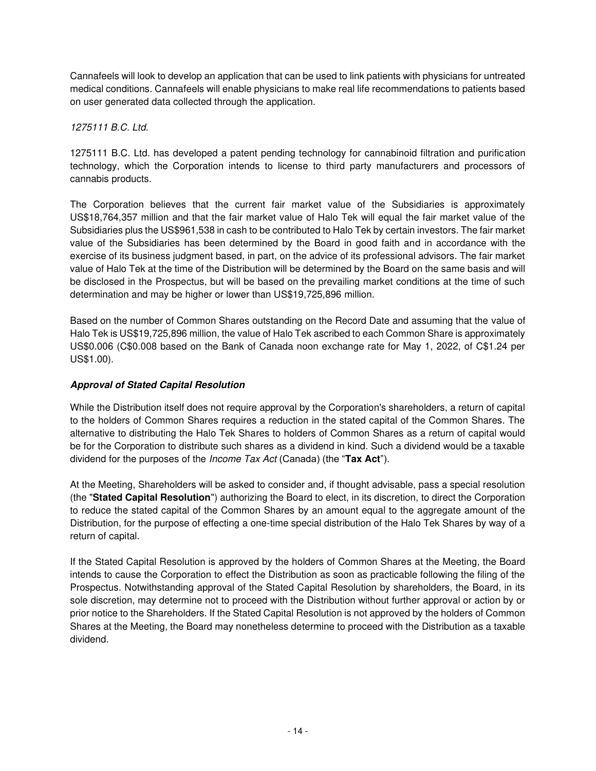Cannafeels will look to develop an application that can be used to link patients with physicians for untreated medical conditions. Cannafeels will enable physicians to make real life recommendations to patients based on user generated data collected through the application.

*1275111 B.C. Ltd.*

1275111 B.C. Ltd. has developed a patent pending technology for cannabinoid filtration and purification technology, which the Corporation intends to license to third party manufacturers and processors of cannabis products.

The Corporation believes that the current fair market value of the Subsidiaries is approximately US$18,764,357 million and that the fair market value of Halo Tek will equal the fair market value of the Subsidiaries plus the US$961,538 in cash to be contributed to Halo Tek by certain investors. The fair market value of the Subsidiaries has been determined by the Board in good faith and in accordance with the exercise of its business judgment based, in part, on the advice of its professional advisors. The fair market value of Halo Tek at the time of the Distribution will be determined by the Board on the same basis and will be disclosed in the Prospectus, but will be based on the prevailing market conditions at the time of such determination and may be higher or lower than US$19,725,896 million.

Based on the number of Common Shares outstanding on the Record Date and assuming that the value of Halo Tek is US$19,725,896 million, the value of Halo Tek ascribed to each Common Share is approximately US$0.006 (C$0.008 based on the Bank of Canada noon exchange rate for May 1, 2022, of C$1.24 per US$1.00).

***Approval of Stated Capital Resolution***

While the Distribution itself does not require approval by the Corporation's shareholders, a return of capital to the holders of Common Shares requires a reduction in the stated capital of the Common Shares. The alternative to distributing the Halo Tek Shares to holders of Common Shares as a return of capital would be for the Corporation to distribute such shares as a dividend in kind. Such a dividend would be a taxable dividend for the purposes of the *Income Tax Act* (Canada) (the "**Tax Act**").

At the Meeting, Shareholders will be asked to consider and, if thought advisable, pass a special resolution (the "**Stated Capital Resolution**") authorizing the Board to elect, in its discretion, to direct the Corporation to reduce the stated capital of the Common Shares by an amount equal to the aggregate amount of the Distribution, for the purpose of effecting a one-time special distribution of the Halo Tek Shares by way of a return of capital.

If the Stated Capital Resolution is approved by the holders of Common Shares at the Meeting, the Board intends to cause the Corporation to effect the Distribution as soon as practicable following the filing of the Prospectus. Notwithstanding approval of the Stated Capital Resolution by shareholders, the Board, in its sole discretion, may determine not to proceed with the Distribution without further approval or action by or prior notice to the Shareholders. If the Stated Capital Resolution is not approved by the holders of Common Shares at the Meeting, the Board may nonetheless determine to proceed with the Distribution as a taxable dividend.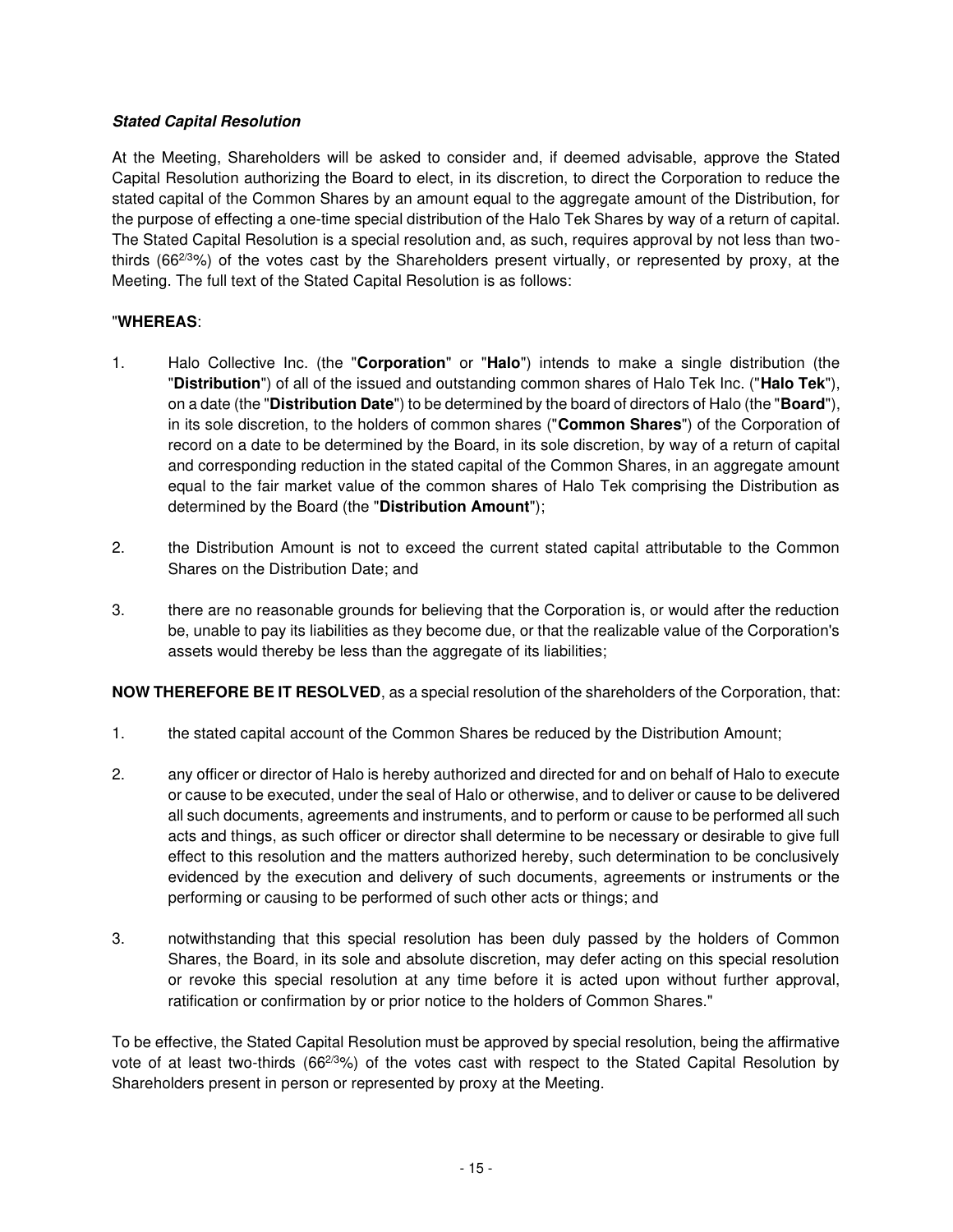***Stated Capital Resolution***

At the Meeting, Shareholders will be asked to consider and, if deemed advisable, approve the Stated Capital Resolution authorizing the Board to elect, in its discretion, to direct the Corporation to reduce the stated capital of the Common Shares by an amount equal to the aggregate amount of the Distribution, for the purpose of effecting a one-time special distribution of the Halo Tek Shares by way of a return of capital. The Stated Capital Resolution is a special resolution and, as such, requires approval by not less than two-thirds ($66^{2/3}$%) of the votes cast by the Shareholders present virtually, or represented by proxy, at the Meeting. The full text of the Stated Capital Resolution is as follows:

"**WHEREAS**:

1. Halo Collective Inc. (the "**Corporation**" or "**Halo**") intends to make a single distribution (the "**Distribution**") of all of the issued and outstanding common shares of Halo Tek Inc. ("**Halo Tek**"), on a date (the "**Distribution Date**") to be determined by the board of directors of Halo (the "**Board**"), in its sole discretion, to the holders of common shares ("**Common Shares**") of the Corporation of record on a date to be determined by the Board, in its sole discretion, by way of a return of capital and corresponding reduction in the stated capital of the Common Shares, in an aggregate amount equal to the fair market value of the common shares of Halo Tek comprising the Distribution as determined by the Board (the "**Distribution Amount**");

2. the Distribution Amount is not to exceed the current stated capital attributable to the Common Shares on the Distribution Date; and

3. there are no reasonable grounds for believing that the Corporation is, or would after the reduction be, unable to pay its liabilities as they become due, or that the realizable value of the Corporation's assets would thereby be less than the aggregate of its liabilities;

**NOW THEREFORE BE IT RESOLVED**, as a special resolution of the shareholders of the Corporation, that:

1. the stated capital account of the Common Shares be reduced by the Distribution Amount;

2. any officer or director of Halo is hereby authorized and directed for and on behalf of Halo to execute or cause to be executed, under the seal of Halo or otherwise, and to deliver or cause to be delivered all such documents, agreements and instruments, and to perform or cause to be performed all such acts and things, as such officer or director shall determine to be necessary or desirable to give full effect to this resolution and the matters authorized hereby, such determination to be conclusively evidenced by the execution and delivery of such documents, agreements or instruments or the performing or causing to be performed of such other acts or things; and

3. notwithstanding that this special resolution has been duly passed by the holders of Common Shares, the Board, in its sole and absolute discretion, may defer acting on this special resolution or revoke this special resolution at any time before it is acted upon without further approval, ratification or confirmation by or prior notice to the holders of Common Shares."

To be effective, the Stated Capital Resolution must be approved by special resolution, being the affirmative vote of at least two-thirds ($66^{2/3}$%) of the votes cast with respect to the Stated Capital Resolution by Shareholders present in person or represented by proxy at the Meeting.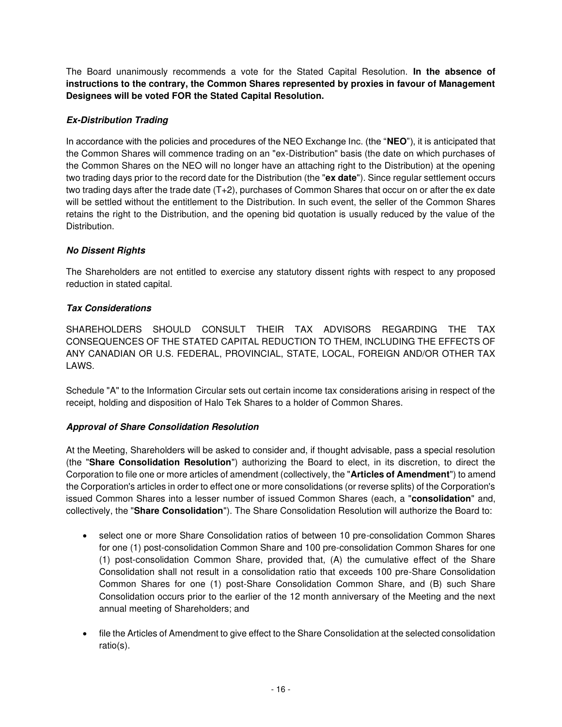The Board unanimously recommends a vote for the Stated Capital Resolution. **In the absence of instructions to the contrary, the Common Shares represented by proxies in favour of Management Designees will be voted FOR the Stated Capital Resolution.**

### ***Ex-Distribution Trading***

In accordance with the policies and procedures of the NEO Exchange Inc. (the "**NEO**"), it is anticipated that the Common Shares will commence trading on an "ex-Distribution" basis (the date on which purchases of the Common Shares on the NEO will no longer have an attaching right to the Distribution) at the opening two trading days prior to the record date for the Distribution (the "**ex date**"). Since regular settlement occurs two trading days after the trade date (T+2), purchases of Common Shares that occur on or after the ex date will be settled without the entitlement to the Distribution. In such event, the seller of the Common Shares retains the right to the Distribution, and the opening bid quotation is usually reduced by the value of the Distribution.

### ***No Dissent Rights***

The Shareholders are not entitled to exercise any statutory dissent rights with respect to any proposed reduction in stated capital.

### ***Tax Considerations***

SHAREHOLDERS SHOULD CONSULT THEIR TAX ADVISORS REGARDING THE TAX CONSEQUENCES OF THE STATED CAPITAL REDUCTION TO THEM, INCLUDING THE EFFECTS OF ANY CANADIAN OR U.S. FEDERAL, PROVINCIAL, STATE, LOCAL, FOREIGN AND/OR OTHER TAX LAWS.

Schedule "A" to the Information Circular sets out certain income tax considerations arising in respect of the receipt, holding and disposition of Halo Tek Shares to a holder of Common Shares.

### ***Approval of Share Consolidation Resolution***

At the Meeting, Shareholders will be asked to consider and, if thought advisable, pass a special resolution (the "**Share Consolidation Resolution**") authorizing the Board to elect, in its discretion, to direct the Corporation to file one or more articles of amendment (collectively, the "**Articles of Amendment**") to amend the Corporation's articles in order to effect one or more consolidations (or reverse splits) of the Corporation's issued Common Shares into a lesser number of issued Common Shares (each, a "**consolidation**" and, collectively, the "**Share Consolidation**"). The Share Consolidation Resolution will authorize the Board to:

- select one or more Share Consolidation ratios of between 10 pre-consolidation Common Shares for one (1) post-consolidation Common Share and 100 pre-consolidation Common Shares for one (1) post-consolidation Common Share, provided that, (A) the cumulative effect of the Share Consolidation shall not result in a consolidation ratio that exceeds 100 pre-Share Consolidation Common Shares for one (1) post-Share Consolidation Common Share, and (B) such Share Consolidation occurs prior to the earlier of the 12 month anniversary of the Meeting and the next annual meeting of Shareholders; and
- file the Articles of Amendment to give effect to the Share Consolidation at the selected consolidation ratio(s).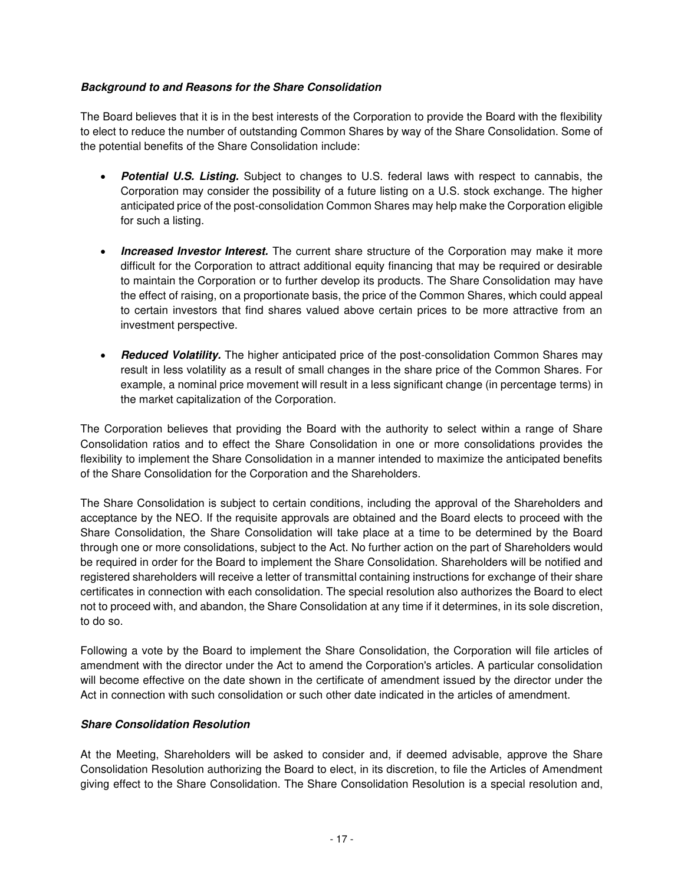***Background to and Reasons for the Share Consolidation***

The Board believes that it is in the best interests of the Corporation to provide the Board with the flexibility to elect to reduce the number of outstanding Common Shares by way of the Share Consolidation. Some of the potential benefits of the Share Consolidation include:

- ***Potential U.S. Listing.*** Subject to changes to U.S. federal laws with respect to cannabis, the Corporation may consider the possibility of a future listing on a U.S. stock exchange. The higher anticipated price of the post-consolidation Common Shares may help make the Corporation eligible for such a listing.

- ***Increased Investor Interest.*** The current share structure of the Corporation may make it more difficult for the Corporation to attract additional equity financing that may be required or desirable to maintain the Corporation or to further develop its products. The Share Consolidation may have the effect of raising, on a proportionate basis, the price of the Common Shares, which could appeal to certain investors that find shares valued above certain prices to be more attractive from an investment perspective.

- ***Reduced Volatility.*** The higher anticipated price of the post-consolidation Common Shares may result in less volatility as a result of small changes in the share price of the Common Shares. For example, a nominal price movement will result in a less significant change (in percentage terms) in the market capitalization of the Corporation.

The Corporation believes that providing the Board with the authority to select within a range of Share Consolidation ratios and to effect the Share Consolidation in one or more consolidations provides the flexibility to implement the Share Consolidation in a manner intended to maximize the anticipated benefits of the Share Consolidation for the Corporation and the Shareholders.

The Share Consolidation is subject to certain conditions, including the approval of the Shareholders and acceptance by the NEO. If the requisite approvals are obtained and the Board elects to proceed with the Share Consolidation, the Share Consolidation will take place at a time to be determined by the Board through one or more consolidations, subject to the Act. No further action on the part of Shareholders would be required in order for the Board to implement the Share Consolidation. Shareholders will be notified and registered shareholders will receive a letter of transmittal containing instructions for exchange of their share certificates in connection with each consolidation. The special resolution also authorizes the Board to elect not to proceed with, and abandon, the Share Consolidation at any time if it determines, in its sole discretion, to do so.

Following a vote by the Board to implement the Share Consolidation, the Corporation will file articles of amendment with the director under the Act to amend the Corporation's articles. A particular consolidation will become effective on the date shown in the certificate of amendment issued by the director under the Act in connection with such consolidation or such other date indicated in the articles of amendment.

***Share Consolidation Resolution***

At the Meeting, Shareholders will be asked to consider and, if deemed advisable, approve the Share Consolidation Resolution authorizing the Board to elect, in its discretion, to file the Articles of Amendment giving effect to the Share Consolidation. The Share Consolidation Resolution is a special resolution and,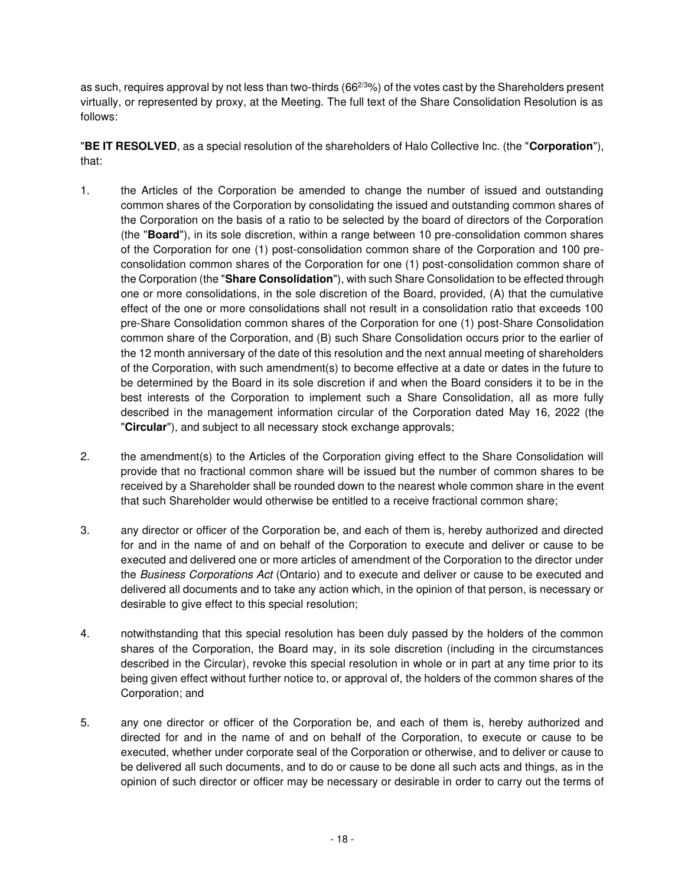as such, requires approval by not less than two-thirds ($66^{2/3}$%) of the votes cast by the Shareholders present virtually, or represented by proxy, at the Meeting. The full text of the Share Consolidation Resolution is as follows:

"**BE IT RESOLVED**, as a special resolution of the shareholders of Halo Collective Inc. (the "**Corporation**"), that:

1. the Articles of the Corporation be amended to change the number of issued and outstanding common shares of the Corporation by consolidating the issued and outstanding common shares of the Corporation on the basis of a ratio to be selected by the board of directors of the Corporation (the "**Board**"), in its sole discretion, within a range between 10 pre-consolidation common shares of the Corporation for one (1) post-consolidation common share of the Corporation and 100 pre-consolidation common shares of the Corporation for one (1) post-consolidation common share of the Corporation (the "**Share Consolidation**"), with such Share Consolidation to be effected through one or more consolidations, in the sole discretion of the Board, provided, (A) that the cumulative effect of the one or more consolidations shall not result in a consolidation ratio that exceeds 100 pre-Share Consolidation common shares of the Corporation for one (1) post-Share Consolidation common share of the Corporation, and (B) such Share Consolidation occurs prior to the earlier of the 12 month anniversary of the date of this resolution and the next annual meeting of shareholders of the Corporation, with such amendment(s) to become effective at a date or dates in the future to be determined by the Board in its sole discretion if and when the Board considers it to be in the best interests of the Corporation to implement such a Share Consolidation, all as more fully described in the management information circular of the Corporation dated May 16, 2022 (the "**Circular**"), and subject to all necessary stock exchange approvals;

2. the amendment(s) to the Articles of the Corporation giving effect to the Share Consolidation will provide that no fractional common share will be issued but the number of common shares to be received by a Shareholder shall be rounded down to the nearest whole common share in the event that such Shareholder would otherwise be entitled to a receive fractional common share;

3. any director or officer of the Corporation be, and each of them is, hereby authorized and directed for and in the name of and on behalf of the Corporation to execute and deliver or cause to be executed and delivered one or more articles of amendment of the Corporation to the director under the *Business Corporations Act* (Ontario) and to execute and deliver or cause to be executed and delivered all documents and to take any action which, in the opinion of that person, is necessary or desirable to give effect to this special resolution;

4. notwithstanding that this special resolution has been duly passed by the holders of the common shares of the Corporation, the Board may, in its sole discretion (including in the circumstances described in the Circular), revoke this special resolution in whole or in part at any time prior to its being given effect without further notice to, or approval of, the holders of the common shares of the Corporation; and

5. any one director or officer of the Corporation be, and each of them is, hereby authorized and directed for and in the name of and on behalf of the Corporation, to execute or cause to be executed, whether under corporate seal of the Corporation or otherwise, and to deliver or cause to be delivered all such documents, and to do or cause to be done all such acts and things, as in the opinion of such director or officer may be necessary or desirable in order to carry out the terms of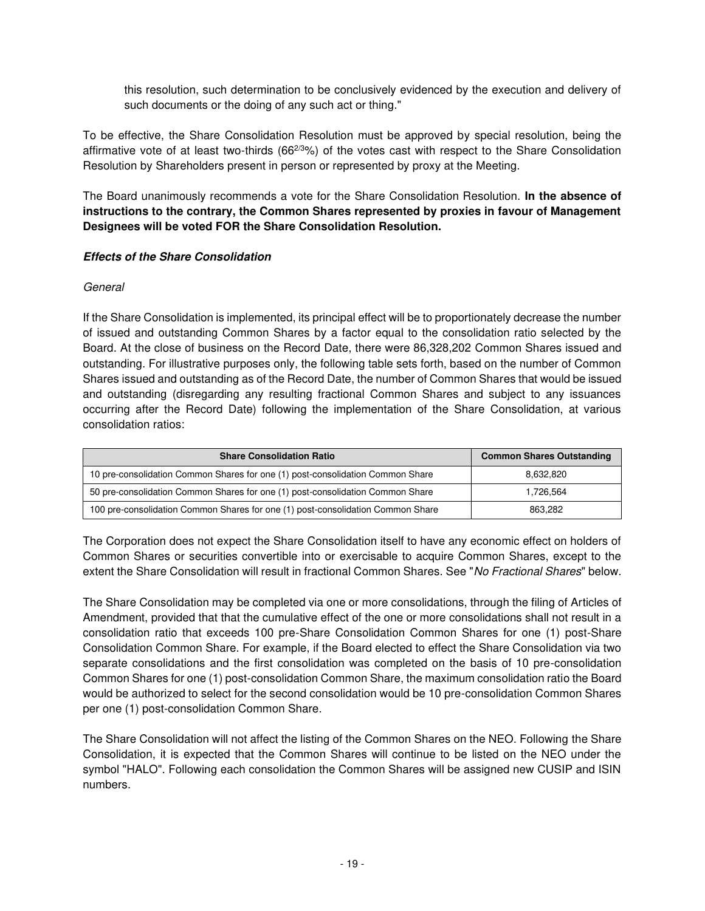this resolution, such determination to be conclusively evidenced by the execution and delivery of such documents or the doing of any such act or thing."

To be effective, the Share Consolidation Resolution must be approved by special resolution, being the affirmative vote of at least two-thirds ($66^{2/3}$%) of the votes cast with respect to the Share Consolidation Resolution by Shareholders present in person or represented by proxy at the Meeting.

The Board unanimously recommends a vote for the Share Consolidation Resolution. **In the absence of instructions to the contrary, the Common Shares represented by proxies in favour of Management Designees will be voted FOR the Share Consolidation Resolution.**

***Effects of the Share Consolidation***

*General*

If the Share Consolidation is implemented, its principal effect will be to proportionately decrease the number of issued and outstanding Common Shares by a factor equal to the consolidation ratio selected by the Board. At the close of business on the Record Date, there were 86,328,202 Common Shares issued and outstanding. For illustrative purposes only, the following table sets forth, based on the number of Common Shares issued and outstanding as of the Record Date, the number of Common Shares that would be issued and outstanding (disregarding any resulting fractional Common Shares and subject to any issuances occurring after the Record Date) following the implementation of the Share Consolidation, at various consolidation ratios:

| Share Consolidation Ratio | Common Shares Outstanding |
|---|---|
| 10 pre-consolidation Common Shares for one (1) post-consolidation Common Share | 8,632,820 |
| 50 pre-consolidation Common Shares for one (1) post-consolidation Common Share | 1,726,564 |
| 100 pre-consolidation Common Shares for one (1) post-consolidation Common Share | 863,282 |

The Corporation does not expect the Share Consolidation itself to have any economic effect on holders of Common Shares or securities convertible into or exercisable to acquire Common Shares, except to the extent the Share Consolidation will result in fractional Common Shares. See "*No Fractional Shares*" below.

The Share Consolidation may be completed via one or more consolidations, through the filing of Articles of Amendment, provided that that the cumulative effect of the one or more consolidations shall not result in a consolidation ratio that exceeds 100 pre-Share Consolidation Common Shares for one (1) post-Share Consolidation Common Share. For example, if the Board elected to effect the Share Consolidation via two separate consolidations and the first consolidation was completed on the basis of 10 pre-consolidation Common Shares for one (1) post-consolidation Common Share, the maximum consolidation ratio the Board would be authorized to select for the second consolidation would be 10 pre-consolidation Common Shares per one (1) post-consolidation Common Share.

The Share Consolidation will not affect the listing of the Common Shares on the NEO. Following the Share Consolidation, it is expected that the Common Shares will continue to be listed on the NEO under the symbol "HALO". Following each consolidation the Common Shares will be assigned new CUSIP and ISIN numbers.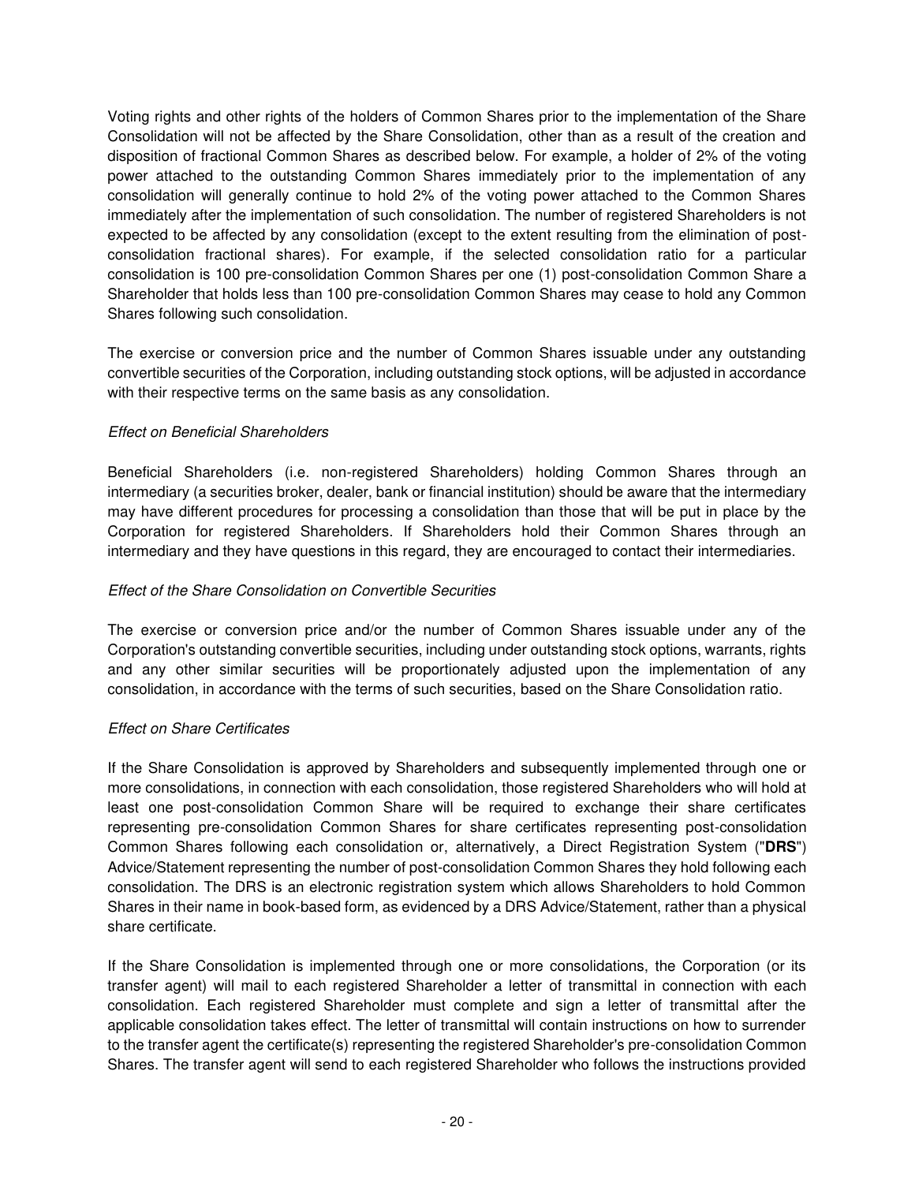Voting rights and other rights of the holders of Common Shares prior to the implementation of the Share Consolidation will not be affected by the Share Consolidation, other than as a result of the creation and disposition of fractional Common Shares as described below. For example, a holder of 2% of the voting power attached to the outstanding Common Shares immediately prior to the implementation of any consolidation will generally continue to hold 2% of the voting power attached to the Common Shares immediately after the implementation of such consolidation. The number of registered Shareholders is not expected to be affected by any consolidation (except to the extent resulting from the elimination of post-consolidation fractional shares). For example, if the selected consolidation ratio for a particular consolidation is 100 pre-consolidation Common Shares per one (1) post-consolidation Common Share a Shareholder that holds less than 100 pre-consolidation Common Shares may cease to hold any Common Shares following such consolidation.

The exercise or conversion price and the number of Common Shares issuable under any outstanding convertible securities of the Corporation, including outstanding stock options, will be adjusted in accordance with their respective terms on the same basis as any consolidation.

*Effect on Beneficial Shareholders*

Beneficial Shareholders (i.e. non-registered Shareholders) holding Common Shares through an intermediary (a securities broker, dealer, bank or financial institution) should be aware that the intermediary may have different procedures for processing a consolidation than those that will be put in place by the Corporation for registered Shareholders. If Shareholders hold their Common Shares through an intermediary and they have questions in this regard, they are encouraged to contact their intermediaries.

*Effect of the Share Consolidation on Convertible Securities*

The exercise or conversion price and/or the number of Common Shares issuable under any of the Corporation's outstanding convertible securities, including under outstanding stock options, warrants, rights and any other similar securities will be proportionately adjusted upon the implementation of any consolidation, in accordance with the terms of such securities, based on the Share Consolidation ratio.

*Effect on Share Certificates*

If the Share Consolidation is approved by Shareholders and subsequently implemented through one or more consolidations, in connection with each consolidation, those registered Shareholders who will hold at least one post-consolidation Common Share will be required to exchange their share certificates representing pre-consolidation Common Shares for share certificates representing post-consolidation Common Shares following each consolidation or, alternatively, a Direct Registration System ("**DRS**") Advice/Statement representing the number of post-consolidation Common Shares they hold following each consolidation. The DRS is an electronic registration system which allows Shareholders to hold Common Shares in their name in book-based form, as evidenced by a DRS Advice/Statement, rather than a physical share certificate.

If the Share Consolidation is implemented through one or more consolidations, the Corporation (or its transfer agent) will mail to each registered Shareholder a letter of transmittal in connection with each consolidation. Each registered Shareholder must complete and sign a letter of transmittal after the applicable consolidation takes effect. The letter of transmittal will contain instructions on how to surrender to the transfer agent the certificate(s) representing the registered Shareholder's pre-consolidation Common Shares. The transfer agent will send to each registered Shareholder who follows the instructions provided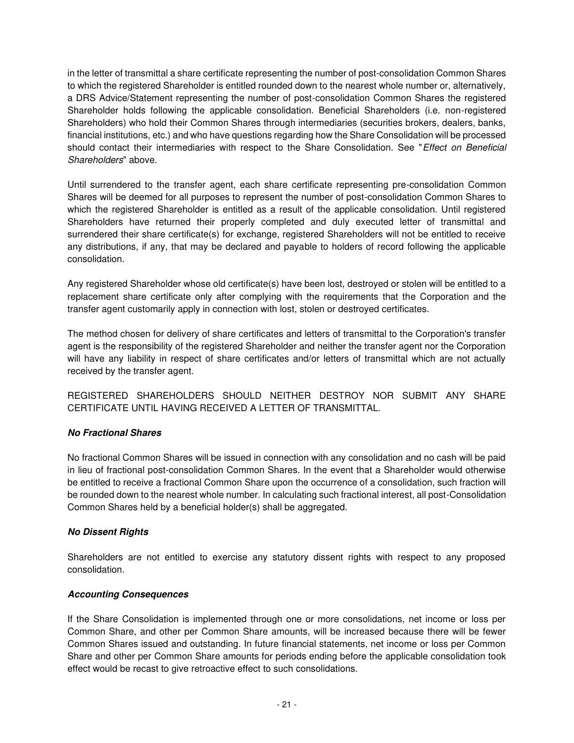in the letter of transmittal a share certificate representing the number of post-consolidation Common Shares to which the registered Shareholder is entitled rounded down to the nearest whole number or, alternatively, a DRS Advice/Statement representing the number of post-consolidation Common Shares the registered Shareholder holds following the applicable consolidation. Beneficial Shareholders (i.e. non-registered Shareholders) who hold their Common Shares through intermediaries (securities brokers, dealers, banks, financial institutions, etc.) and who have questions regarding how the Share Consolidation will be processed should contact their intermediaries with respect to the Share Consolidation. See "*Effect on Beneficial Shareholders*" above.

Until surrendered to the transfer agent, each share certificate representing pre-consolidation Common Shares will be deemed for all purposes to represent the number of post-consolidation Common Shares to which the registered Shareholder is entitled as a result of the applicable consolidation. Until registered Shareholders have returned their properly completed and duly executed letter of transmittal and surrendered their share certificate(s) for exchange, registered Shareholders will not be entitled to receive any distributions, if any, that may be declared and payable to holders of record following the applicable consolidation.

Any registered Shareholder whose old certificate(s) have been lost, destroyed or stolen will be entitled to a replacement share certificate only after complying with the requirements that the Corporation and the transfer agent customarily apply in connection with lost, stolen or destroyed certificates.

The method chosen for delivery of share certificates and letters of transmittal to the Corporation's transfer agent is the responsibility of the registered Shareholder and neither the transfer agent nor the Corporation will have any liability in respect of share certificates and/or letters of transmittal which are not actually received by the transfer agent.

REGISTERED SHAREHOLDERS SHOULD NEITHER DESTROY NOR SUBMIT ANY SHARE CERTIFICATE UNTIL HAVING RECEIVED A LETTER OF TRANSMITTAL.

***No Fractional Shares***

No fractional Common Shares will be issued in connection with any consolidation and no cash will be paid in lieu of fractional post-consolidation Common Shares. In the event that a Shareholder would otherwise be entitled to receive a fractional Common Share upon the occurrence of a consolidation, such fraction will be rounded down to the nearest whole number. In calculating such fractional interest, all post-Consolidation Common Shares held by a beneficial holder(s) shall be aggregated.

***No Dissent Rights***

Shareholders are not entitled to exercise any statutory dissent rights with respect to any proposed consolidation.

***Accounting Consequences***

If the Share Consolidation is implemented through one or more consolidations, net income or loss per Common Share, and other per Common Share amounts, will be increased because there will be fewer Common Shares issued and outstanding. In future financial statements, net income or loss per Common Share and other per Common Share amounts for periods ending before the applicable consolidation took effect would be recast to give retroactive effect to such consolidations.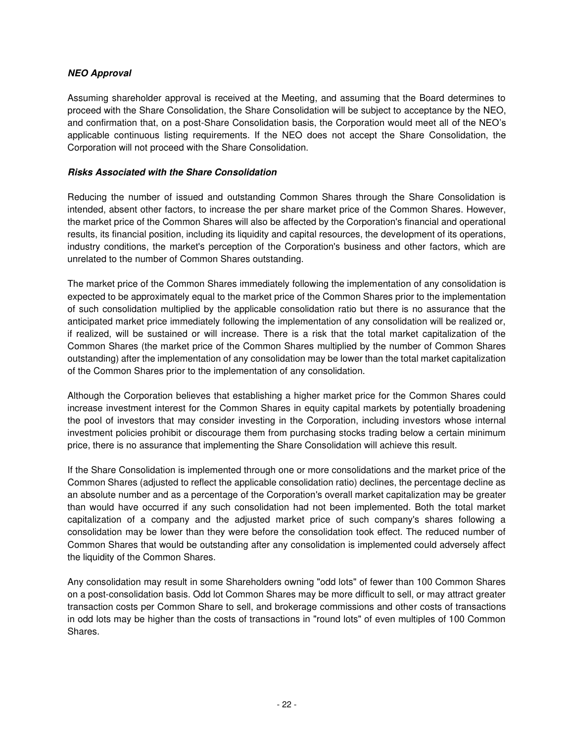***NEO Approval***

Assuming shareholder approval is received at the Meeting, and assuming that the Board determines to proceed with the Share Consolidation, the Share Consolidation will be subject to acceptance by the NEO, and confirmation that, on a post-Share Consolidation basis, the Corporation would meet all of the NEO's applicable continuous listing requirements. If the NEO does not accept the Share Consolidation, the Corporation will not proceed with the Share Consolidation.

***Risks Associated with the Share Consolidation***

Reducing the number of issued and outstanding Common Shares through the Share Consolidation is intended, absent other factors, to increase the per share market price of the Common Shares. However, the market price of the Common Shares will also be affected by the Corporation's financial and operational results, its financial position, including its liquidity and capital resources, the development of its operations, industry conditions, the market's perception of the Corporation's business and other factors, which are unrelated to the number of Common Shares outstanding.

The market price of the Common Shares immediately following the implementation of any consolidation is expected to be approximately equal to the market price of the Common Shares prior to the implementation of such consolidation multiplied by the applicable consolidation ratio but there is no assurance that the anticipated market price immediately following the implementation of any consolidation will be realized or, if realized, will be sustained or will increase. There is a risk that the total market capitalization of the Common Shares (the market price of the Common Shares multiplied by the number of Common Shares outstanding) after the implementation of any consolidation may be lower than the total market capitalization of the Common Shares prior to the implementation of any consolidation.

Although the Corporation believes that establishing a higher market price for the Common Shares could increase investment interest for the Common Shares in equity capital markets by potentially broadening the pool of investors that may consider investing in the Corporation, including investors whose internal investment policies prohibit or discourage them from purchasing stocks trading below a certain minimum price, there is no assurance that implementing the Share Consolidation will achieve this result.

If the Share Consolidation is implemented through one or more consolidations and the market price of the Common Shares (adjusted to reflect the applicable consolidation ratio) declines, the percentage decline as an absolute number and as a percentage of the Corporation's overall market capitalization may be greater than would have occurred if any such consolidation had not been implemented. Both the total market capitalization of a company and the adjusted market price of such company's shares following a consolidation may be lower than they were before the consolidation took effect. The reduced number of Common Shares that would be outstanding after any consolidation is implemented could adversely affect the liquidity of the Common Shares.

Any consolidation may result in some Shareholders owning "odd lots" of fewer than 100 Common Shares on a post-consolidation basis. Odd lot Common Shares may be more difficult to sell, or may attract greater transaction costs per Common Share to sell, and brokerage commissions and other costs of transactions in odd lots may be higher than the costs of transactions in "round lots" of even multiples of 100 Common Shares.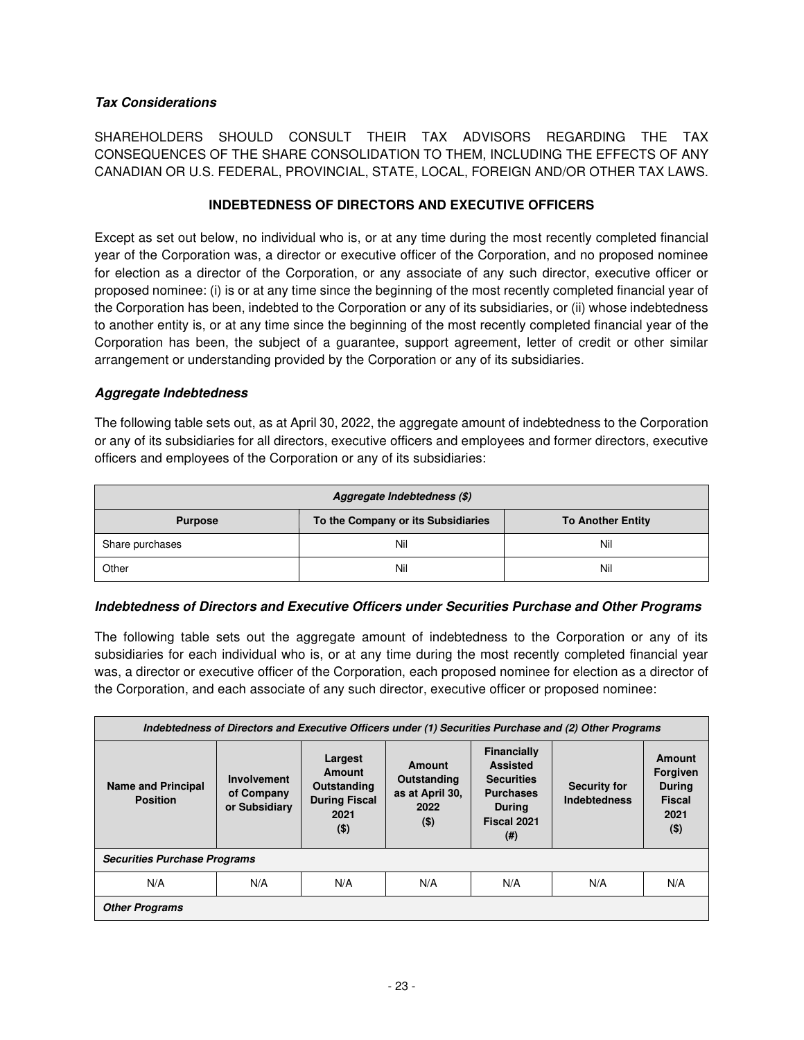### *Tax Considerations*

SHAREHOLDERS SHOULD CONSULT THEIR TAX ADVISORS REGARDING THE TAX CONSEQUENCES OF THE SHARE CONSOLIDATION TO THEM, INCLUDING THE EFFECTS OF ANY CANADIAN OR U.S. FEDERAL, PROVINCIAL, STATE, LOCAL, FOREIGN AND/OR OTHER TAX LAWS.

## INDEBTEDNESS OF DIRECTORS AND EXECUTIVE OFFICERS

Except as set out below, no individual who is, or at any time during the most recently completed financial year of the Corporation was, a director or executive officer of the Corporation, and no proposed nominee for election as a director of the Corporation, or any associate of any such director, executive officer or proposed nominee: (i) is or at any time since the beginning of the most recently completed financial year of the Corporation has been, indebted to the Corporation or any of its subsidiaries, or (ii) whose indebtedness to another entity is, or at any time since the beginning of the most recently completed financial year of the Corporation has been, the subject of a guarantee, support agreement, letter of credit or other similar arrangement or understanding provided by the Corporation or any of its subsidiaries.

### *Aggregate Indebtedness*

The following table sets out, as at April 30, 2022, the aggregate amount of indebtedness to the Corporation or any of its subsidiaries for all directors, executive officers and employees and former directors, executive officers and employees of the Corporation or any of its subsidiaries:

| ***Aggregate Indebtedness ($)*** | | |
|---|---|---|
| **Purpose** | **To the Company or its Subsidiaries** | **To Another Entity** |
| Share purchases | Nil | Nil |
| Other | Nil | Nil |

### *Indebtedness of Directors and Executive Officers under Securities Purchase and Other Programs*

The following table sets out the aggregate amount of indebtedness to the Corporation or any of its subsidiaries for each individual who is, or at any time during the most recently completed financial year was, a director or executive officer of the Corporation, each proposed nominee for election as a director of the Corporation, and each associate of any such director, executive officer or proposed nominee:

| ***Indebtedness of Directors and Executive Officers under (1) Securities Purchase and (2) Other Programs*** | | | | | | |
|---|---|---|---|---|---|---|
| **Name and Principal Position** | **Involvement of Company or Subsidiary** | **Largest Amount Outstanding During Fiscal 2021 ($)** | **Amount Outstanding as at April 30, 2022 ($)** | **Financially Assisted Securities Purchases During Fiscal 2021 (#)** | **Security for Indebtedness** | **Amount Forgiven During Fiscal 2021 ($)** |
| ***Securities Purchase Programs*** | | | | | | |
| N/A | N/A | N/A | N/A | N/A | N/A | N/A |
| ***Other Programs*** | | | | | | |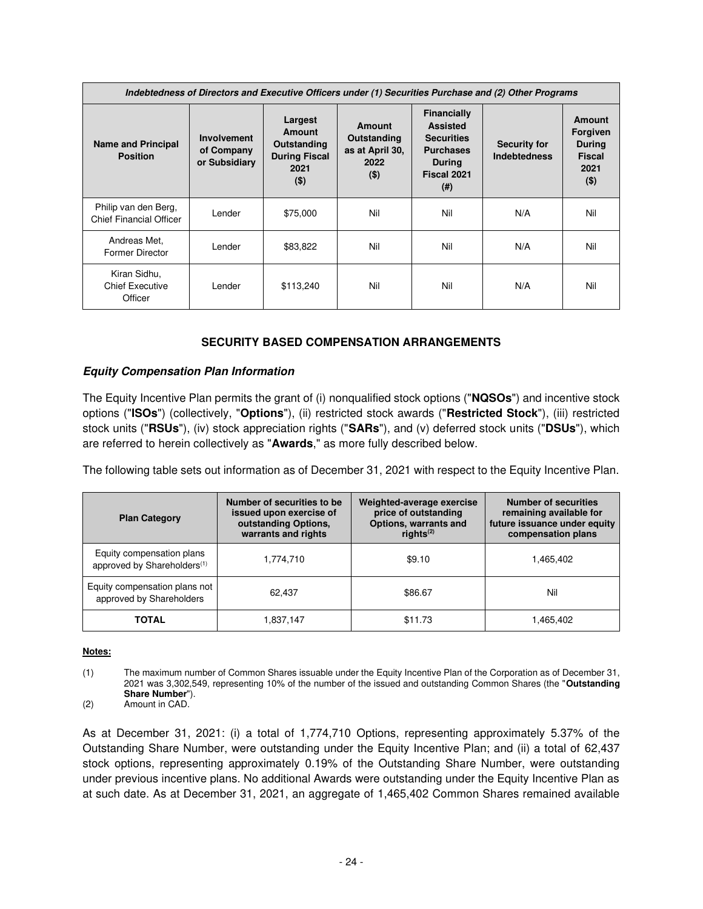| *Indebtedness of Directors and Executive Officers under (1) Securities Purchase and (2) Other Programs* | | | | | | |
|---|---|---|---|---|---|---|
| **Name and Principal Position** | **Involvement of Company or Subsidiary** | **Largest Amount Outstanding During Fiscal 2021 ($)** | **Amount Outstanding as at April 30, 2022 ($)** | **Financially Assisted Securities Purchases During Fiscal 2021 (#)** | **Security for Indebtedness** | **Amount Forgiven During Fiscal 2021 ($)** |
| Philip van den Berg, Chief Financial Officer | Lender | $75,000 | Nil | Nil | N/A | Nil |
| Andreas Met, Former Director | Lender | $83,822 | Nil | Nil | N/A | Nil |
| Kiran Sidhu, Chief Executive Officer | Lender | $113,240 | Nil | Nil | N/A | Nil |

## SECURITY BASED COMPENSATION ARRANGEMENTS

### *Equity Compensation Plan Information*

The Equity Incentive Plan permits the grant of (i) nonqualified stock options ("**NQSOs**") and incentive stock options ("**ISOs**") (collectively, "**Options**"), (ii) restricted stock awards ("**Restricted Stock**"), (iii) restricted stock units ("**RSUs**"), (iv) stock appreciation rights ("**SARs**"), and (v) deferred stock units ("**DSUs**"), which are referred to herein collectively as "**Awards**," as more fully described below.

The following table sets out information as of December 31, 2021 with respect to the Equity Incentive Plan.

| Plan Category | Number of securities to be issued upon exercise of outstanding Options, warrants and rights | Weighted-average exercise price of outstanding Options, warrants and rights[(2)] | Number of securities remaining available for future issuance under equity compensation plans |
|---|---|---|---|
| Equity compensation plans approved by Shareholders[(1)] | 1,774,710 | $9.10 | 1,465,402 |
| Equity compensation plans not approved by Shareholders | 62,437 | $86.67 | Nil |
| **TOTAL** | 1,837,147 | $11.73 | 1,465,402 |

**Notes:**

(1) The maximum number of Common Shares issuable under the Equity Incentive Plan of the Corporation as of December 31, 2021 was 3,302,549, representing 10% of the number of the issued and outstanding Common Shares (the "**Outstanding Share Number**").

(2) Amount in CAD.

As at December 31, 2021: (i) a total of 1,774,710 Options, representing approximately 5.37% of the Outstanding Share Number, were outstanding under the Equity Incentive Plan; and (ii) a total of 62,437 stock options, representing approximately 0.19% of the Outstanding Share Number, were outstanding under previous incentive plans. No additional Awards were outstanding under the Equity Incentive Plan as at such date. As at December 31, 2021, an aggregate of 1,465,402 Common Shares remained available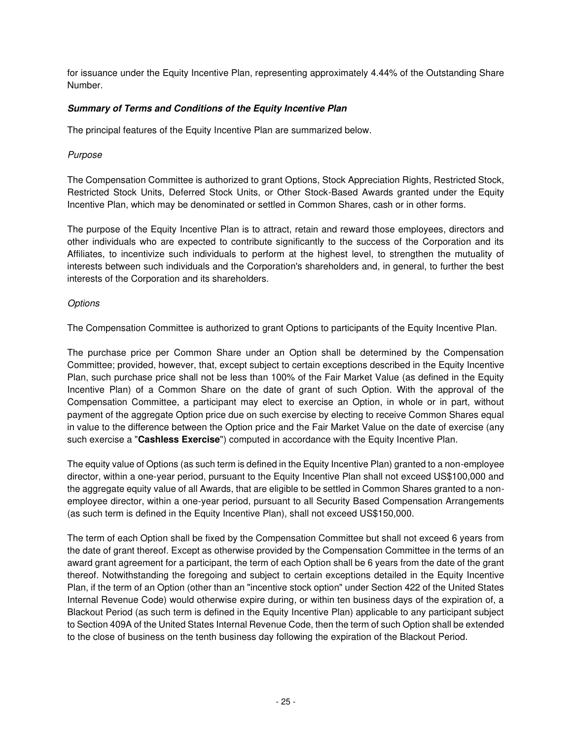for issuance under the Equity Incentive Plan, representing approximately 4.44% of the Outstanding Share Number.

***Summary of Terms and Conditions of the Equity Incentive Plan***

The principal features of the Equity Incentive Plan are summarized below.

*Purpose*

The Compensation Committee is authorized to grant Options, Stock Appreciation Rights, Restricted Stock, Restricted Stock Units, Deferred Stock Units, or Other Stock-Based Awards granted under the Equity Incentive Plan, which may be denominated or settled in Common Shares, cash or in other forms.

The purpose of the Equity Incentive Plan is to attract, retain and reward those employees, directors and other individuals who are expected to contribute significantly to the success of the Corporation and its Affiliates, to incentivize such individuals to perform at the highest level, to strengthen the mutuality of interests between such individuals and the Corporation's shareholders and, in general, to further the best interests of the Corporation and its shareholders.

*Options*

The Compensation Committee is authorized to grant Options to participants of the Equity Incentive Plan.

The purchase price per Common Share under an Option shall be determined by the Compensation Committee; provided, however, that, except subject to certain exceptions described in the Equity Incentive Plan, such purchase price shall not be less than 100% of the Fair Market Value (as defined in the Equity Incentive Plan) of a Common Share on the date of grant of such Option. With the approval of the Compensation Committee, a participant may elect to exercise an Option, in whole or in part, without payment of the aggregate Option price due on such exercise by electing to receive Common Shares equal in value to the difference between the Option price and the Fair Market Value on the date of exercise (any such exercise a "**Cashless Exercise**") computed in accordance with the Equity Incentive Plan.

The equity value of Options (as such term is defined in the Equity Incentive Plan) granted to a non-employee director, within a one-year period, pursuant to the Equity Incentive Plan shall not exceed US$100,000 and the aggregate equity value of all Awards, that are eligible to be settled in Common Shares granted to a non-employee director, within a one-year period, pursuant to all Security Based Compensation Arrangements (as such term is defined in the Equity Incentive Plan), shall not exceed US$150,000.

The term of each Option shall be fixed by the Compensation Committee but shall not exceed 6 years from the date of grant thereof. Except as otherwise provided by the Compensation Committee in the terms of an award grant agreement for a participant, the term of each Option shall be 6 years from the date of the grant thereof. Notwithstanding the foregoing and subject to certain exceptions detailed in the Equity Incentive Plan, if the term of an Option (other than an "incentive stock option" under Section 422 of the United States Internal Revenue Code) would otherwise expire during, or within ten business days of the expiration of, a Blackout Period (as such term is defined in the Equity Incentive Plan) applicable to any participant subject to Section 409A of the United States Internal Revenue Code, then the term of such Option shall be extended to the close of business on the tenth business day following the expiration of the Blackout Period.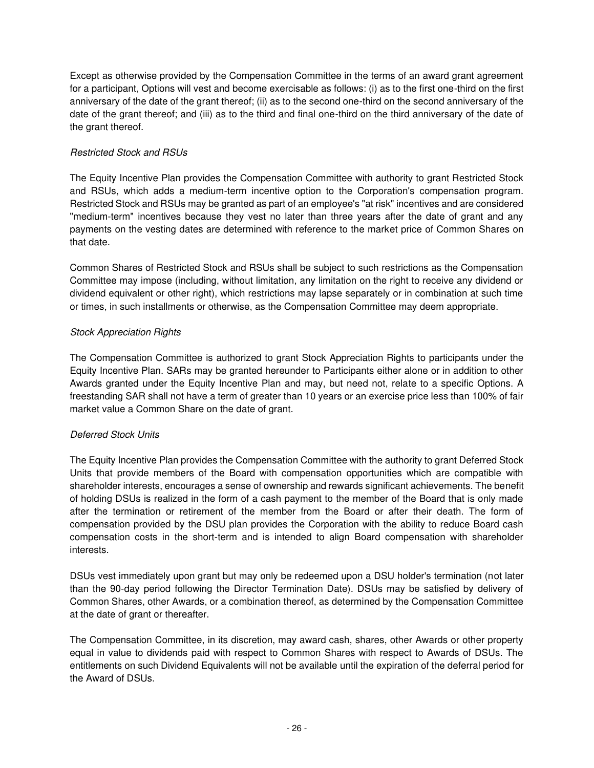Except as otherwise provided by the Compensation Committee in the terms of an award grant agreement for a participant, Options will vest and become exercisable as follows: (i) as to the first one-third on the first anniversary of the date of the grant thereof; (ii) as to the second one-third on the second anniversary of the date of the grant thereof; and (iii) as to the third and final one-third on the third anniversary of the date of the grant thereof.

*Restricted Stock and RSUs*

The Equity Incentive Plan provides the Compensation Committee with authority to grant Restricted Stock and RSUs, which adds a medium-term incentive option to the Corporation's compensation program. Restricted Stock and RSUs may be granted as part of an employee's "at risk" incentives and are considered "medium-term" incentives because they vest no later than three years after the date of grant and any payments on the vesting dates are determined with reference to the market price of Common Shares on that date.

Common Shares of Restricted Stock and RSUs shall be subject to such restrictions as the Compensation Committee may impose (including, without limitation, any limitation on the right to receive any dividend or dividend equivalent or other right), which restrictions may lapse separately or in combination at such time or times, in such installments or otherwise, as the Compensation Committee may deem appropriate.

*Stock Appreciation Rights*

The Compensation Committee is authorized to grant Stock Appreciation Rights to participants under the Equity Incentive Plan. SARs may be granted hereunder to Participants either alone or in addition to other Awards granted under the Equity Incentive Plan and may, but need not, relate to a specific Options. A freestanding SAR shall not have a term of greater than 10 years or an exercise price less than 100% of fair market value a Common Share on the date of grant.

*Deferred Stock Units*

The Equity Incentive Plan provides the Compensation Committee with the authority to grant Deferred Stock Units that provide members of the Board with compensation opportunities which are compatible with shareholder interests, encourages a sense of ownership and rewards significant achievements. The benefit of holding DSUs is realized in the form of a cash payment to the member of the Board that is only made after the termination or retirement of the member from the Board or after their death. The form of compensation provided by the DSU plan provides the Corporation with the ability to reduce Board cash compensation costs in the short-term and is intended to align Board compensation with shareholder interests.

DSUs vest immediately upon grant but may only be redeemed upon a DSU holder's termination (not later than the 90-day period following the Director Termination Date). DSUs may be satisfied by delivery of Common Shares, other Awards, or a combination thereof, as determined by the Compensation Committee at the date of grant or thereafter.

The Compensation Committee, in its discretion, may award cash, shares, other Awards or other property equal in value to dividends paid with respect to Common Shares with respect to Awards of DSUs. The entitlements on such Dividend Equivalents will not be available until the expiration of the deferral period for the Award of DSUs.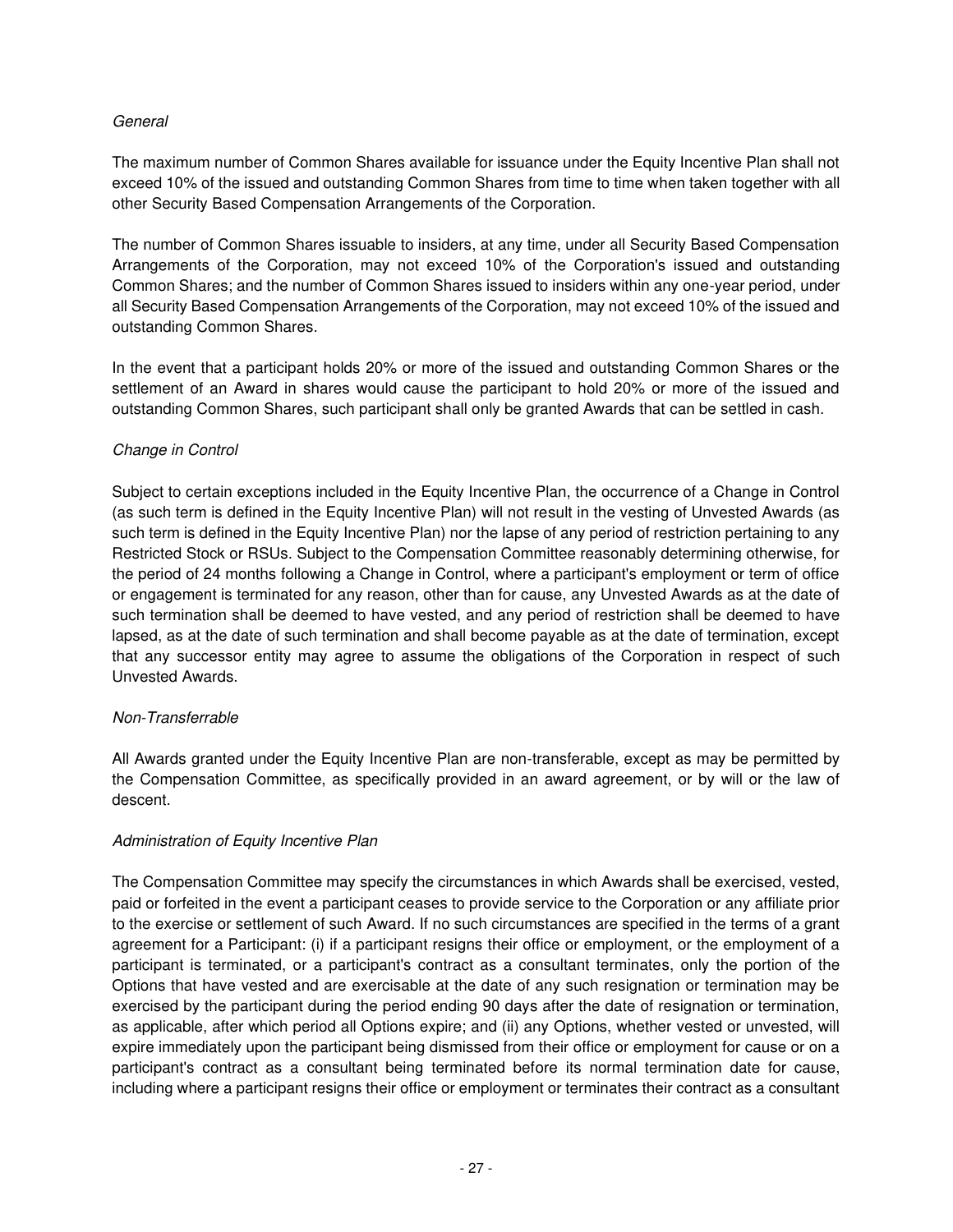*General*

The maximum number of Common Shares available for issuance under the Equity Incentive Plan shall not exceed 10% of the issued and outstanding Common Shares from time to time when taken together with all other Security Based Compensation Arrangements of the Corporation.

The number of Common Shares issuable to insiders, at any time, under all Security Based Compensation Arrangements of the Corporation, may not exceed 10% of the Corporation's issued and outstanding Common Shares; and the number of Common Shares issued to insiders within any one-year period, under all Security Based Compensation Arrangements of the Corporation, may not exceed 10% of the issued and outstanding Common Shares.

In the event that a participant holds 20% or more of the issued and outstanding Common Shares or the settlement of an Award in shares would cause the participant to hold 20% or more of the issued and outstanding Common Shares, such participant shall only be granted Awards that can be settled in cash.

*Change in Control*

Subject to certain exceptions included in the Equity Incentive Plan, the occurrence of a Change in Control (as such term is defined in the Equity Incentive Plan) will not result in the vesting of Unvested Awards (as such term is defined in the Equity Incentive Plan) nor the lapse of any period of restriction pertaining to any Restricted Stock or RSUs. Subject to the Compensation Committee reasonably determining otherwise, for the period of 24 months following a Change in Control, where a participant's employment or term of office or engagement is terminated for any reason, other than for cause, any Unvested Awards as at the date of such termination shall be deemed to have vested, and any period of restriction shall be deemed to have lapsed, as at the date of such termination and shall become payable as at the date of termination, except that any successor entity may agree to assume the obligations of the Corporation in respect of such Unvested Awards.

*Non-Transferrable*

All Awards granted under the Equity Incentive Plan are non-transferable, except as may be permitted by the Compensation Committee, as specifically provided in an award agreement, or by will or the law of descent.

*Administration of Equity Incentive Plan*

The Compensation Committee may specify the circumstances in which Awards shall be exercised, vested, paid or forfeited in the event a participant ceases to provide service to the Corporation or any affiliate prior to the exercise or settlement of such Award. If no such circumstances are specified in the terms of a grant agreement for a Participant: (i) if a participant resigns their office or employment, or the employment of a participant is terminated, or a participant's contract as a consultant terminates, only the portion of the Options that have vested and are exercisable at the date of any such resignation or termination may be exercised by the participant during the period ending 90 days after the date of resignation or termination, as applicable, after which period all Options expire; and (ii) any Options, whether vested or unvested, will expire immediately upon the participant being dismissed from their office or employment for cause or on a participant's contract as a consultant being terminated before its normal termination date for cause, including where a participant resigns their office or employment or terminates their contract as a consultant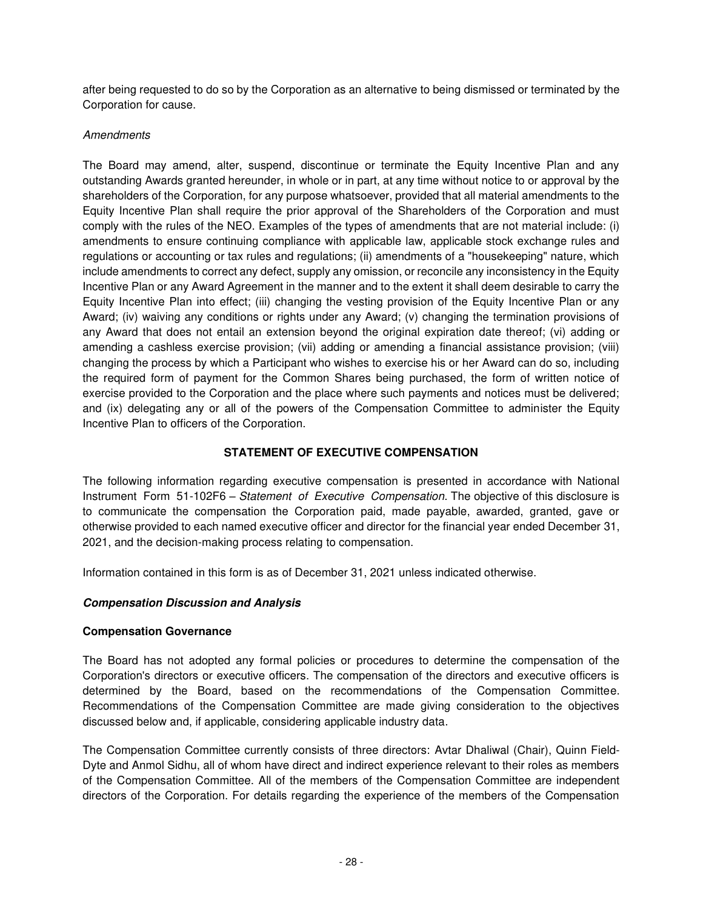after being requested to do so by the Corporation as an alternative to being dismissed or terminated by the Corporation for cause.

*Amendments*

The Board may amend, alter, suspend, discontinue or terminate the Equity Incentive Plan and any outstanding Awards granted hereunder, in whole or in part, at any time without notice to or approval by the shareholders of the Corporation, for any purpose whatsoever, provided that all material amendments to the Equity Incentive Plan shall require the prior approval of the Shareholders of the Corporation and must comply with the rules of the NEO. Examples of the types of amendments that are not material include: (i) amendments to ensure continuing compliance with applicable law, applicable stock exchange rules and regulations or accounting or tax rules and regulations; (ii) amendments of a "housekeeping" nature, which include amendments to correct any defect, supply any omission, or reconcile any inconsistency in the Equity Incentive Plan or any Award Agreement in the manner and to the extent it shall deem desirable to carry the Equity Incentive Plan into effect; (iii) changing the vesting provision of the Equity Incentive Plan or any Award; (iv) waiving any conditions or rights under any Award; (v) changing the termination provisions of any Award that does not entail an extension beyond the original expiration date thereof; (vi) adding or amending a cashless exercise provision; (vii) adding or amending a financial assistance provision; (viii) changing the process by which a Participant who wishes to exercise his or her Award can do so, including the required form of payment for the Common Shares being purchased, the form of written notice of exercise provided to the Corporation and the place where such payments and notices must be delivered; and (ix) delegating any or all of the powers of the Compensation Committee to administer the Equity Incentive Plan to officers of the Corporation.

## STATEMENT OF EXECUTIVE COMPENSATION

The following information regarding executive compensation is presented in accordance with National Instrument Form 51-102F6 – *Statement of Executive Compensation*. The objective of this disclosure is to communicate the compensation the Corporation paid, made payable, awarded, granted, gave or otherwise provided to each named executive officer and director for the financial year ended December 31, 2021, and the decision-making process relating to compensation.

Information contained in this form is as of December 31, 2021 unless indicated otherwise.

### ***Compensation Discussion and Analysis***

**Compensation Governance**

The Board has not adopted any formal policies or procedures to determine the compensation of the Corporation's directors or executive officers. The compensation of the directors and executive officers is determined by the Board, based on the recommendations of the Compensation Committee. Recommendations of the Compensation Committee are made giving consideration to the objectives discussed below and, if applicable, considering applicable industry data.

The Compensation Committee currently consists of three directors: Avtar Dhaliwal (Chair), Quinn Field-Dyte and Anmol Sidhu, all of whom have direct and indirect experience relevant to their roles as members of the Compensation Committee. All of the members of the Compensation Committee are independent directors of the Corporation. For details regarding the experience of the members of the Compensation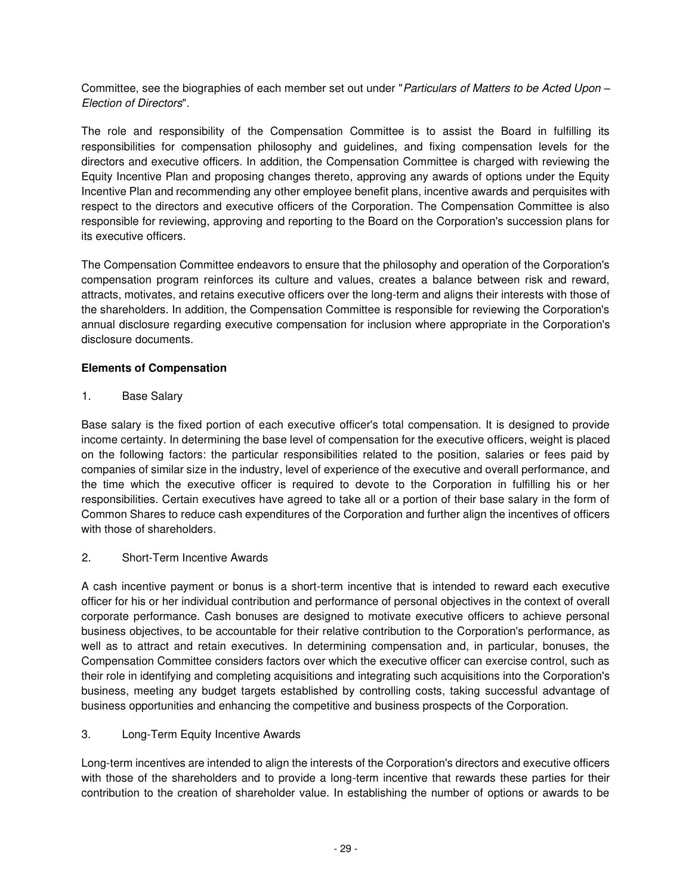Committee, see the biographies of each member set out under "*Particulars of Matters to be Acted Upon – Election of Directors*".

The role and responsibility of the Compensation Committee is to assist the Board in fulfilling its responsibilities for compensation philosophy and guidelines, and fixing compensation levels for the directors and executive officers. In addition, the Compensation Committee is charged with reviewing the Equity Incentive Plan and proposing changes thereto, approving any awards of options under the Equity Incentive Plan and recommending any other employee benefit plans, incentive awards and perquisites with respect to the directors and executive officers of the Corporation. The Compensation Committee is also responsible for reviewing, approving and reporting to the Board on the Corporation's succession plans for its executive officers.

The Compensation Committee endeavors to ensure that the philosophy and operation of the Corporation's compensation program reinforces its culture and values, creates a balance between risk and reward, attracts, motivates, and retains executive officers over the long-term and aligns their interests with those of the shareholders. In addition, the Compensation Committee is responsible for reviewing the Corporation's annual disclosure regarding executive compensation for inclusion where appropriate in the Corporation's disclosure documents.

**Elements of Compensation**

1. Base Salary

Base salary is the fixed portion of each executive officer's total compensation. It is designed to provide income certainty. In determining the base level of compensation for the executive officers, weight is placed on the following factors: the particular responsibilities related to the position, salaries or fees paid by companies of similar size in the industry, level of experience of the executive and overall performance, and the time which the executive officer is required to devote to the Corporation in fulfilling his or her responsibilities. Certain executives have agreed to take all or a portion of their base salary in the form of Common Shares to reduce cash expenditures of the Corporation and further align the incentives of officers with those of shareholders.

2. Short-Term Incentive Awards

A cash incentive payment or bonus is a short-term incentive that is intended to reward each executive officer for his or her individual contribution and performance of personal objectives in the context of overall corporate performance. Cash bonuses are designed to motivate executive officers to achieve personal business objectives, to be accountable for their relative contribution to the Corporation's performance, as well as to attract and retain executives. In determining compensation and, in particular, bonuses, the Compensation Committee considers factors over which the executive officer can exercise control, such as their role in identifying and completing acquisitions and integrating such acquisitions into the Corporation's business, meeting any budget targets established by controlling costs, taking successful advantage of business opportunities and enhancing the competitive and business prospects of the Corporation.

3. Long-Term Equity Incentive Awards

Long-term incentives are intended to align the interests of the Corporation's directors and executive officers with those of the shareholders and to provide a long-term incentive that rewards these parties for their contribution to the creation of shareholder value. In establishing the number of options or awards to be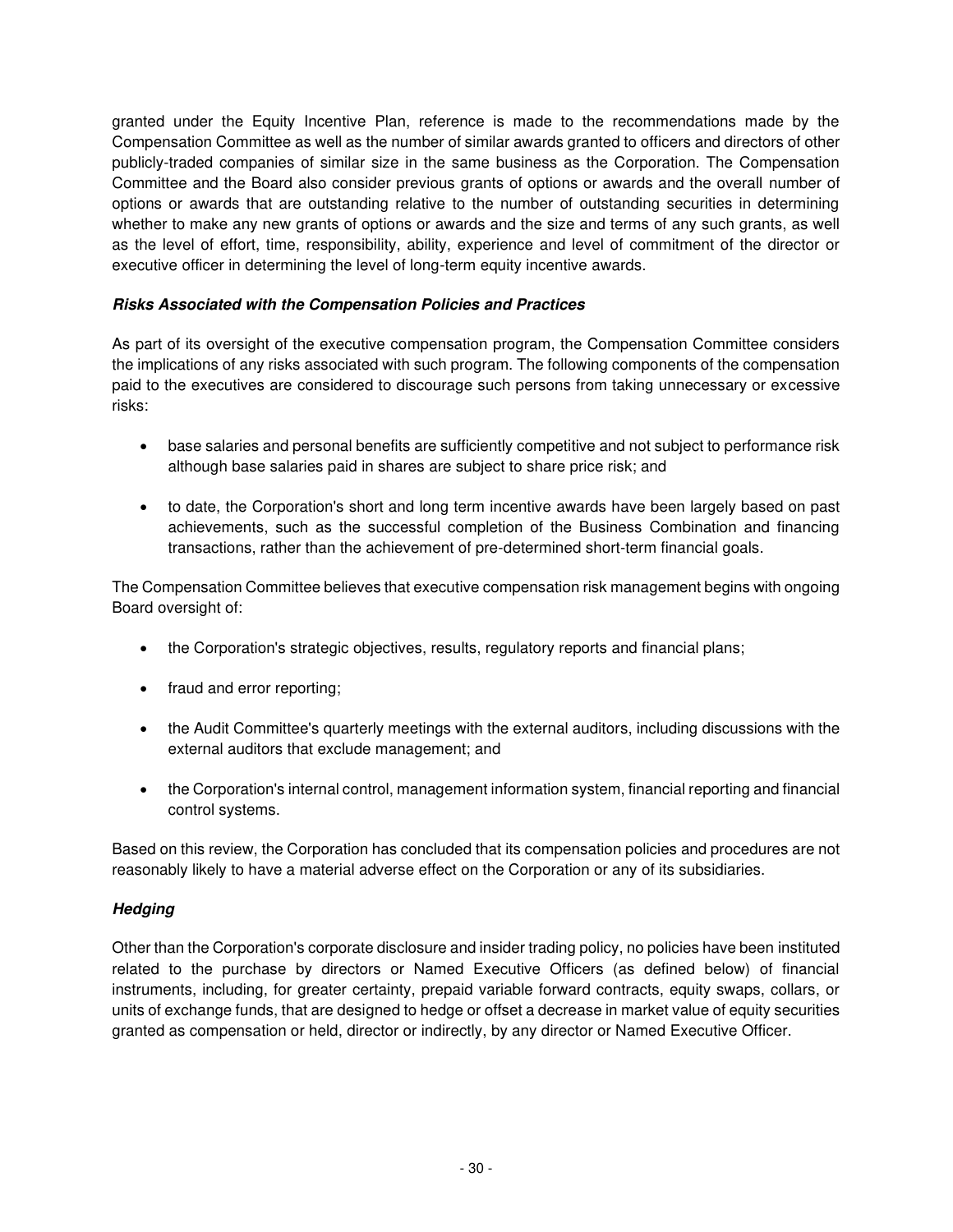granted under the Equity Incentive Plan, reference is made to the recommendations made by the Compensation Committee as well as the number of similar awards granted to officers and directors of other publicly-traded companies of similar size in the same business as the Corporation. The Compensation Committee and the Board also consider previous grants of options or awards and the overall number of options or awards that are outstanding relative to the number of outstanding securities in determining whether to make any new grants of options or awards and the size and terms of any such grants, as well as the level of effort, time, responsibility, ability, experience and level of commitment of the director or executive officer in determining the level of long-term equity incentive awards.

***Risks Associated with the Compensation Policies and Practices***

As part of its oversight of the executive compensation program, the Compensation Committee considers the implications of any risks associated with such program. The following components of the compensation paid to the executives are considered to discourage such persons from taking unnecessary or excessive risks:

- base salaries and personal benefits are sufficiently competitive and not subject to performance risk although base salaries paid in shares are subject to share price risk; and
- to date, the Corporation's short and long term incentive awards have been largely based on past achievements, such as the successful completion of the Business Combination and financing transactions, rather than the achievement of pre-determined short-term financial goals.

The Compensation Committee believes that executive compensation risk management begins with ongoing Board oversight of:

- the Corporation's strategic objectives, results, regulatory reports and financial plans;
- fraud and error reporting;
- the Audit Committee's quarterly meetings with the external auditors, including discussions with the external auditors that exclude management; and
- the Corporation's internal control, management information system, financial reporting and financial control systems.

Based on this review, the Corporation has concluded that its compensation policies and procedures are not reasonably likely to have a material adverse effect on the Corporation or any of its subsidiaries.

***Hedging***

Other than the Corporation's corporate disclosure and insider trading policy, no policies have been instituted related to the purchase by directors or Named Executive Officers (as defined below) of financial instruments, including, for greater certainty, prepaid variable forward contracts, equity swaps, collars, or units of exchange funds, that are designed to hedge or offset a decrease in market value of equity securities granted as compensation or held, director or indirectly, by any director or Named Executive Officer.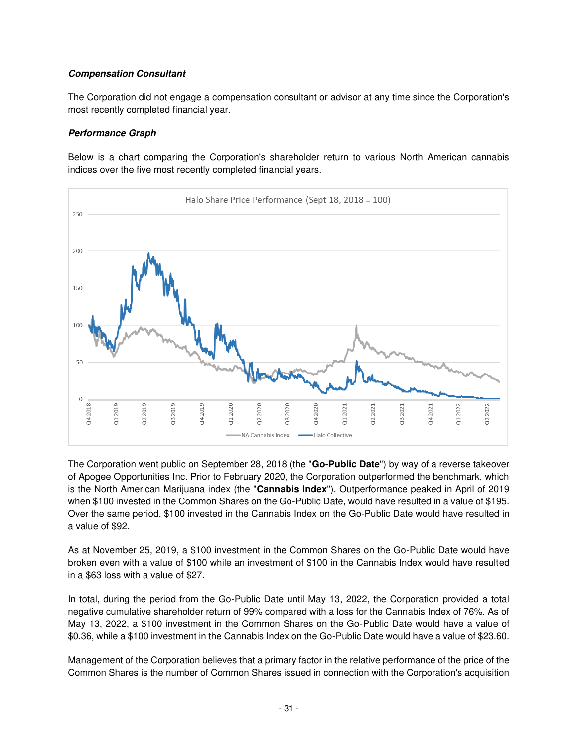***Compensation Consultant***

The Corporation did not engage a compensation consultant or advisor at any time since the Corporation's most recently completed financial year.

***Performance Graph***

Below is a chart comparing the Corporation's shareholder return to various North American cannabis indices over the five most recently completed financial years.

The Corporation went public on September 28, 2018 (the "**Go-Public Date**") by way of a reverse takeover of Apogee Opportunities Inc. Prior to February 2020, the Corporation outperformed the benchmark, which is the North American Marijuana index (the "**Cannabis Index**"). Outperformance peaked in April of 2019 when $100 invested in the Common Shares on the Go-Public Date, would have resulted in a value of $195. Over the same period, $100 invested in the Cannabis Index on the Go-Public Date would have resulted in a value of $92.

As at November 25, 2019, a $100 investment in the Common Shares on the Go-Public Date would have broken even with a value of $100 while an investment of $100 in the Cannabis Index would have resulted in a $63 loss with a value of $27.

In total, during the period from the Go-Public Date until May 13, 2022, the Corporation provided a total negative cumulative shareholder return of 99% compared with a loss for the Cannabis Index of 76%. As of May 13, 2022, a $100 investment in the Common Shares on the Go-Public Date would have a value of $0.36, while a $100 investment in the Cannabis Index on the Go-Public Date would have a value of $23.60.

Management of the Corporation believes that a primary factor in the relative performance of the price of the Common Shares is the number of Common Shares issued in connection with the Corporation's acquisition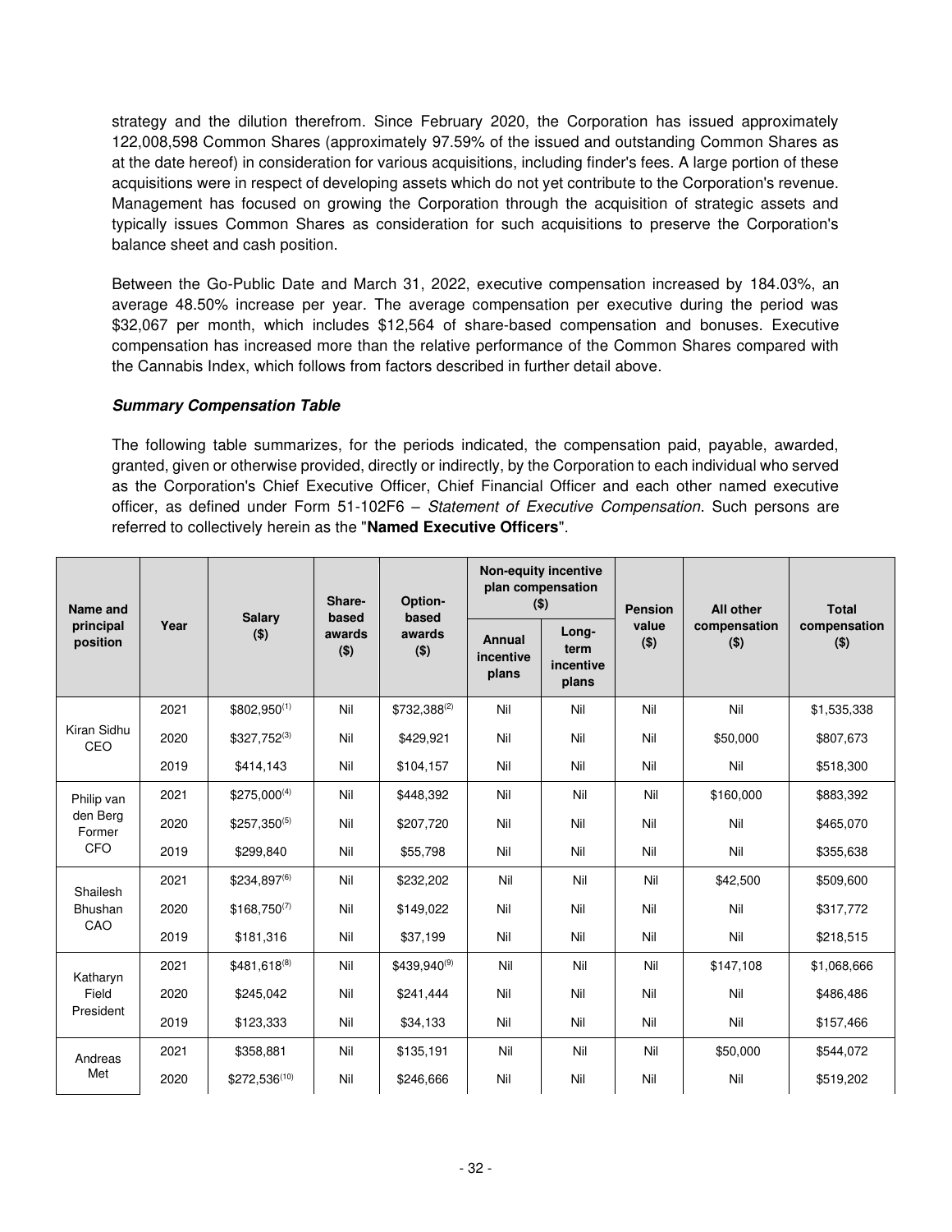strategy and the dilution therefrom. Since February 2020, the Corporation has issued approximately 122,008,598 Common Shares (approximately 97.59% of the issued and outstanding Common Shares as at the date hereof) in consideration for various acquisitions, including finder's fees. A large portion of these acquisitions were in respect of developing assets which do not yet contribute to the Corporation's revenue. Management has focused on growing the Corporation through the acquisition of strategic assets and typically issues Common Shares as consideration for such acquisitions to preserve the Corporation's balance sheet and cash position.

Between the Go-Public Date and March 31, 2022, executive compensation increased by 184.03%, an average 48.50% increase per year. The average compensation per executive during the period was $32,067 per month, which includes $12,564 of share-based compensation and bonuses. Executive compensation has increased more than the relative performance of the Common Shares compared with the Cannabis Index, which follows from factors described in further detail above.

***Summary Compensation Table***

The following table summarizes, for the periods indicated, the compensation paid, payable, awarded, granted, given or otherwise provided, directly or indirectly, by the Corporation to each individual who served as the Corporation's Chief Executive Officer, Chief Financial Officer and each other named executive officer, as defined under Form 51-102F6 – *Statement of Executive Compensation*. Such persons are referred to collectively herein as the "**Named Executive Officers**".

| Name and principal position | Year | Salary ($) | Share-based awards ($) | Option-based awards ($) | Non-equity incentive plan compensation ($) | | Pension value ($) | All other compensation ($) | Total compensation ($) |
|---|---|---|---|---|---|---|---|---|---|
| | | | | | Annual incentive plans | Long-term incentive plans | | | |
| Kiran Sidhu CEO | 2021 | $802,950(1) | Nil | $732,388(2) | Nil | Nil | Nil | Nil | $1,535,338 |
| | 2020 | $327,752(3) | Nil | $429,921 | Nil | Nil | Nil | $50,000 | $807,673 |
| | 2019 | $414,143 | Nil | $104,157 | Nil | Nil | Nil | Nil | $518,300 |
| Philip van den Berg Former CFO | 2021 | $275,000(4) | Nil | $448,392 | Nil | Nil | Nil | $160,000 | $883,392 |
| | 2020 | $257,350(5) | Nil | $207,720 | Nil | Nil | Nil | Nil | $465,070 |
| | 2019 | $299,840 | Nil | $55,798 | Nil | Nil | Nil | Nil | $355,638 |
| Shailesh Bhushan CAO | 2021 | $234,897(6) | Nil | $232,202 | Nil | Nil | Nil | $42,500 | $509,600 |
| | 2020 | $168,750(7) | Nil | $149,022 | Nil | Nil | Nil | Nil | $317,772 |
| | 2019 | $181,316 | Nil | $37,199 | Nil | Nil | Nil | Nil | $218,515 |
| Katharyn Field President | 2021 | $481,618(8) | Nil | $439,940(9) | Nil | Nil | Nil | $147,108 | $1,068,666 |
| | 2020 | $245,042 | Nil | $241,444 | Nil | Nil | Nil | Nil | $486,486 |
| | 2019 | $123,333 | Nil | $34,133 | Nil | Nil | Nil | Nil | $157,466 |
| Andreas Met | 2021 | $358,881 | Nil | $135,191 | Nil | Nil | Nil | $50,000 | $544,072 |
| | 2020 | $272,536(10) | Nil | $246,666 | Nil | Nil | Nil | Nil | $519,202 |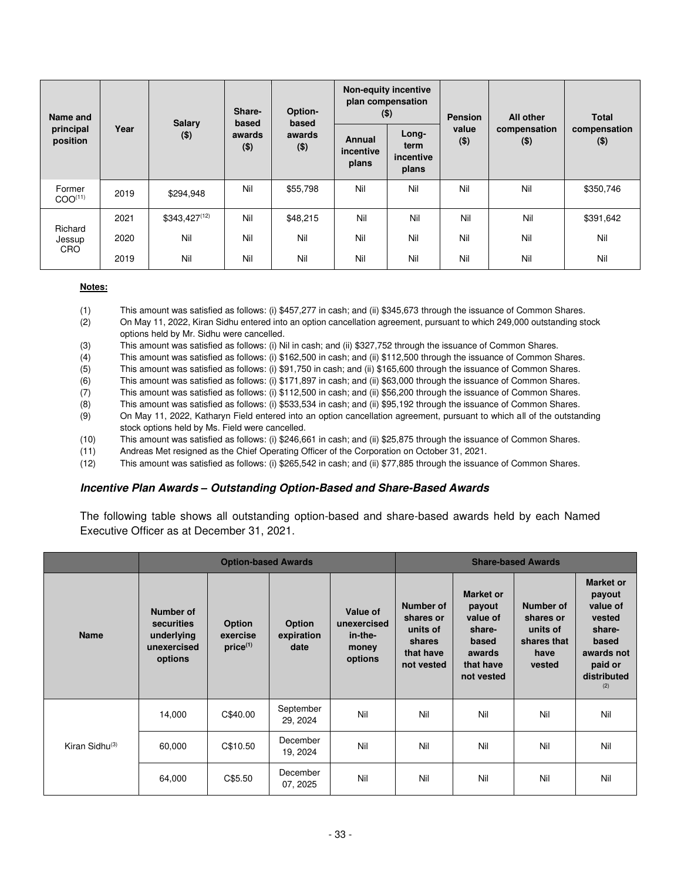| Name and principal position | Year | Salary ($) | Share-based awards ($) | Option-based awards ($) | Non-equity incentive plan compensation ($) | | Pension value ($) | All other compensation ($) | Total compensation ($) |
|---|---|---|---|---|---|---|---|---|---|
| | | | | | Annual incentive plans | Long-term incentive plans | | | |
| Former COO[(11)] | 2019 | $294,948 | Nil | $55,798 | Nil | Nil | Nil | Nil | $350,746 |
| Richard Jessup CRO | 2021 | $343,427[(12)] | Nil | $48,215 | Nil | Nil | Nil | Nil | $391,642 |
| | 2020 | Nil | Nil | Nil | Nil | Nil | Nil | Nil | Nil |
| | 2019 | Nil | Nil | Nil | Nil | Nil | Nil | Nil | Nil |

**Notes:**

(1) This amount was satisfied as follows: (i) $457,277 in cash; and (ii) $345,673 through the issuance of Common Shares.

(2) On May 11, 2022, Kiran Sidhu entered into an option cancellation agreement, pursuant to which 249,000 outstanding stock options held by Mr. Sidhu were cancelled.

(3) This amount was satisfied as follows: (i) Nil in cash; and (ii) $327,752 through the issuance of Common Shares.

(4) This amount was satisfied as follows: (i) $162,500 in cash; and (ii) $112,500 through the issuance of Common Shares.

(5) This amount was satisfied as follows: (i) $91,750 in cash; and (ii) $165,600 through the issuance of Common Shares.

(6) This amount was satisfied as follows: (i) $171,897 in cash; and (ii) $63,000 through the issuance of Common Shares.

(7) This amount was satisfied as follows: (i) $112,500 in cash; and (ii) $56,200 through the issuance of Common Shares.

(8) This amount was satisfied as follows: (i) $533,534 in cash; and (ii) $95,192 through the issuance of Common Shares.

(9) On May 11, 2022, Katharyn Field entered into an option cancellation agreement, pursuant to which all of the outstanding stock options held by Ms. Field were cancelled.

(10) This amount was satisfied as follows: (i) $246,661 in cash; and (ii) $25,875 through the issuance of Common Shares.

(11) Andreas Met resigned as the Chief Operating Officer of the Corporation on October 31, 2021.

(12) This amount was satisfied as follows: (i) $265,542 in cash; and (ii) $77,885 through the issuance of Common Shares.

### *Incentive Plan Awards – Outstanding Option-Based and Share-Based Awards*

The following table shows all outstanding option-based and share-based awards held by each Named Executive Officer as at December 31, 2021.

| | Option-based Awards | | | | Share-based Awards | | | |
|---|---|---|---|---|---|---|---|---|
| Name | Number of securities underlying unexercised options | Option exercise price[(1)] | Option expiration date | Value of unexercised in-the-money options | Number of shares or units of shares that have not vested | Market or payout value of share-based awards that have not vested | Number of shares or units of shares that have vested | Market or payout value of vested share-based awards not paid or distributed[(2)] |
| Kiran Sidhu[(3)] | 14,000 | C$40.00 | September 29, 2024 | Nil | Nil | Nil | Nil | Nil |
| | 60,000 | C$10.50 | December 19, 2024 | Nil | Nil | Nil | Nil | Nil |
| | 64,000 | C$5.50 | December 07, 2025 | Nil | Nil | Nil | Nil | Nil |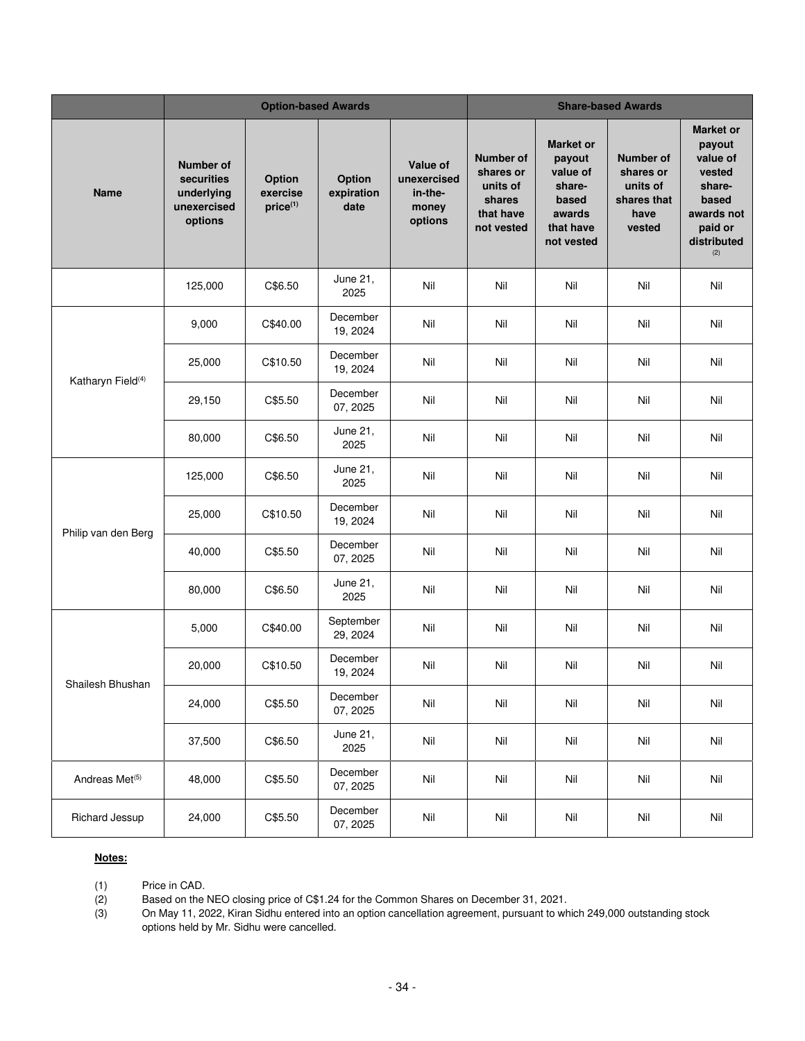| | Option-based Awards | | | | Share-based Awards | | | |
|---|---|---|---|---|---|---|---|---|
| Name | Number of securities underlying unexercised options | Option exercise price[(1)] | Option expiration date | Value of unexercised in-the-money options | Number of shares or units of shares that have not vested | Market or payout value of share-based awards that have not vested | Number of shares or units of shares that have vested | Market or payout value of vested share-based awards not paid or distributed [(2)] |
| | 125,000 | C$6.50 | June 21, 2025 | Nil | Nil | Nil | Nil | Nil |
| Katharyn Field[(4)] | 9,000 | C$40.00 | December 19, 2024 | Nil | Nil | Nil | Nil | Nil |
| | 25,000 | C$10.50 | December 19, 2024 | Nil | Nil | Nil | Nil | Nil |
| | 29,150 | C$5.50 | December 07, 2025 | Nil | Nil | Nil | Nil | Nil |
| | 80,000 | C$6.50 | June 21, 2025 | Nil | Nil | Nil | Nil | Nil |
| Philip van den Berg | 125,000 | C$6.50 | June 21, 2025 | Nil | Nil | Nil | Nil | Nil |
| | 25,000 | C$10.50 | December 19, 2024 | Nil | Nil | Nil | Nil | Nil |
| | 40,000 | C$5.50 | December 07, 2025 | Nil | Nil | Nil | Nil | Nil |
| | 80,000 | C$6.50 | June 21, 2025 | Nil | Nil | Nil | Nil | Nil |
| Shailesh Bhushan | 5,000 | C$40.00 | September 29, 2024 | Nil | Nil | Nil | Nil | Nil |
| | 20,000 | C$10.50 | December 19, 2024 | Nil | Nil | Nil | Nil | Nil |
| | 24,000 | C$5.50 | December 07, 2025 | Nil | Nil | Nil | Nil | Nil |
| | 37,500 | C$6.50 | June 21, 2025 | Nil | Nil | Nil | Nil | Nil |
| Andreas Met[(5)] | 48,000 | C$5.50 | December 07, 2025 | Nil | Nil | Nil | Nil | Nil |
| Richard Jessup | 24,000 | C$5.50 | December 07, 2025 | Nil | Nil | Nil | Nil | Nil |

**Notes:**

(1) Price in CAD.

(2) Based on the NEO closing price of C$1.24 for the Common Shares on December 31, 2021.

(3) On May 11, 2022, Kiran Sidhu entered into an option cancellation agreement, pursuant to which 249,000 outstanding stock options held by Mr. Sidhu were cancelled.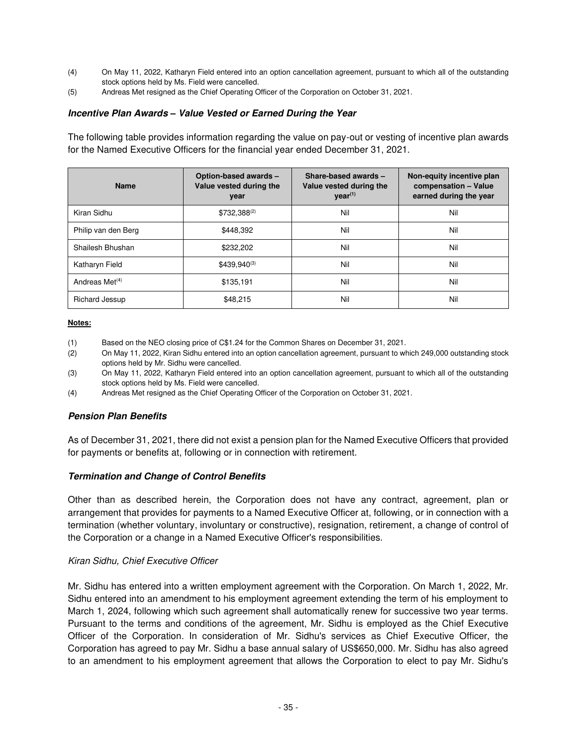(4) On May 11, 2022, Katharyn Field entered into an option cancellation agreement, pursuant to which all of the outstanding stock options held by Ms. Field were cancelled.

(5) Andreas Met resigned as the Chief Operating Officer of the Corporation on October 31, 2021.

### *Incentive Plan Awards – Value Vested or Earned During the Year*

The following table provides information regarding the value on pay-out or vesting of incentive plan awards for the Named Executive Officers for the financial year ended December 31, 2021.

| Name | Option-based awards – Value vested during the year | Share-based awards – Value vested during the year[(1)] | Non-equity incentive plan compensation – Value earned during the year |
|---|---|---|---|
| Kiran Sidhu | $732,388[(2)] | Nil | Nil |
| Philip van den Berg | $448,392 | Nil | Nil |
| Shailesh Bhushan | $232,202 | Nil | Nil |
| Katharyn Field | $439,940[(3)] | Nil | Nil |
| Andreas Met[(4)] | $135,191 | Nil | Nil |
| Richard Jessup | $48,215 | Nil | Nil |

**Notes:**

(1) Based on the NEO closing price of C$1.24 for the Common Shares on December 31, 2021.

(2) On May 11, 2022, Kiran Sidhu entered into an option cancellation agreement, pursuant to which 249,000 outstanding stock options held by Mr. Sidhu were cancelled.

(3) On May 11, 2022, Katharyn Field entered into an option cancellation agreement, pursuant to which all of the outstanding stock options held by Ms. Field were cancelled.

(4) Andreas Met resigned as the Chief Operating Officer of the Corporation on October 31, 2021.

### *Pension Plan Benefits*

As of December 31, 2021, there did not exist a pension plan for the Named Executive Officers that provided for payments or benefits at, following or in connection with retirement.

### *Termination and Change of Control Benefits*

Other than as described herein, the Corporation does not have any contract, agreement, plan or arrangement that provides for payments to a Named Executive Officer at, following, or in connection with a termination (whether voluntary, involuntary or constructive), resignation, retirement, a change of control of the Corporation or a change in a Named Executive Officer's responsibilities.

*Kiran Sidhu, Chief Executive Officer*

Mr. Sidhu has entered into a written employment agreement with the Corporation. On March 1, 2022, Mr. Sidhu entered into an amendment to his employment agreement extending the term of his employment to March 1, 2024, following which such agreement shall automatically renew for successive two year terms. Pursuant to the terms and conditions of the agreement, Mr. Sidhu is employed as the Chief Executive Officer of the Corporation. In consideration of Mr. Sidhu's services as Chief Executive Officer, the Corporation has agreed to pay Mr. Sidhu a base annual salary of US$650,000. Mr. Sidhu has also agreed to an amendment to his employment agreement that allows the Corporation to elect to pay Mr. Sidhu's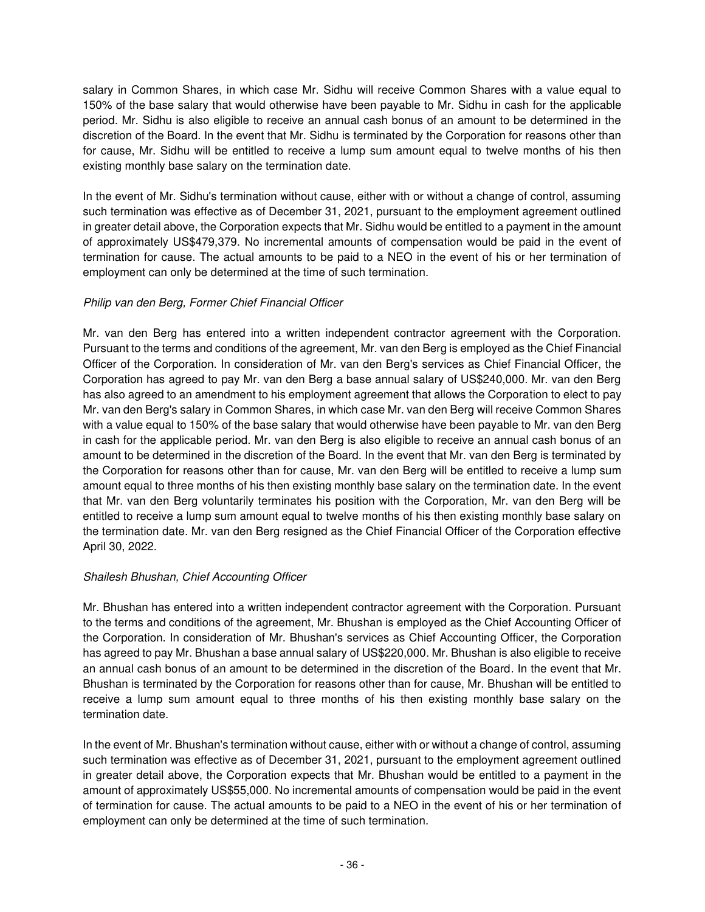salary in Common Shares, in which case Mr. Sidhu will receive Common Shares with a value equal to 150% of the base salary that would otherwise have been payable to Mr. Sidhu in cash for the applicable period. Mr. Sidhu is also eligible to receive an annual cash bonus of an amount to be determined in the discretion of the Board. In the event that Mr. Sidhu is terminated by the Corporation for reasons other than for cause, Mr. Sidhu will be entitled to receive a lump sum amount equal to twelve months of his then existing monthly base salary on the termination date.

In the event of Mr. Sidhu's termination without cause, either with or without a change of control, assuming such termination was effective as of December 31, 2021, pursuant to the employment agreement outlined in greater detail above, the Corporation expects that Mr. Sidhu would be entitled to a payment in the amount of approximately US$479,379. No incremental amounts of compensation would be paid in the event of termination for cause. The actual amounts to be paid to a NEO in the event of his or her termination of employment can only be determined at the time of such termination.

*Philip van den Berg, Former Chief Financial Officer*

Mr. van den Berg has entered into a written independent contractor agreement with the Corporation. Pursuant to the terms and conditions of the agreement, Mr. van den Berg is employed as the Chief Financial Officer of the Corporation. In consideration of Mr. van den Berg's services as Chief Financial Officer, the Corporation has agreed to pay Mr. van den Berg a base annual salary of US$240,000. Mr. van den Berg has also agreed to an amendment to his employment agreement that allows the Corporation to elect to pay Mr. van den Berg's salary in Common Shares, in which case Mr. van den Berg will receive Common Shares with a value equal to 150% of the base salary that would otherwise have been payable to Mr. van den Berg in cash for the applicable period. Mr. van den Berg is also eligible to receive an annual cash bonus of an amount to be determined in the discretion of the Board. In the event that Mr. van den Berg is terminated by the Corporation for reasons other than for cause, Mr. van den Berg will be entitled to receive a lump sum amount equal to three months of his then existing monthly base salary on the termination date. In the event that Mr. van den Berg voluntarily terminates his position with the Corporation, Mr. van den Berg will be entitled to receive a lump sum amount equal to twelve months of his then existing monthly base salary on the termination date. Mr. van den Berg resigned as the Chief Financial Officer of the Corporation effective April 30, 2022.

*Shailesh Bhushan, Chief Accounting Officer*

Mr. Bhushan has entered into a written independent contractor agreement with the Corporation. Pursuant to the terms and conditions of the agreement, Mr. Bhushan is employed as the Chief Accounting Officer of the Corporation. In consideration of Mr. Bhushan's services as Chief Accounting Officer, the Corporation has agreed to pay Mr. Bhushan a base annual salary of US$220,000. Mr. Bhushan is also eligible to receive an annual cash bonus of an amount to be determined in the discretion of the Board. In the event that Mr. Bhushan is terminated by the Corporation for reasons other than for cause, Mr. Bhushan will be entitled to receive a lump sum amount equal to three months of his then existing monthly base salary on the termination date.

In the event of Mr. Bhushan's termination without cause, either with or without a change of control, assuming such termination was effective as of December 31, 2021, pursuant to the employment agreement outlined in greater detail above, the Corporation expects that Mr. Bhushan would be entitled to a payment in the amount of approximately US$55,000. No incremental amounts of compensation would be paid in the event of termination for cause. The actual amounts to be paid to a NEO in the event of his or her termination of employment can only be determined at the time of such termination.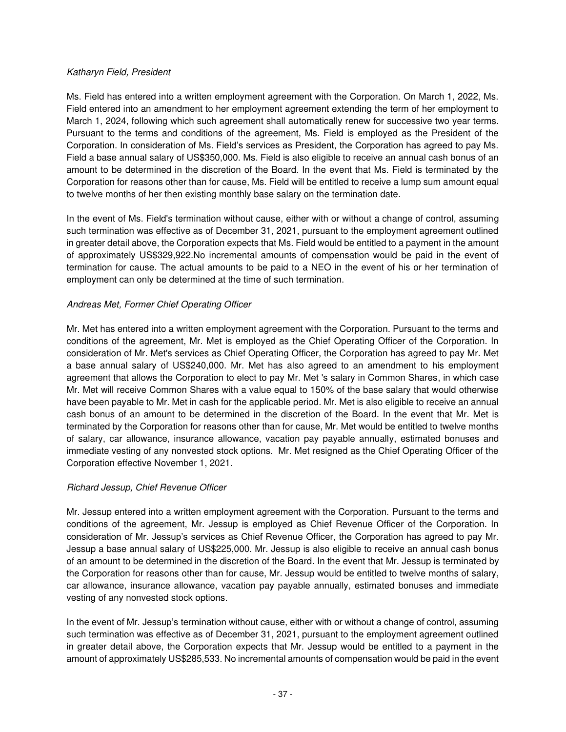*Katharyn Field, President*

Ms. Field has entered into a written employment agreement with the Corporation. On March 1, 2022, Ms. Field entered into an amendment to her employment agreement extending the term of her employment to March 1, 2024, following which such agreement shall automatically renew for successive two year terms. Pursuant to the terms and conditions of the agreement, Ms. Field is employed as the President of the Corporation. In consideration of Ms. Field's services as President, the Corporation has agreed to pay Ms. Field a base annual salary of US$350,000. Ms. Field is also eligible to receive an annual cash bonus of an amount to be determined in the discretion of the Board. In the event that Ms. Field is terminated by the Corporation for reasons other than for cause, Ms. Field will be entitled to receive a lump sum amount equal to twelve months of her then existing monthly base salary on the termination date.

In the event of Ms. Field's termination without cause, either with or without a change of control, assuming such termination was effective as of December 31, 2021, pursuant to the employment agreement outlined in greater detail above, the Corporation expects that Ms. Field would be entitled to a payment in the amount of approximately US$329,922.No incremental amounts of compensation would be paid in the event of termination for cause. The actual amounts to be paid to a NEO in the event of his or her termination of employment can only be determined at the time of such termination.

*Andreas Met, Former Chief Operating Officer*

Mr. Met has entered into a written employment agreement with the Corporation. Pursuant to the terms and conditions of the agreement, Mr. Met is employed as the Chief Operating Officer of the Corporation. In consideration of Mr. Met's services as Chief Operating Officer, the Corporation has agreed to pay Mr. Met a base annual salary of US$240,000. Mr. Met has also agreed to an amendment to his employment agreement that allows the Corporation to elect to pay Mr. Met 's salary in Common Shares, in which case Mr. Met will receive Common Shares with a value equal to 150% of the base salary that would otherwise have been payable to Mr. Met in cash for the applicable period. Mr. Met is also eligible to receive an annual cash bonus of an amount to be determined in the discretion of the Board. In the event that Mr. Met is terminated by the Corporation for reasons other than for cause, Mr. Met would be entitled to twelve months of salary, car allowance, insurance allowance, vacation pay payable annually, estimated bonuses and immediate vesting of any nonvested stock options. Mr. Met resigned as the Chief Operating Officer of the Corporation effective November 1, 2021.

*Richard Jessup, Chief Revenue Officer*

Mr. Jessup entered into a written employment agreement with the Corporation. Pursuant to the terms and conditions of the agreement, Mr. Jessup is employed as Chief Revenue Officer of the Corporation. In consideration of Mr. Jessup's services as Chief Revenue Officer, the Corporation has agreed to pay Mr. Jessup a base annual salary of US$225,000. Mr. Jessup is also eligible to receive an annual cash bonus of an amount to be determined in the discretion of the Board. In the event that Mr. Jessup is terminated by the Corporation for reasons other than for cause, Mr. Jessup would be entitled to twelve months of salary, car allowance, insurance allowance, vacation pay payable annually, estimated bonuses and immediate vesting of any nonvested stock options.

In the event of Mr. Jessup's termination without cause, either with or without a change of control, assuming such termination was effective as of December 31, 2021, pursuant to the employment agreement outlined in greater detail above, the Corporation expects that Mr. Jessup would be entitled to a payment in the amount of approximately US$285,533. No incremental amounts of compensation would be paid in the event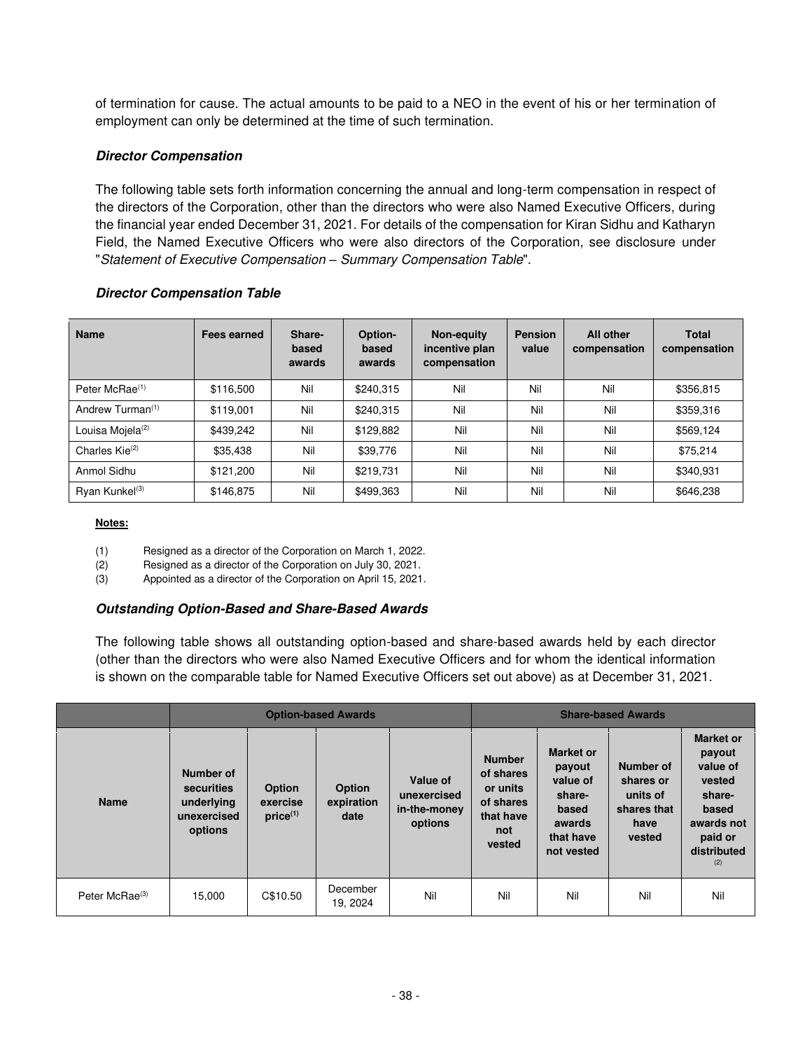of termination for cause. The actual amounts to be paid to a NEO in the event of his or her termination of employment can only be determined at the time of such termination.

***Director Compensation***

The following table sets forth information concerning the annual and long-term compensation in respect of the directors of the Corporation, other than the directors who were also Named Executive Officers, during the financial year ended December 31, 2021. For details of the compensation for Kiran Sidhu and Katharyn Field, the Named Executive Officers who were also directors of the Corporation, see disclosure under "*Statement of Executive Compensation – Summary Compensation Table*".

***Director Compensation Table***

| Name | Fees earned | Share-based awards | Option-based awards | Non-equity incentive plan compensation | Pension value | All other compensation | Total compensation |
|---|---|---|---|---|---|---|---|
| Peter McRae[(1)] | $116,500 | Nil | $240,315 | Nil | Nil | Nil | $356,815 |
| Andrew Turman[(1)] | $119,001 | Nil | $240,315 | Nil | Nil | Nil | $359,316 |
| Louisa Mojela[(2)] | $439,242 | Nil | $129,882 | Nil | Nil | Nil | $569,124 |
| Charles Kie[(2)] | $35,438 | Nil | $39,776 | Nil | Nil | Nil | $75,214 |
| Anmol Sidhu | $121,200 | Nil | $219,731 | Nil | Nil | Nil | $340,931 |
| Ryan Kunkel[(3)] | $146,875 | Nil | $499,363 | Nil | Nil | Nil | $646,238 |

**Notes:**

(1) Resigned as a director of the Corporation on March 1, 2022.
(2) Resigned as a director of the Corporation on July 30, 2021.
(3) Appointed as a director of the Corporation on April 15, 2021.

***Outstanding Option-Based and Share-Based Awards***

The following table shows all outstanding option-based and share-based awards held by each director (other than the directors who were also Named Executive Officers and for whom the identical information is shown on the comparable table for Named Executive Officers set out above) as at December 31, 2021.

| | Option-based Awards | | | | Share-based Awards | | | |
|---|---|---|---|---|---|---|---|---|
| Name | Number of securities underlying unexercised options | Option exercise price[(1)] | Option expiration date | Value of unexercised in-the-money options | Number of shares or units of shares that have not vested | Market or payout value of share-based awards that have not vested | Number of shares or units of shares that have vested | Market or payout value of vested share-based awards not paid or distributed[(2)] |
| Peter McRae[(3)] | 15,000 | C$10.50 | December 19, 2024 | Nil | Nil | Nil | Nil | Nil |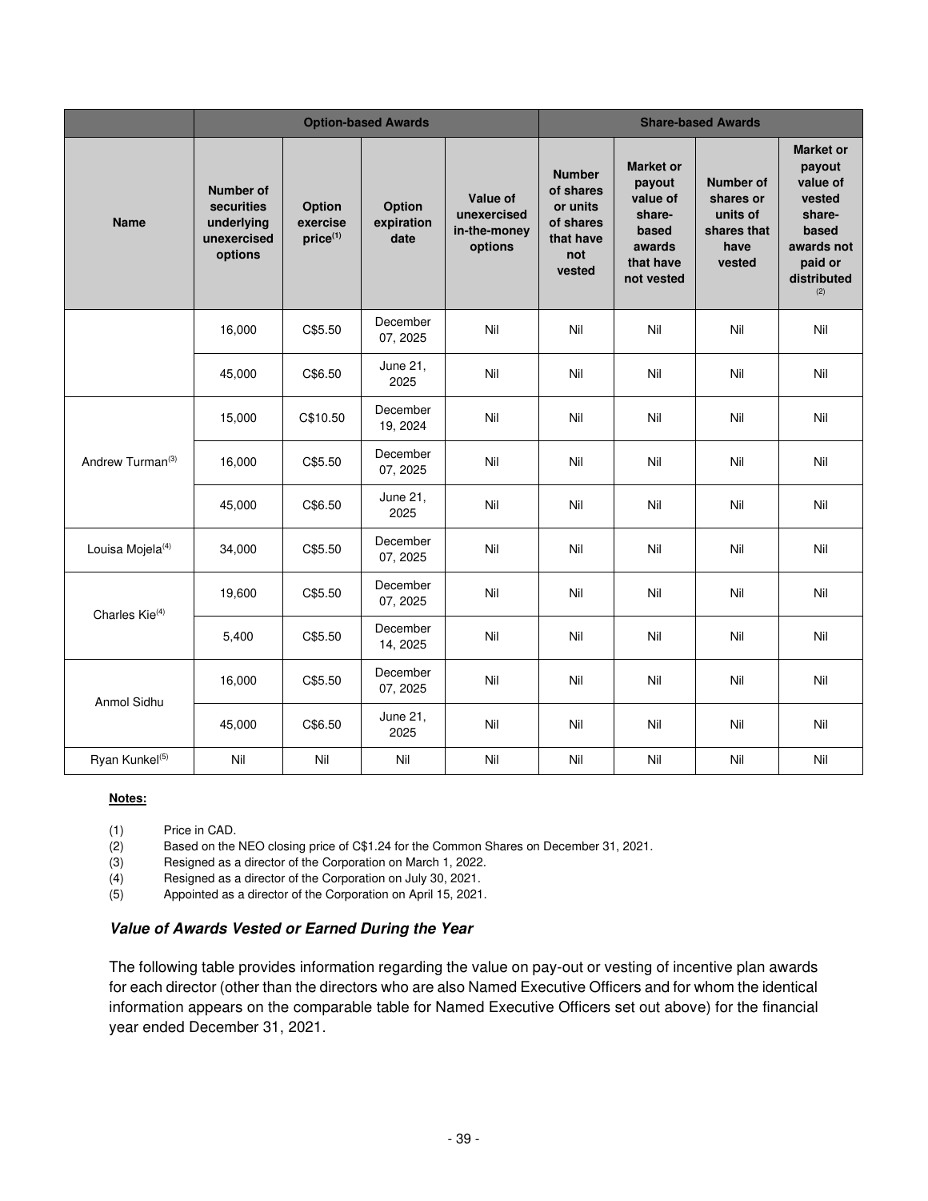| | Option-based Awards | | | | Share-based Awards | | | |
|---|---|---|---|---|---|---|---|---|
| Name | Number of securities underlying unexercised options | Option exercise price[(1)] | Option expiration date | Value of unexercised in-the-money options | Number of shares or units of shares that have not vested | Market or payout value of share-based awards that have not vested | Number of shares or units of shares that have vested | Market or payout value of vested share-based awards not paid or distributed[(2)] |
| | 16,000 | C$5.50 | December 07, 2025 | Nil | Nil | Nil | Nil | Nil |
| | 45,000 | C$6.50 | June 21, 2025 | Nil | Nil | Nil | Nil | Nil |
| Andrew Turman[(3)] | 15,000 | C$10.50 | December 19, 2024 | Nil | Nil | Nil | Nil | Nil |
| | 16,000 | C$5.50 | December 07, 2025 | Nil | Nil | Nil | Nil | Nil |
| | 45,000 | C$6.50 | June 21, 2025 | Nil | Nil | Nil | Nil | Nil |
| Louisa Mojela[(4)] | 34,000 | C$5.50 | December 07, 2025 | Nil | Nil | Nil | Nil | Nil |
| Charles Kie[(4)] | 19,600 | C$5.50 | December 07, 2025 | Nil | Nil | Nil | Nil | Nil |
| | 5,400 | C$5.50 | December 14, 2025 | Nil | Nil | Nil | Nil | Nil |
| Anmol Sidhu | 16,000 | C$5.50 | December 07, 2025 | Nil | Nil | Nil | Nil | Nil |
| | 45,000 | C$6.50 | June 21, 2025 | Nil | Nil | Nil | Nil | Nil |
| Ryan Kunkel[(5)] | Nil | Nil | Nil | Nil | Nil | Nil | Nil | Nil |

**Notes:**

(1) Price in CAD.
(2) Based on the NEO closing price of C$1.24 for the Common Shares on December 31, 2021.
(3) Resigned as a director of the Corporation on March 1, 2022.
(4) Resigned as a director of the Corporation on July 30, 2021.
(5) Appointed as a director of the Corporation on April 15, 2021.

### *Value of Awards Vested or Earned During the Year*

The following table provides information regarding the value on pay-out or vesting of incentive plan awards for each director (other than the directors who are also Named Executive Officers and for whom the identical information appears on the comparable table for Named Executive Officers set out above) for the financial year ended December 31, 2021.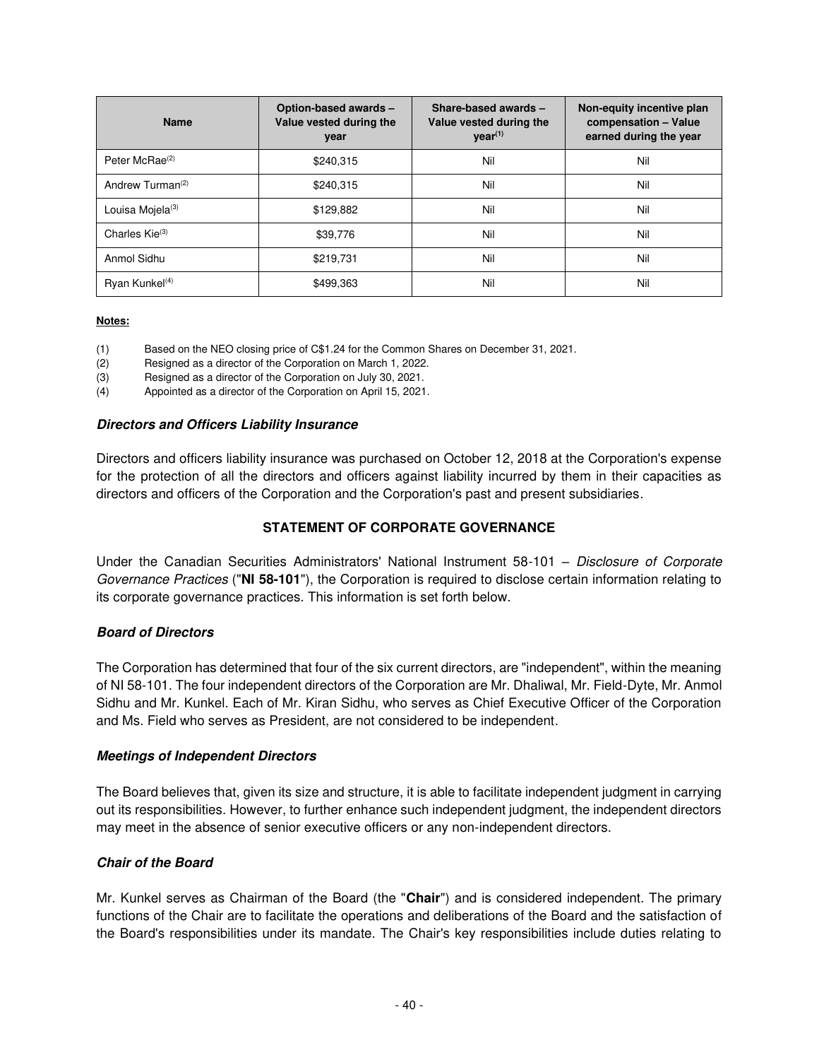| Name | Option-based awards – Value vested during the year | Share-based awards – Value vested during the year[(1)] | Non-equity incentive plan compensation – Value earned during the year |
|---|---|---|---|
| Peter McRae[(2)] | $240,315 | Nil | Nil |
| Andrew Turman[(2)] | $240,315 | Nil | Nil |
| Louisa Mojela[(3)] | $129,882 | Nil | Nil |
| Charles Kie[(3)] | $39,776 | Nil | Nil |
| Anmol Sidhu | $219,731 | Nil | Nil |
| Ryan Kunkel[(4)] | $499,363 | Nil | Nil |

**Notes:**

(1) Based on the NEO closing price of C$1.24 for the Common Shares on December 31, 2021.
(2) Resigned as a director of the Corporation on March 1, 2022.
(3) Resigned as a director of the Corporation on July 30, 2021.
(4) Appointed as a director of the Corporation on April 15, 2021.

### *Directors and Officers Liability Insurance*

Directors and officers liability insurance was purchased on October 12, 2018 at the Corporation's expense for the protection of all the directors and officers against liability incurred by them in their capacities as directors and officers of the Corporation and the Corporation's past and present subsidiaries.

## STATEMENT OF CORPORATE GOVERNANCE

Under the Canadian Securities Administrators' National Instrument 58-101 – *Disclosure of Corporate Governance Practices* ("**NI 58-101**"), the Corporation is required to disclose certain information relating to its corporate governance practices. This information is set forth below.

### *Board of Directors*

The Corporation has determined that four of the six current directors, are "independent", within the meaning of NI 58-101. The four independent directors of the Corporation are Mr. Dhaliwal, Mr. Field-Dyte, Mr. Anmol Sidhu and Mr. Kunkel. Each of Mr. Kiran Sidhu, who serves as Chief Executive Officer of the Corporation and Ms. Field who serves as President, are not considered to be independent.

### *Meetings of Independent Directors*

The Board believes that, given its size and structure, it is able to facilitate independent judgment in carrying out its responsibilities. However, to further enhance such independent judgment, the independent directors may meet in the absence of senior executive officers or any non-independent directors.

### *Chair of the Board*

Mr. Kunkel serves as Chairman of the Board (the "**Chair**") and is considered independent. The primary functions of the Chair are to facilitate the operations and deliberations of the Board and the satisfaction of the Board's responsibilities under its mandate. The Chair's key responsibilities include duties relating to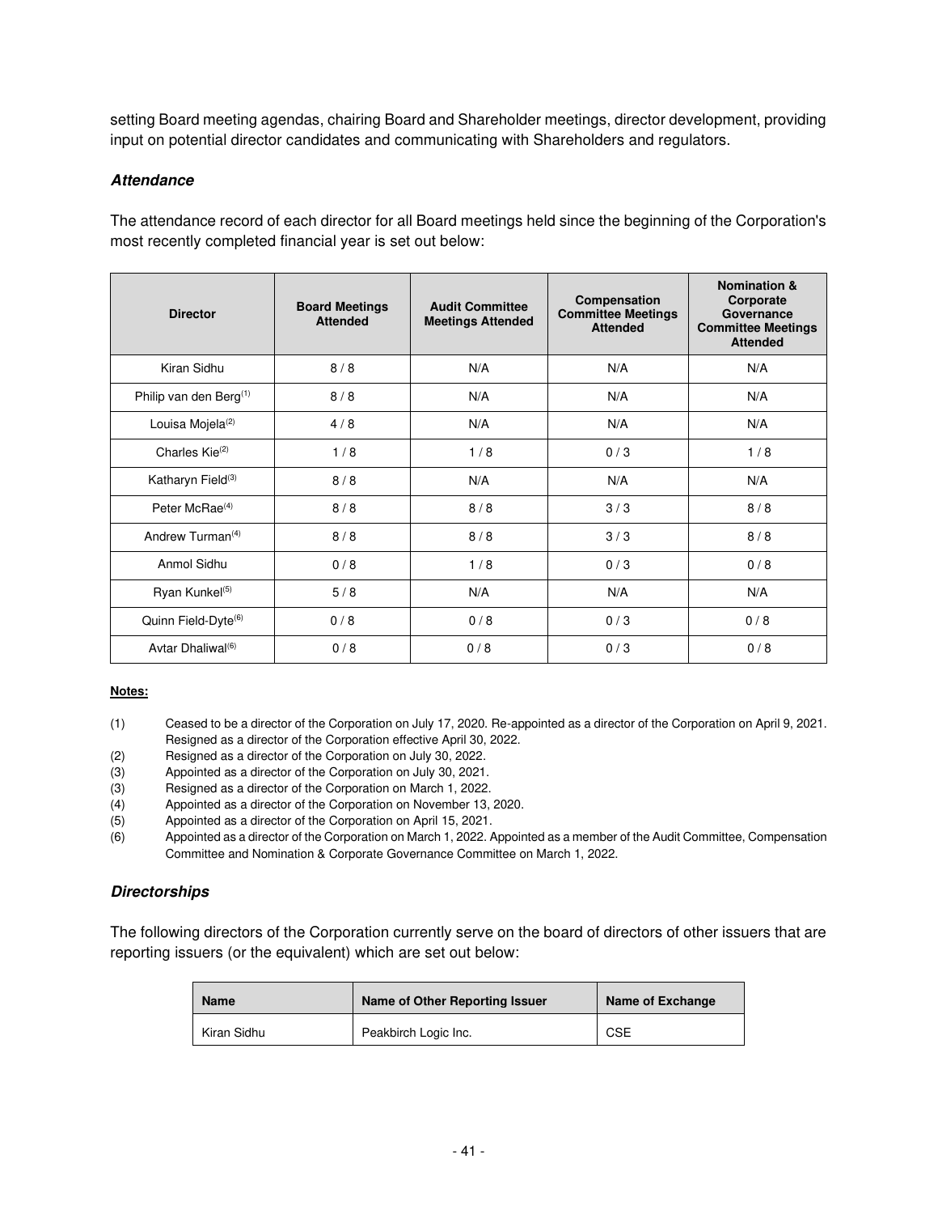setting Board meeting agendas, chairing Board and Shareholder meetings, director development, providing input on potential director candidates and communicating with Shareholders and regulators.

### *Attendance*

The attendance record of each director for all Board meetings held since the beginning of the Corporation's most recently completed financial year is set out below:

| Director | Board Meetings Attended | Audit Committee Meetings Attended | Compensation Committee Meetings Attended | Nomination & Corporate Governance Committee Meetings Attended |
|---|---|---|---|---|
| Kiran Sidhu | 8 / 8 | N/A | N/A | N/A |
| Philip van den Berg[(1)] | 8 / 8 | N/A | N/A | N/A |
| Louisa Mojela[(2)] | 4 / 8 | N/A | N/A | N/A |
| Charles Kie[(2)] | 1 / 8 | 1 / 8 | 0 / 3 | 1 / 8 |
| Katharyn Field[(3)] | 8 / 8 | N/A | N/A | N/A |
| Peter McRae[(4)] | 8 / 8 | 8 / 8 | 3 / 3 | 8 / 8 |
| Andrew Turman[(4)] | 8 / 8 | 8 / 8 | 3 / 3 | 8 / 8 |
| Anmol Sidhu | 0 / 8 | 1 / 8 | 0 / 3 | 0 / 8 |
| Ryan Kunkel[(5)] | 5 / 8 | N/A | N/A | N/A |
| Quinn Field-Dyte[(6)] | 0 / 8 | 0 / 8 | 0 / 3 | 0 / 8 |
| Avtar Dhaliwal[(6)] | 0 / 8 | 0 / 8 | 0 / 3 | 0 / 8 |

**Notes:**

(1) Ceased to be a director of the Corporation on July 17, 2020. Re-appointed as a director of the Corporation on April 9, 2021. Resigned as a director of the Corporation effective April 30, 2022.

(2) Resigned as a director of the Corporation on July 30, 2022.

(3) Appointed as a director of the Corporation on July 30, 2021.

(3) Resigned as a director of the Corporation on March 1, 2022.

(4) Appointed as a director of the Corporation on November 13, 2020.

(5) Appointed as a director of the Corporation on April 15, 2021.

(6) Appointed as a director of the Corporation on March 1, 2022. Appointed as a member of the Audit Committee, Compensation Committee and Nomination & Corporate Governance Committee on March 1, 2022.

### *Directorships*

The following directors of the Corporation currently serve on the board of directors of other issuers that are reporting issuers (or the equivalent) which are set out below:

| Name | Name of Other Reporting Issuer | Name of Exchange |
|---|---|---|
| Kiran Sidhu | Peakbirch Logic Inc. | CSE |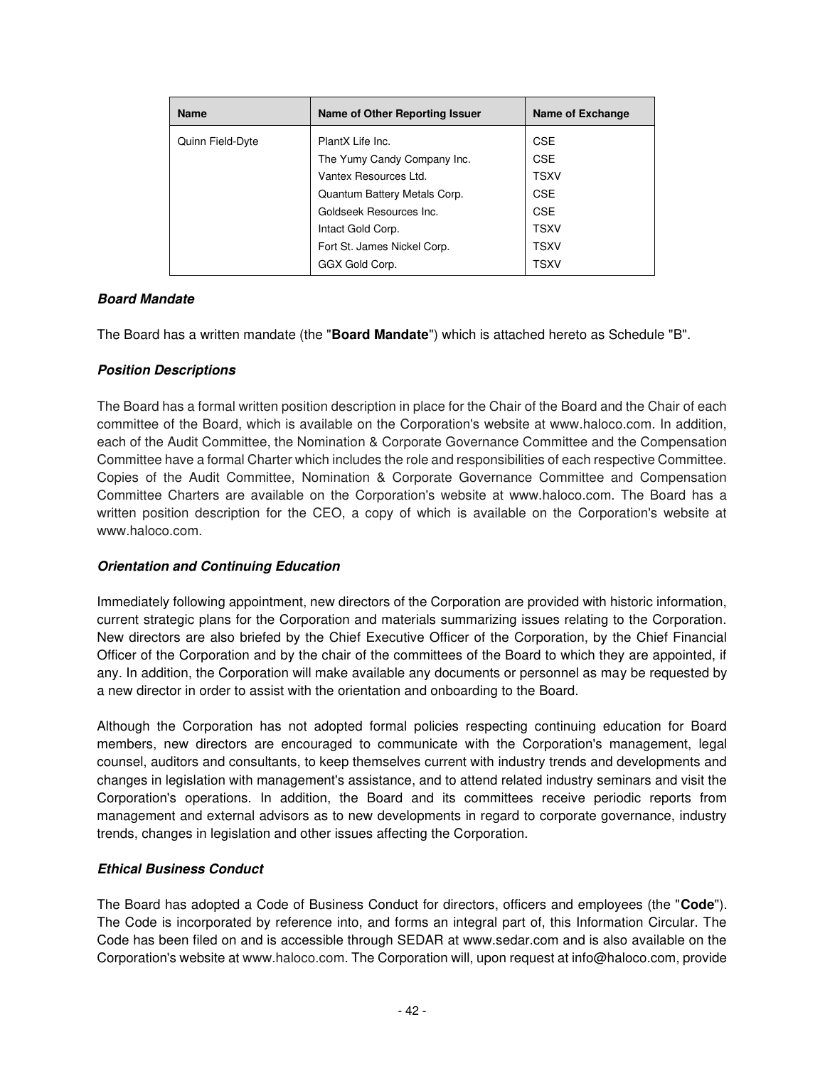| Name | Name of Other Reporting Issuer | Name of Exchange |
|---|---|---|
| Quinn Field-Dyte | PlantX Life Inc.<br>The Yumy Candy Company Inc.<br>Vantex Resources Ltd.<br>Quantum Battery Metals Corp.<br>Goldseek Resources Inc.<br>Intact Gold Corp.<br>Fort St. James Nickel Corp.<br>GGX Gold Corp. | CSE<br>CSE<br>TSXV<br>CSE<br>CSE<br>TSXV<br>TSXV<br>TSXV |

***Board Mandate***

The Board has a written mandate (the "**Board Mandate**") which is attached hereto as Schedule "B".

***Position Descriptions***

The Board has a formal written position description in place for the Chair of the Board and the Chair of each committee of the Board, which is available on the Corporation's website at www.haloco.com. In addition, each of the Audit Committee, the Nomination & Corporate Governance Committee and the Compensation Committee have a formal Charter which includes the role and responsibilities of each respective Committee. Copies of the Audit Committee, Nomination & Corporate Governance Committee and Compensation Committee Charters are available on the Corporation's website at www.haloco.com. The Board has a written position description for the CEO, a copy of which is available on the Corporation's website at www.haloco.com.

***Orientation and Continuing Education***

Immediately following appointment, new directors of the Corporation are provided with historic information, current strategic plans for the Corporation and materials summarizing issues relating to the Corporation. New directors are also briefed by the Chief Executive Officer of the Corporation, by the Chief Financial Officer of the Corporation and by the chair of the committees of the Board to which they are appointed, if any. In addition, the Corporation will make available any documents or personnel as may be requested by a new director in order to assist with the orientation and onboarding to the Board.

Although the Corporation has not adopted formal policies respecting continuing education for Board members, new directors are encouraged to communicate with the Corporation's management, legal counsel, auditors and consultants, to keep themselves current with industry trends and developments and changes in legislation with management's assistance, and to attend related industry seminars and visit the Corporation's operations. In addition, the Board and its committees receive periodic reports from management and external advisors as to new developments in regard to corporate governance, industry trends, changes in legislation and other issues affecting the Corporation.

***Ethical Business Conduct***

The Board has adopted a Code of Business Conduct for directors, officers and employees (the "**Code**"). The Code is incorporated by reference into, and forms an integral part of, this Information Circular. The Code has been filed on and is accessible through SEDAR at www.sedar.com and is also available on the Corporation's website at www.haloco.com. The Corporation will, upon request at info@haloco.com, provide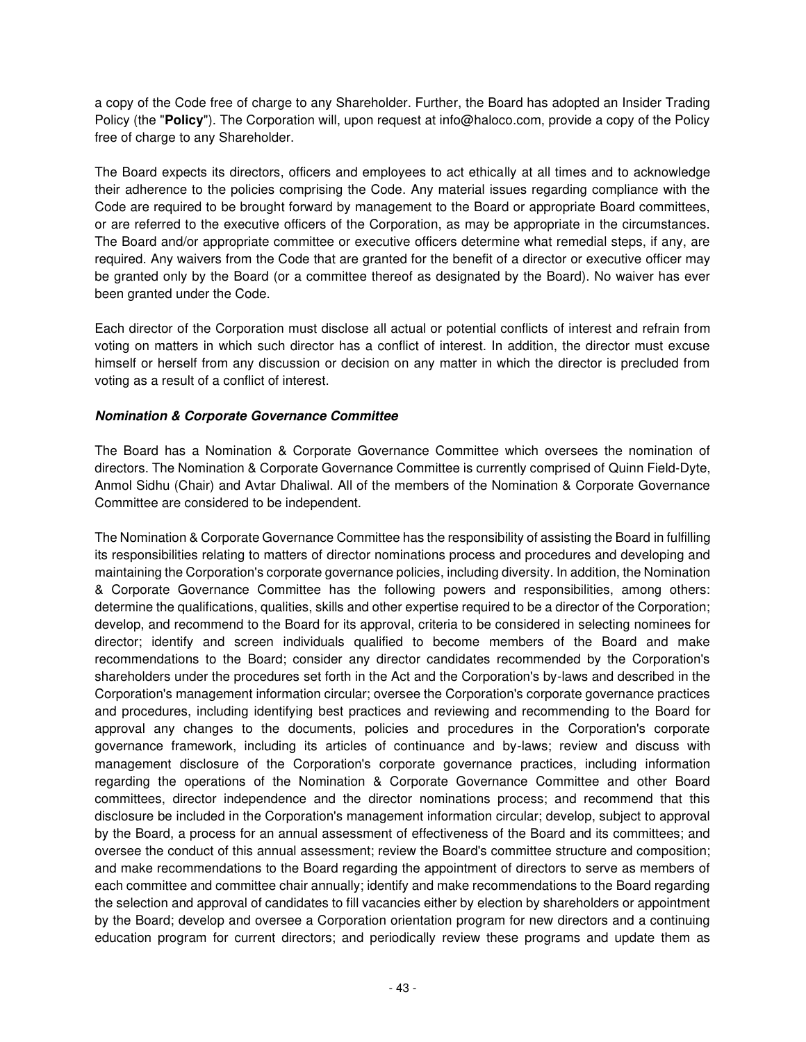a copy of the Code free of charge to any Shareholder. Further, the Board has adopted an Insider Trading Policy (the "**Policy**"). The Corporation will, upon request at info@haloco.com, provide a copy of the Policy free of charge to any Shareholder.

The Board expects its directors, officers and employees to act ethically at all times and to acknowledge their adherence to the policies comprising the Code. Any material issues regarding compliance with the Code are required to be brought forward by management to the Board or appropriate Board committees, or are referred to the executive officers of the Corporation, as may be appropriate in the circumstances. The Board and/or appropriate committee or executive officers determine what remedial steps, if any, are required. Any waivers from the Code that are granted for the benefit of a director or executive officer may be granted only by the Board (or a committee thereof as designated by the Board). No waiver has ever been granted under the Code.

Each director of the Corporation must disclose all actual or potential conflicts of interest and refrain from voting on matters in which such director has a conflict of interest. In addition, the director must excuse himself or herself from any discussion or decision on any matter in which the director is precluded from voting as a result of a conflict of interest.

***Nomination & Corporate Governance Committee***

The Board has a Nomination & Corporate Governance Committee which oversees the nomination of directors. The Nomination & Corporate Governance Committee is currently comprised of Quinn Field-Dyte, Anmol Sidhu (Chair) and Avtar Dhaliwal. All of the members of the Nomination & Corporate Governance Committee are considered to be independent.

The Nomination & Corporate Governance Committee has the responsibility of assisting the Board in fulfilling its responsibilities relating to matters of director nominations process and procedures and developing and maintaining the Corporation's corporate governance policies, including diversity. In addition, the Nomination & Corporate Governance Committee has the following powers and responsibilities, among others: determine the qualifications, qualities, skills and other expertise required to be a director of the Corporation; develop, and recommend to the Board for its approval, criteria to be considered in selecting nominees for director; identify and screen individuals qualified to become members of the Board and make recommendations to the Board; consider any director candidates recommended by the Corporation's shareholders under the procedures set forth in the Act and the Corporation's by-laws and described in the Corporation's management information circular; oversee the Corporation's corporate governance practices and procedures, including identifying best practices and reviewing and recommending to the Board for approval any changes to the documents, policies and procedures in the Corporation's corporate governance framework, including its articles of continuance and by-laws; review and discuss with management disclosure of the Corporation's corporate governance practices, including information regarding the operations of the Nomination & Corporate Governance Committee and other Board committees, director independence and the director nominations process; and recommend that this disclosure be included in the Corporation's management information circular; develop, subject to approval by the Board, a process for an annual assessment of effectiveness of the Board and its committees; and oversee the conduct of this annual assessment; review the Board's committee structure and composition; and make recommendations to the Board regarding the appointment of directors to serve as members of each committee and committee chair annually; identify and make recommendations to the Board regarding the selection and approval of candidates to fill vacancies either by election by shareholders or appointment by the Board; develop and oversee a Corporation orientation program for new directors and a continuing education program for current directors; and periodically review these programs and update them as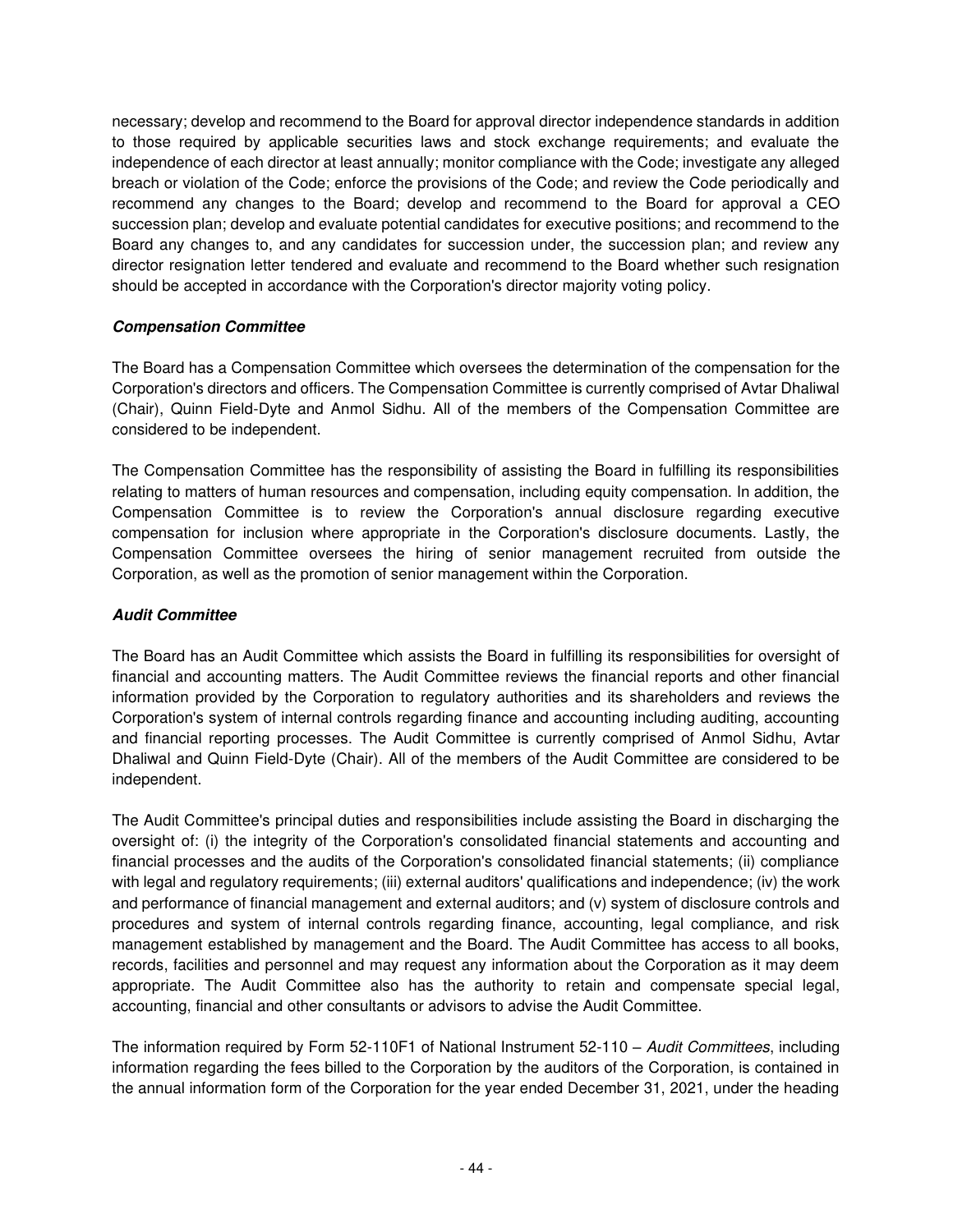necessary; develop and recommend to the Board for approval director independence standards in addition to those required by applicable securities laws and stock exchange requirements; and evaluate the independence of each director at least annually; monitor compliance with the Code; investigate any alleged breach or violation of the Code; enforce the provisions of the Code; and review the Code periodically and recommend any changes to the Board; develop and recommend to the Board for approval a CEO succession plan; develop and evaluate potential candidates for executive positions; and recommend to the Board any changes to, and any candidates for succession under, the succession plan; and review any director resignation letter tendered and evaluate and recommend to the Board whether such resignation should be accepted in accordance with the Corporation's director majority voting policy.

### ***Compensation Committee***

The Board has a Compensation Committee which oversees the determination of the compensation for the Corporation's directors and officers. The Compensation Committee is currently comprised of Avtar Dhaliwal (Chair), Quinn Field-Dyte and Anmol Sidhu. All of the members of the Compensation Committee are considered to be independent.

The Compensation Committee has the responsibility of assisting the Board in fulfilling its responsibilities relating to matters of human resources and compensation, including equity compensation. In addition, the Compensation Committee is to review the Corporation's annual disclosure regarding executive compensation for inclusion where appropriate in the Corporation's disclosure documents. Lastly, the Compensation Committee oversees the hiring of senior management recruited from outside the Corporation, as well as the promotion of senior management within the Corporation.

### ***Audit Committee***

The Board has an Audit Committee which assists the Board in fulfilling its responsibilities for oversight of financial and accounting matters. The Audit Committee reviews the financial reports and other financial information provided by the Corporation to regulatory authorities and its shareholders and reviews the Corporation's system of internal controls regarding finance and accounting including auditing, accounting and financial reporting processes. The Audit Committee is currently comprised of Anmol Sidhu, Avtar Dhaliwal and Quinn Field-Dyte (Chair). All of the members of the Audit Committee are considered to be independent.

The Audit Committee's principal duties and responsibilities include assisting the Board in discharging the oversight of: (i) the integrity of the Corporation's consolidated financial statements and accounting and financial processes and the audits of the Corporation's consolidated financial statements; (ii) compliance with legal and regulatory requirements; (iii) external auditors' qualifications and independence; (iv) the work and performance of financial management and external auditors; and (v) system of disclosure controls and procedures and system of internal controls regarding finance, accounting, legal compliance, and risk management established by management and the Board. The Audit Committee has access to all books, records, facilities and personnel and may request any information about the Corporation as it may deem appropriate. The Audit Committee also has the authority to retain and compensate special legal, accounting, financial and other consultants or advisors to advise the Audit Committee.

The information required by Form 52-110F1 of National Instrument 52-110 – *Audit Committees*, including information regarding the fees billed to the Corporation by the auditors of the Corporation, is contained in the annual information form of the Corporation for the year ended December 31, 2021, under the heading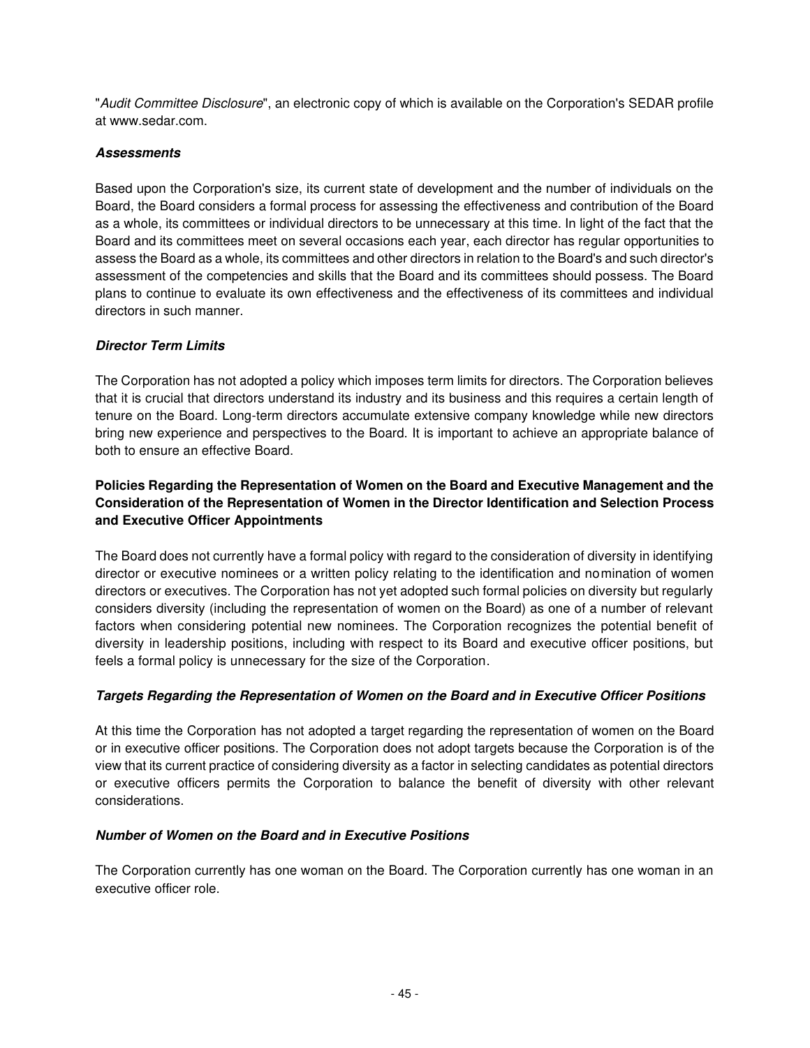"*Audit Committee Disclosure*", an electronic copy of which is available on the Corporation's SEDAR profile at www.sedar.com.

***Assessments***

Based upon the Corporation's size, its current state of development and the number of individuals on the Board, the Board considers a formal process for assessing the effectiveness and contribution of the Board as a whole, its committees or individual directors to be unnecessary at this time. In light of the fact that the Board and its committees meet on several occasions each year, each director has regular opportunities to assess the Board as a whole, its committees and other directors in relation to the Board's and such director's assessment of the competencies and skills that the Board and its committees should possess. The Board plans to continue to evaluate its own effectiveness and the effectiveness of its committees and individual directors in such manner.

***Director Term Limits***

The Corporation has not adopted a policy which imposes term limits for directors. The Corporation believes that it is crucial that directors understand its industry and its business and this requires a certain length of tenure on the Board. Long-term directors accumulate extensive company knowledge while new directors bring new experience and perspectives to the Board. It is important to achieve an appropriate balance of both to ensure an effective Board.

**Policies Regarding the Representation of Women on the Board and Executive Management and the Consideration of the Representation of Women in the Director Identification and Selection Process and Executive Officer Appointments**

The Board does not currently have a formal policy with regard to the consideration of diversity in identifying director or executive nominees or a written policy relating to the identification and nomination of women directors or executives. The Corporation has not yet adopted such formal policies on diversity but regularly considers diversity (including the representation of women on the Board) as one of a number of relevant factors when considering potential new nominees. The Corporation recognizes the potential benefit of diversity in leadership positions, including with respect to its Board and executive officer positions, but feels a formal policy is unnecessary for the size of the Corporation.

***Targets Regarding the Representation of Women on the Board and in Executive Officer Positions***

At this time the Corporation has not adopted a target regarding the representation of women on the Board or in executive officer positions. The Corporation does not adopt targets because the Corporation is of the view that its current practice of considering diversity as a factor in selecting candidates as potential directors or executive officers permits the Corporation to balance the benefit of diversity with other relevant considerations.

***Number of Women on the Board and in Executive Positions***

The Corporation currently has one woman on the Board. The Corporation currently has one woman in an executive officer role.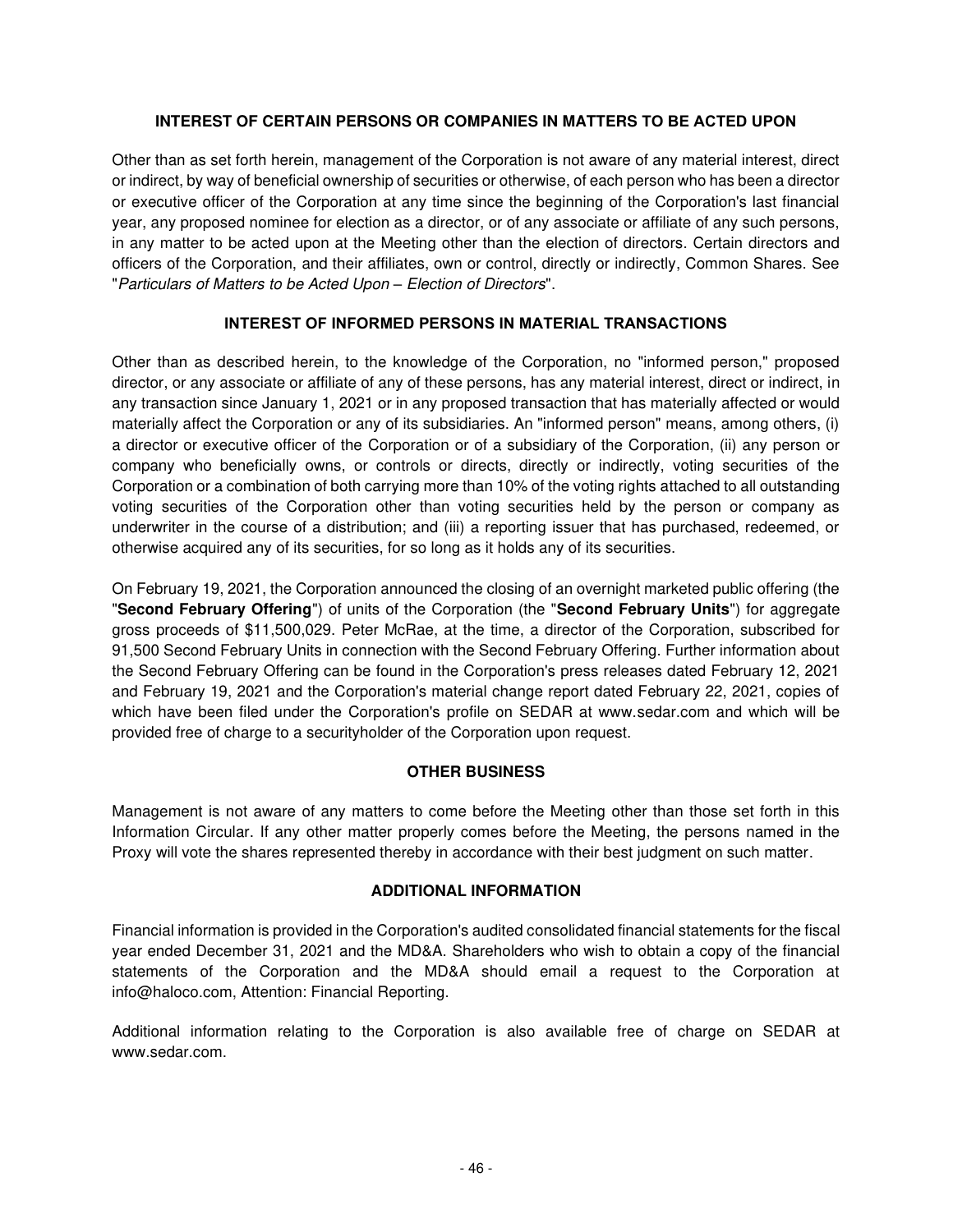## INTEREST OF CERTAIN PERSONS OR COMPANIES IN MATTERS TO BE ACTED UPON

Other than as set forth herein, management of the Corporation is not aware of any material interest, direct or indirect, by way of beneficial ownership of securities or otherwise, of each person who has been a director or executive officer of the Corporation at any time since the beginning of the Corporation's last financial year, any proposed nominee for election as a director, or of any associate or affiliate of any such persons, in any matter to be acted upon at the Meeting other than the election of directors. Certain directors and officers of the Corporation, and their affiliates, own or control, directly or indirectly, Common Shares. See "*Particulars of Matters to be Acted Upon – Election of Directors*".

## INTEREST OF INFORMED PERSONS IN MATERIAL TRANSACTIONS

Other than as described herein, to the knowledge of the Corporation, no "informed person," proposed director, or any associate or affiliate of any of these persons, has any material interest, direct or indirect, in any transaction since January 1, 2021 or in any proposed transaction that has materially affected or would materially affect the Corporation or any of its subsidiaries. An "informed person" means, among others, (i) a director or executive officer of the Corporation or of a subsidiary of the Corporation, (ii) any person or company who beneficially owns, or controls or directs, directly or indirectly, voting securities of the Corporation or a combination of both carrying more than 10% of the voting rights attached to all outstanding voting securities of the Corporation other than voting securities held by the person or company as underwriter in the course of a distribution; and (iii) a reporting issuer that has purchased, redeemed, or otherwise acquired any of its securities, for so long as it holds any of its securities.

On February 19, 2021, the Corporation announced the closing of an overnight marketed public offering (the "**Second February Offering**") of units of the Corporation (the "**Second February Units**") for aggregate gross proceeds of $11,500,029. Peter McRae, at the time, a director of the Corporation, subscribed for 91,500 Second February Units in connection with the Second February Offering. Further information about the Second February Offering can be found in the Corporation's press releases dated February 12, 2021 and February 19, 2021 and the Corporation's material change report dated February 22, 2021, copies of which have been filed under the Corporation's profile on SEDAR at www.sedar.com and which will be provided free of charge to a securityholder of the Corporation upon request.

## OTHER BUSINESS

Management is not aware of any matters to come before the Meeting other than those set forth in this Information Circular. If any other matter properly comes before the Meeting, the persons named in the Proxy will vote the shares represented thereby in accordance with their best judgment on such matter.

## ADDITIONAL INFORMATION

Financial information is provided in the Corporation's audited consolidated financial statements for the fiscal year ended December 31, 2021 and the MD&A. Shareholders who wish to obtain a copy of the financial statements of the Corporation and the MD&A should email a request to the Corporation at info@haloco.com, Attention: Financial Reporting.

Additional information relating to the Corporation is also available free of charge on SEDAR at www.sedar.com.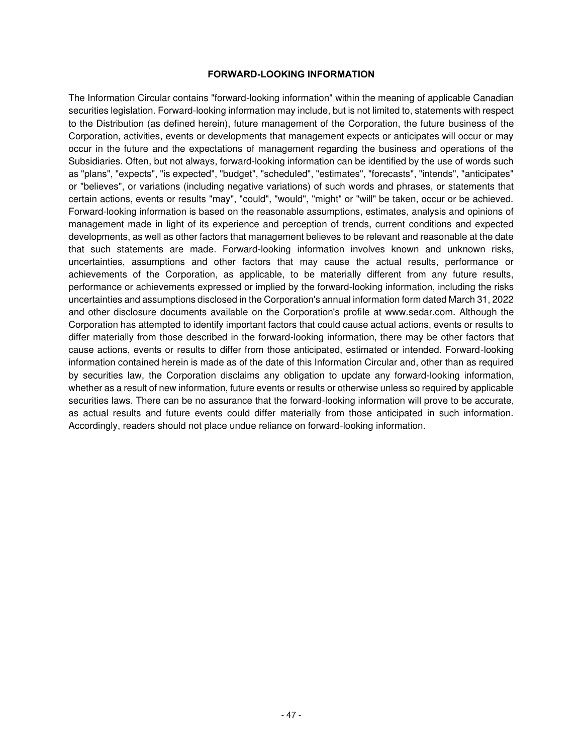## FORWARD-LOOKING INFORMATION

The Information Circular contains "forward-looking information" within the meaning of applicable Canadian securities legislation. Forward-looking information may include, but is not limited to, statements with respect to the Distribution (as defined herein), future management of the Corporation, the future business of the Corporation, activities, events or developments that management expects or anticipates will occur or may occur in the future and the expectations of management regarding the business and operations of the Subsidiaries. Often, but not always, forward-looking information can be identified by the use of words such as "plans", "expects", "is expected", "budget", "scheduled", "estimates", "forecasts", "intends", "anticipates" or "believes", or variations (including negative variations) of such words and phrases, or statements that certain actions, events or results "may", "could", "would", "might" or "will" be taken, occur or be achieved. Forward-looking information is based on the reasonable assumptions, estimates, analysis and opinions of management made in light of its experience and perception of trends, current conditions and expected developments, as well as other factors that management believes to be relevant and reasonable at the date that such statements are made. Forward-looking information involves known and unknown risks, uncertainties, assumptions and other factors that may cause the actual results, performance or achievements of the Corporation, as applicable, to be materially different from any future results, performance or achievements expressed or implied by the forward-looking information, including the risks uncertainties and assumptions disclosed in the Corporation's annual information form dated March 31, 2022 and other disclosure documents available on the Corporation's profile at www.sedar.com. Although the Corporation has attempted to identify important factors that could cause actual actions, events or results to differ materially from those described in the forward-looking information, there may be other factors that cause actions, events or results to differ from those anticipated, estimated or intended. Forward-looking information contained herein is made as of the date of this Information Circular and, other than as required by securities law, the Corporation disclaims any obligation to update any forward-looking information, whether as a result of new information, future events or results or otherwise unless so required by applicable securities laws. There can be no assurance that the forward-looking information will prove to be accurate, as actual results and future events could differ materially from those anticipated in such information. Accordingly, readers should not place undue reliance on forward-looking information.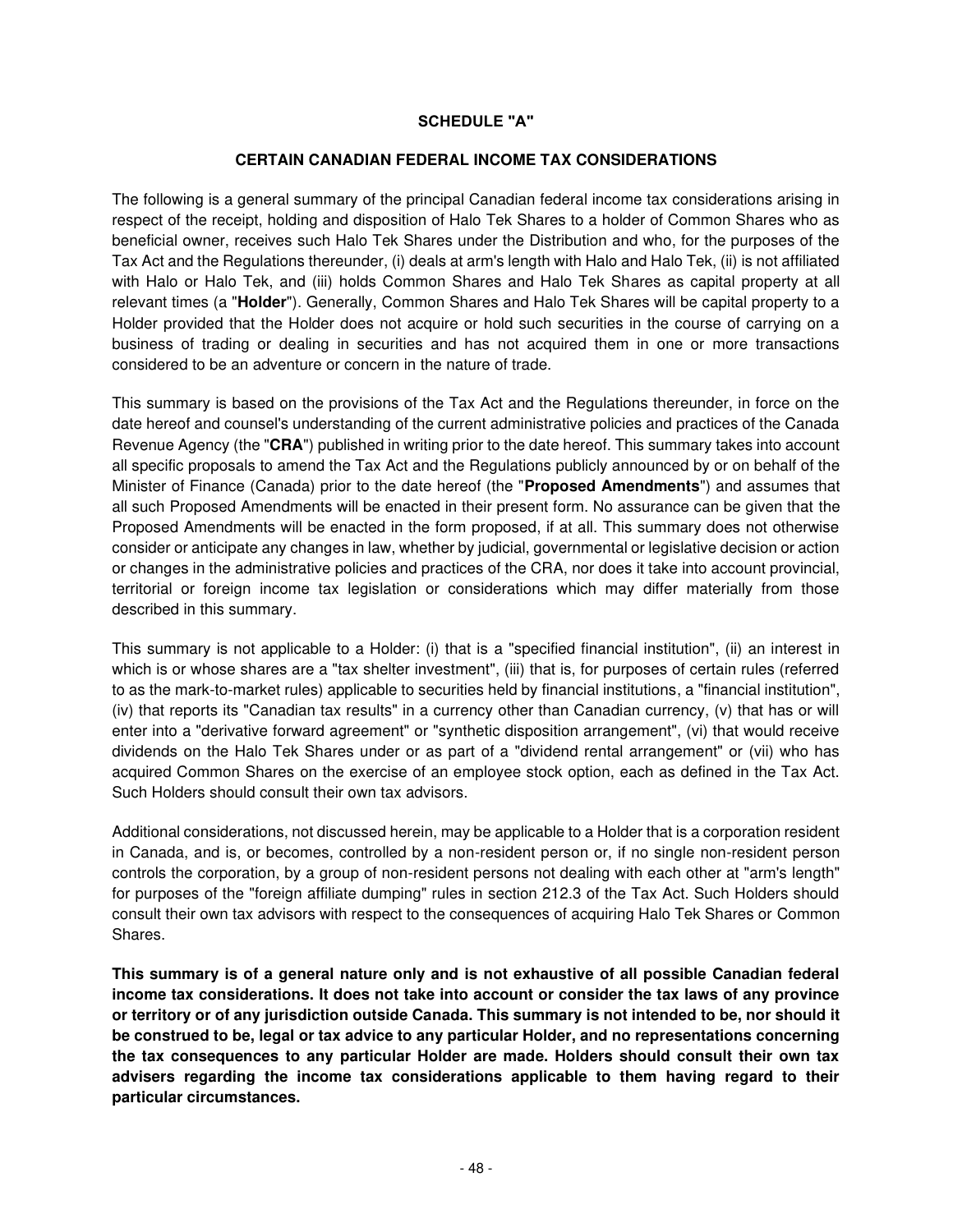# SCHEDULE "A"

## CERTAIN CANADIAN FEDERAL INCOME TAX CONSIDERATIONS

The following is a general summary of the principal Canadian federal income tax considerations arising in respect of the receipt, holding and disposition of Halo Tek Shares to a holder of Common Shares who as beneficial owner, receives such Halo Tek Shares under the Distribution and who, for the purposes of the Tax Act and the Regulations thereunder, (i) deals at arm's length with Halo and Halo Tek, (ii) is not affiliated with Halo or Halo Tek, and (iii) holds Common Shares and Halo Tek Shares as capital property at all relevant times (a "**Holder**"). Generally, Common Shares and Halo Tek Shares will be capital property to a Holder provided that the Holder does not acquire or hold such securities in the course of carrying on a business of trading or dealing in securities and has not acquired them in one or more transactions considered to be an adventure or concern in the nature of trade.

This summary is based on the provisions of the Tax Act and the Regulations thereunder, in force on the date hereof and counsel's understanding of the current administrative policies and practices of the Canada Revenue Agency (the "**CRA**") published in writing prior to the date hereof. This summary takes into account all specific proposals to amend the Tax Act and the Regulations publicly announced by or on behalf of the Minister of Finance (Canada) prior to the date hereof (the "**Proposed Amendments**") and assumes that all such Proposed Amendments will be enacted in their present form. No assurance can be given that the Proposed Amendments will be enacted in the form proposed, if at all. This summary does not otherwise consider or anticipate any changes in law, whether by judicial, governmental or legislative decision or action or changes in the administrative policies and practices of the CRA, nor does it take into account provincial, territorial or foreign income tax legislation or considerations which may differ materially from those described in this summary.

This summary is not applicable to a Holder: (i) that is a "specified financial institution", (ii) an interest in which is or whose shares are a "tax shelter investment", (iii) that is, for purposes of certain rules (referred to as the mark-to-market rules) applicable to securities held by financial institutions, a "financial institution", (iv) that reports its "Canadian tax results" in a currency other than Canadian currency, (v) that has or will enter into a "derivative forward agreement" or "synthetic disposition arrangement", (vi) that would receive dividends on the Halo Tek Shares under or as part of a "dividend rental arrangement" or (vii) who has acquired Common Shares on the exercise of an employee stock option, each as defined in the Tax Act. Such Holders should consult their own tax advisors.

Additional considerations, not discussed herein, may be applicable to a Holder that is a corporation resident in Canada, and is, or becomes, controlled by a non-resident person or, if no single non-resident person controls the corporation, by a group of non-resident persons not dealing with each other at "arm's length" for purposes of the "foreign affiliate dumping" rules in section 212.3 of the Tax Act. Such Holders should consult their own tax advisors with respect to the consequences of acquiring Halo Tek Shares or Common Shares.

**This summary is of a general nature only and is not exhaustive of all possible Canadian federal income tax considerations. It does not take into account or consider the tax laws of any province or territory or of any jurisdiction outside Canada. This summary is not intended to be, nor should it be construed to be, legal or tax advice to any particular Holder, and no representations concerning the tax consequences to any particular Holder are made. Holders should consult their own tax advisers regarding the income tax considerations applicable to them having regard to their particular circumstances.**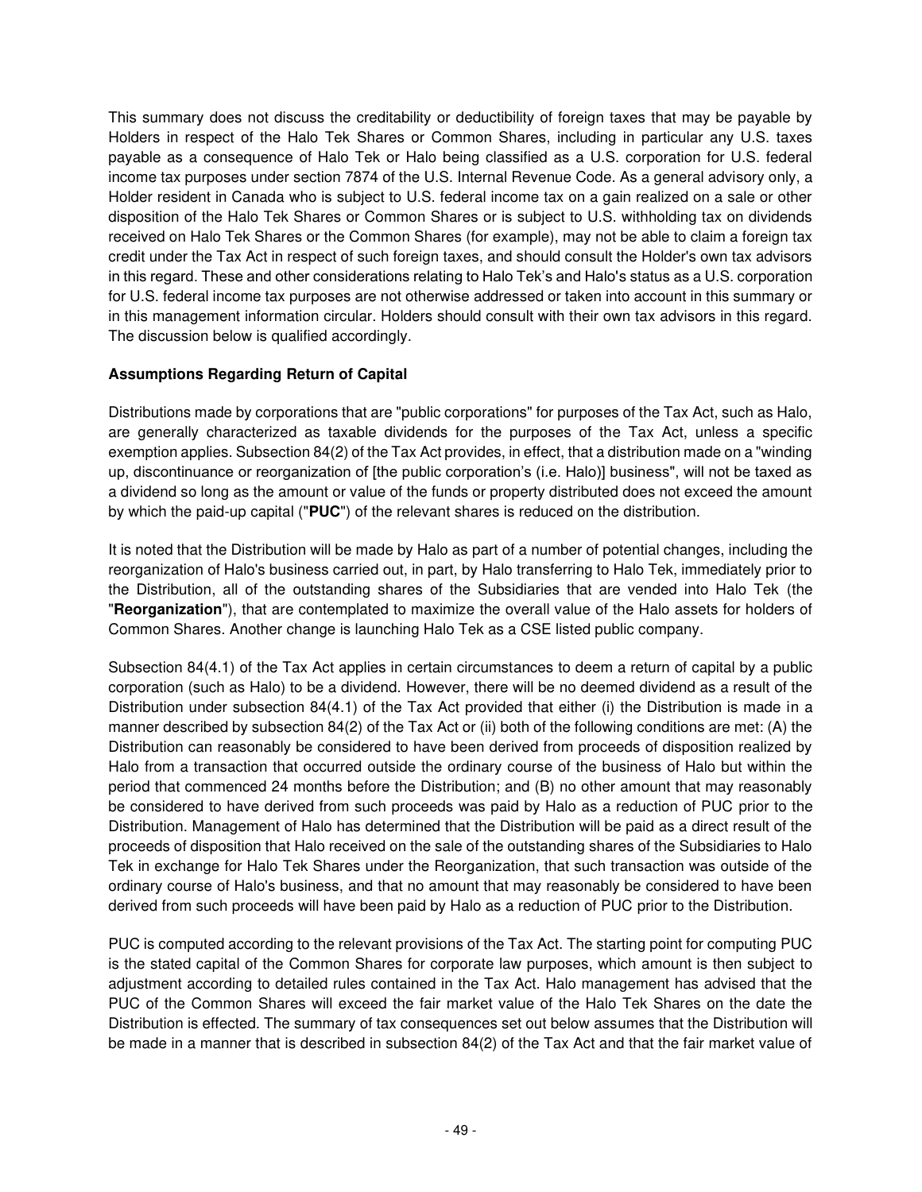This summary does not discuss the creditability or deductibility of foreign taxes that may be payable by Holders in respect of the Halo Tek Shares or Common Shares, including in particular any U.S. taxes payable as a consequence of Halo Tek or Halo being classified as a U.S. corporation for U.S. federal income tax purposes under section 7874 of the U.S. Internal Revenue Code. As a general advisory only, a Holder resident in Canada who is subject to U.S. federal income tax on a gain realized on a sale or other disposition of the Halo Tek Shares or Common Shares or is subject to U.S. withholding tax on dividends received on Halo Tek Shares or the Common Shares (for example), may not be able to claim a foreign tax credit under the Tax Act in respect of such foreign taxes, and should consult the Holder's own tax advisors in this regard. These and other considerations relating to Halo Tek's and Halo's status as a U.S. corporation for U.S. federal income tax purposes are not otherwise addressed or taken into account in this summary or in this management information circular. Holders should consult with their own tax advisors in this regard. The discussion below is qualified accordingly.

**Assumptions Regarding Return of Capital**

Distributions made by corporations that are "public corporations" for purposes of the Tax Act, such as Halo, are generally characterized as taxable dividends for the purposes of the Tax Act, unless a specific exemption applies. Subsection 84(2) of the Tax Act provides, in effect, that a distribution made on a "winding up, discontinuance or reorganization of [the public corporation's (i.e. Halo)] business", will not be taxed as a dividend so long as the amount or value of the funds or property distributed does not exceed the amount by which the paid-up capital ("**PUC**") of the relevant shares is reduced on the distribution.

It is noted that the Distribution will be made by Halo as part of a number of potential changes, including the reorganization of Halo's business carried out, in part, by Halo transferring to Halo Tek, immediately prior to the Distribution, all of the outstanding shares of the Subsidiaries that are vended into Halo Tek (the "**Reorganization**"), that are contemplated to maximize the overall value of the Halo assets for holders of Common Shares. Another change is launching Halo Tek as a CSE listed public company.

Subsection 84(4.1) of the Tax Act applies in certain circumstances to deem a return of capital by a public corporation (such as Halo) to be a dividend. However, there will be no deemed dividend as a result of the Distribution under subsection 84(4.1) of the Tax Act provided that either (i) the Distribution is made in a manner described by subsection 84(2) of the Tax Act or (ii) both of the following conditions are met: (A) the Distribution can reasonably be considered to have been derived from proceeds of disposition realized by Halo from a transaction that occurred outside the ordinary course of the business of Halo but within the period that commenced 24 months before the Distribution; and (B) no other amount that may reasonably be considered to have derived from such proceeds was paid by Halo as a reduction of PUC prior to the Distribution. Management of Halo has determined that the Distribution will be paid as a direct result of the proceeds of disposition that Halo received on the sale of the outstanding shares of the Subsidiaries to Halo Tek in exchange for Halo Tek Shares under the Reorganization, that such transaction was outside of the ordinary course of Halo's business, and that no amount that may reasonably be considered to have been derived from such proceeds will have been paid by Halo as a reduction of PUC prior to the Distribution.

PUC is computed according to the relevant provisions of the Tax Act. The starting point for computing PUC is the stated capital of the Common Shares for corporate law purposes, which amount is then subject to adjustment according to detailed rules contained in the Tax Act. Halo management has advised that the PUC of the Common Shares will exceed the fair market value of the Halo Tek Shares on the date the Distribution is effected. The summary of tax consequences set out below assumes that the Distribution will be made in a manner that is described in subsection 84(2) of the Tax Act and that the fair market value of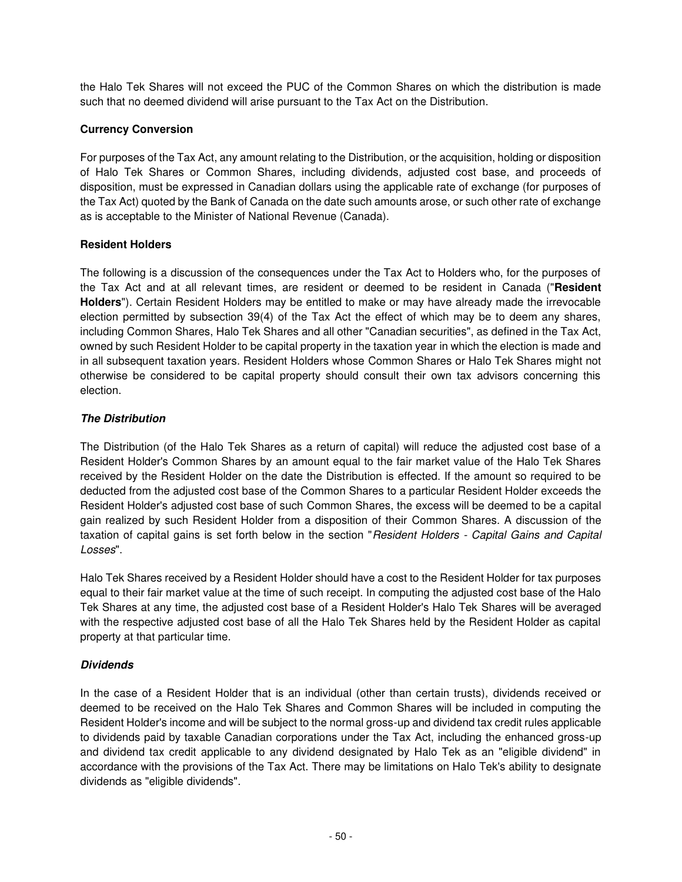the Halo Tek Shares will not exceed the PUC of the Common Shares on which the distribution is made such that no deemed dividend will arise pursuant to the Tax Act on the Distribution.

### Currency Conversion

For purposes of the Tax Act, any amount relating to the Distribution, or the acquisition, holding or disposition of Halo Tek Shares or Common Shares, including dividends, adjusted cost base, and proceeds of disposition, must be expressed in Canadian dollars using the applicable rate of exchange (for purposes of the Tax Act) quoted by the Bank of Canada on the date such amounts arose, or such other rate of exchange as is acceptable to the Minister of National Revenue (Canada).

### Resident Holders

The following is a discussion of the consequences under the Tax Act to Holders who, for the purposes of the Tax Act and at all relevant times, are resident or deemed to be resident in Canada ("**Resident Holders**"). Certain Resident Holders may be entitled to make or may have already made the irrevocable election permitted by subsection 39(4) of the Tax Act the effect of which may be to deem any shares, including Common Shares, Halo Tek Shares and all other "Canadian securities", as defined in the Tax Act, owned by such Resident Holder to be capital property in the taxation year in which the election is made and in all subsequent taxation years. Resident Holders whose Common Shares or Halo Tek Shares might not otherwise be considered to be capital property should consult their own tax advisors concerning this election.

#### *The Distribution*

The Distribution (of the Halo Tek Shares as a return of capital) will reduce the adjusted cost base of a Resident Holder's Common Shares by an amount equal to the fair market value of the Halo Tek Shares received by the Resident Holder on the date the Distribution is effected. If the amount so required to be deducted from the adjusted cost base of the Common Shares to a particular Resident Holder exceeds the Resident Holder's adjusted cost base of such Common Shares, the excess will be deemed to be a capital gain realized by such Resident Holder from a disposition of their Common Shares. A discussion of the taxation of capital gains is set forth below in the section "*Resident Holders - Capital Gains and Capital Losses*".

Halo Tek Shares received by a Resident Holder should have a cost to the Resident Holder for tax purposes equal to their fair market value at the time of such receipt. In computing the adjusted cost base of the Halo Tek Shares at any time, the adjusted cost base of a Resident Holder's Halo Tek Shares will be averaged with the respective adjusted cost base of all the Halo Tek Shares held by the Resident Holder as capital property at that particular time.

#### *Dividends*

In the case of a Resident Holder that is an individual (other than certain trusts), dividends received or deemed to be received on the Halo Tek Shares and Common Shares will be included in computing the Resident Holder's income and will be subject to the normal gross-up and dividend tax credit rules applicable to dividends paid by taxable Canadian corporations under the Tax Act, including the enhanced gross-up and dividend tax credit applicable to any dividend designated by Halo Tek as an "eligible dividend" in accordance with the provisions of the Tax Act. There may be limitations on Halo Tek's ability to designate dividends as "eligible dividends".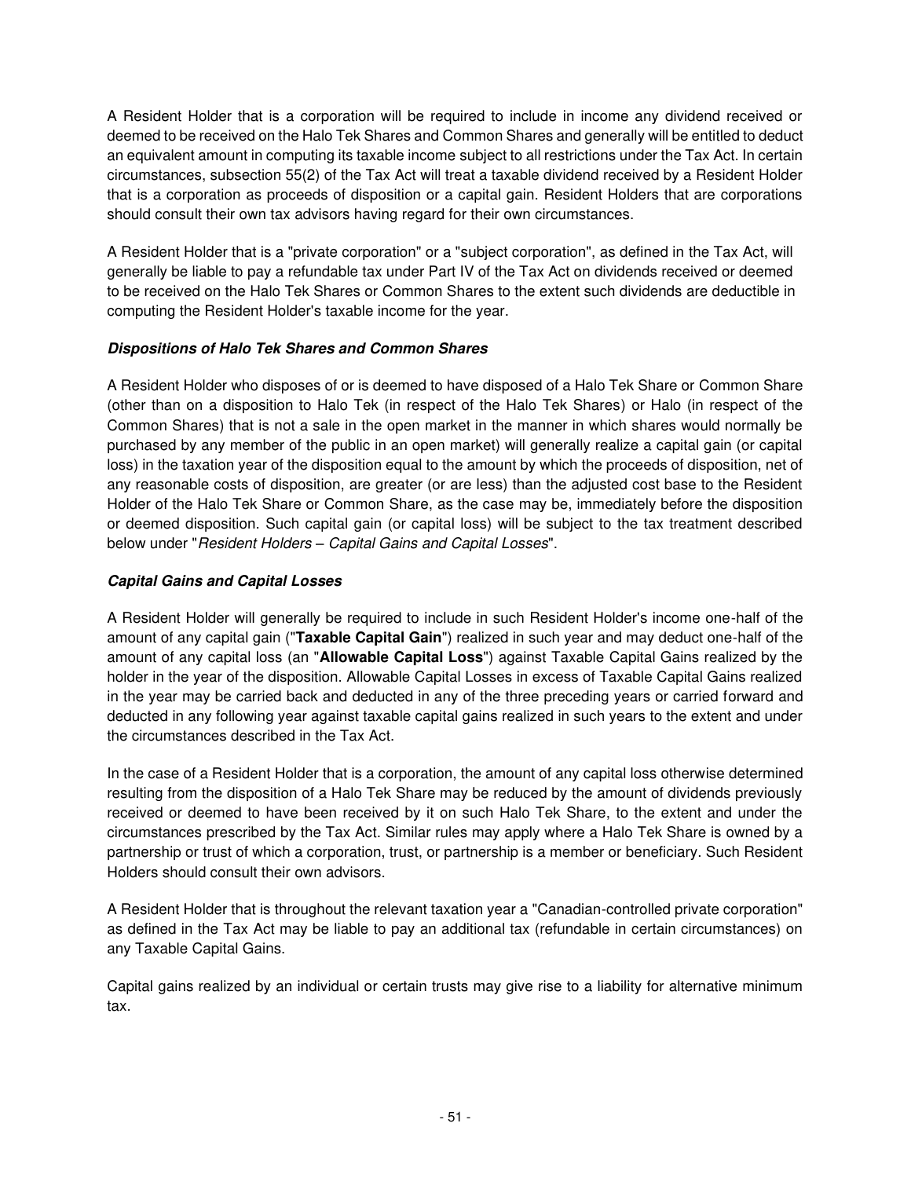A Resident Holder that is a corporation will be required to include in income any dividend received or deemed to be received on the Halo Tek Shares and Common Shares and generally will be entitled to deduct an equivalent amount in computing its taxable income subject to all restrictions under the Tax Act. In certain circumstances, subsection 55(2) of the Tax Act will treat a taxable dividend received by a Resident Holder that is a corporation as proceeds of disposition or a capital gain. Resident Holders that are corporations should consult their own tax advisors having regard for their own circumstances.

A Resident Holder that is a "private corporation" or a "subject corporation", as defined in the Tax Act, will generally be liable to pay a refundable tax under Part IV of the Tax Act on dividends received or deemed to be received on the Halo Tek Shares or Common Shares to the extent such dividends are deductible in computing the Resident Holder's taxable income for the year.

***Dispositions of Halo Tek Shares and Common Shares***

A Resident Holder who disposes of or is deemed to have disposed of a Halo Tek Share or Common Share (other than on a disposition to Halo Tek (in respect of the Halo Tek Shares) or Halo (in respect of the Common Shares) that is not a sale in the open market in the manner in which shares would normally be purchased by any member of the public in an open market) will generally realize a capital gain (or capital loss) in the taxation year of the disposition equal to the amount by which the proceeds of disposition, net of any reasonable costs of disposition, are greater (or are less) than the adjusted cost base to the Resident Holder of the Halo Tek Share or Common Share, as the case may be, immediately before the disposition or deemed disposition. Such capital gain (or capital loss) will be subject to the tax treatment described below under "*Resident Holders – Capital Gains and Capital Losses*".

***Capital Gains and Capital Losses***

A Resident Holder will generally be required to include in such Resident Holder's income one-half of the amount of any capital gain ("**Taxable Capital Gain**") realized in such year and may deduct one-half of the amount of any capital loss (an "**Allowable Capital Loss**") against Taxable Capital Gains realized by the holder in the year of the disposition. Allowable Capital Losses in excess of Taxable Capital Gains realized in the year may be carried back and deducted in any of the three preceding years or carried forward and deducted in any following year against taxable capital gains realized in such years to the extent and under the circumstances described in the Tax Act.

In the case of a Resident Holder that is a corporation, the amount of any capital loss otherwise determined resulting from the disposition of a Halo Tek Share may be reduced by the amount of dividends previously received or deemed to have been received by it on such Halo Tek Share, to the extent and under the circumstances prescribed by the Tax Act. Similar rules may apply where a Halo Tek Share is owned by a partnership or trust of which a corporation, trust, or partnership is a member or beneficiary. Such Resident Holders should consult their own advisors.

A Resident Holder that is throughout the relevant taxation year a "Canadian-controlled private corporation" as defined in the Tax Act may be liable to pay an additional tax (refundable in certain circumstances) on any Taxable Capital Gains.

Capital gains realized by an individual or certain trusts may give rise to a liability for alternative minimum tax.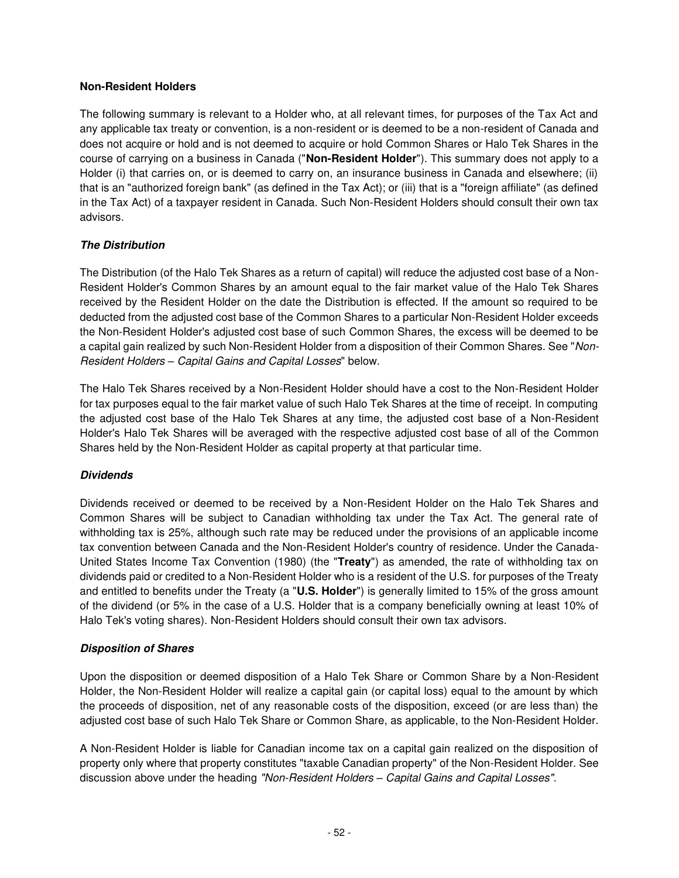**Non-Resident Holders**

The following summary is relevant to a Holder who, at all relevant times, for purposes of the Tax Act and any applicable tax treaty or convention, is a non-resident or is deemed to be a non-resident of Canada and does not acquire or hold and is not deemed to acquire or hold Common Shares or Halo Tek Shares in the course of carrying on a business in Canada ("**Non-Resident Holder**"). This summary does not apply to a Holder (i) that carries on, or is deemed to carry on, an insurance business in Canada and elsewhere; (ii) that is an "authorized foreign bank" (as defined in the Tax Act); or (iii) that is a "foreign affiliate" (as defined in the Tax Act) of a taxpayer resident in Canada. Such Non-Resident Holders should consult their own tax advisors.

***The Distribution***

The Distribution (of the Halo Tek Shares as a return of capital) will reduce the adjusted cost base of a Non-Resident Holder's Common Shares by an amount equal to the fair market value of the Halo Tek Shares received by the Resident Holder on the date the Distribution is effected. If the amount so required to be deducted from the adjusted cost base of the Common Shares to a particular Non-Resident Holder exceeds the Non-Resident Holder's adjusted cost base of such Common Shares, the excess will be deemed to be a capital gain realized by such Non-Resident Holder from a disposition of their Common Shares. See "*Non-Resident Holders – Capital Gains and Capital Losses*" below.

The Halo Tek Shares received by a Non-Resident Holder should have a cost to the Non-Resident Holder for tax purposes equal to the fair market value of such Halo Tek Shares at the time of receipt. In computing the adjusted cost base of the Halo Tek Shares at any time, the adjusted cost base of a Non-Resident Holder's Halo Tek Shares will be averaged with the respective adjusted cost base of all of the Common Shares held by the Non-Resident Holder as capital property at that particular time.

***Dividends***

Dividends received or deemed to be received by a Non-Resident Holder on the Halo Tek Shares and Common Shares will be subject to Canadian withholding tax under the Tax Act. The general rate of withholding tax is 25%, although such rate may be reduced under the provisions of an applicable income tax convention between Canada and the Non-Resident Holder's country of residence. Under the Canada-United States Income Tax Convention (1980) (the "**Treaty**") as amended, the rate of withholding tax on dividends paid or credited to a Non-Resident Holder who is a resident of the U.S. for purposes of the Treaty and entitled to benefits under the Treaty (a "**U.S. Holder**") is generally limited to 15% of the gross amount of the dividend (or 5% in the case of a U.S. Holder that is a company beneficially owning at least 10% of Halo Tek's voting shares). Non-Resident Holders should consult their own tax advisors.

***Disposition of Shares***

Upon the disposition or deemed disposition of a Halo Tek Share or Common Share by a Non-Resident Holder, the Non-Resident Holder will realize a capital gain (or capital loss) equal to the amount by which the proceeds of disposition, net of any reasonable costs of the disposition, exceed (or are less than) the adjusted cost base of such Halo Tek Share or Common Share, as applicable, to the Non-Resident Holder.

A Non-Resident Holder is liable for Canadian income tax on a capital gain realized on the disposition of property only where that property constitutes "taxable Canadian property" of the Non-Resident Holder. See discussion above under the heading *"Non-Resident Holders – Capital Gains and Capital Losses"*.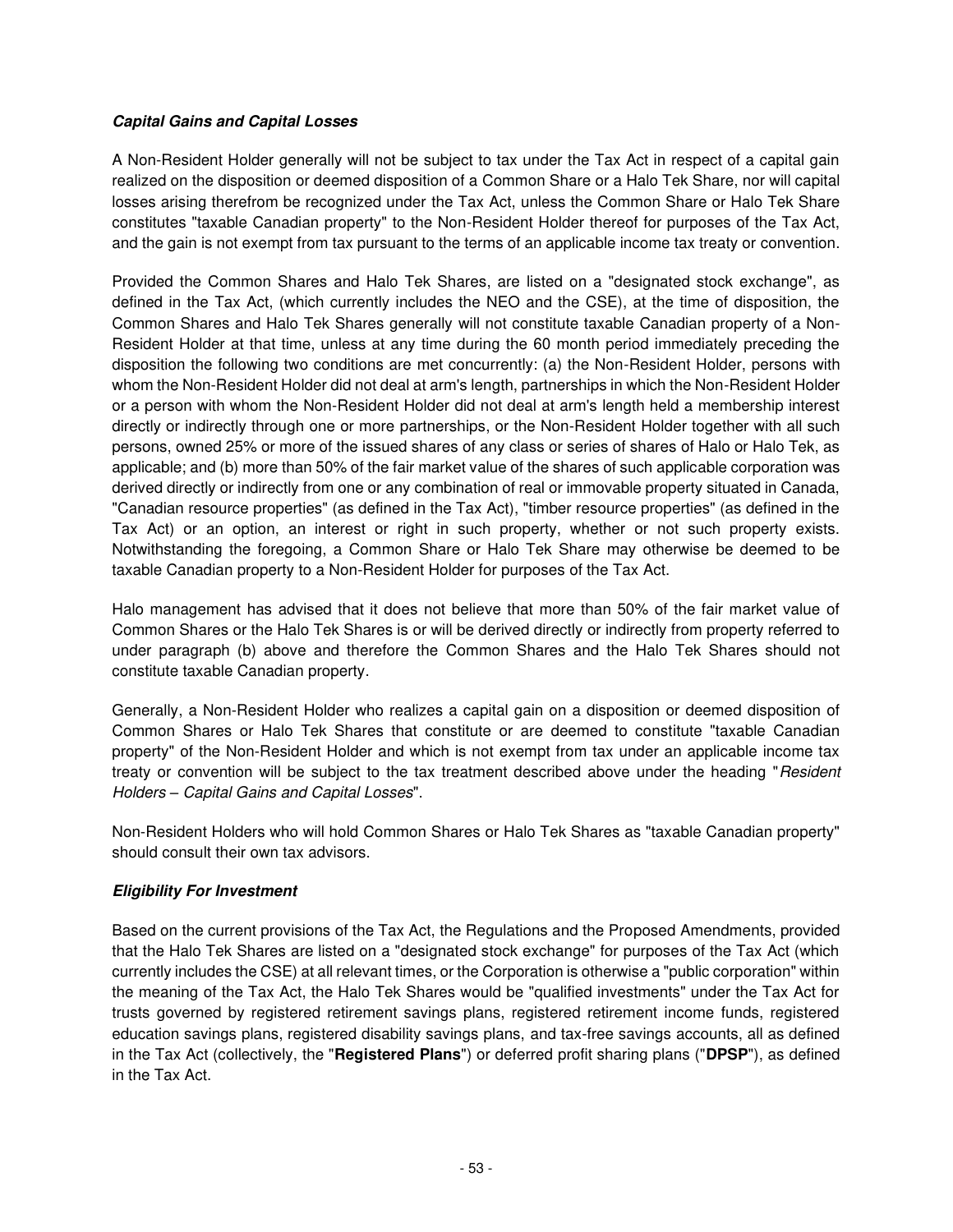### *Capital Gains and Capital Losses*

A Non-Resident Holder generally will not be subject to tax under the Tax Act in respect of a capital gain realized on the disposition or deemed disposition of a Common Share or a Halo Tek Share, nor will capital losses arising therefrom be recognized under the Tax Act, unless the Common Share or Halo Tek Share constitutes "taxable Canadian property" to the Non-Resident Holder thereof for purposes of the Tax Act, and the gain is not exempt from tax pursuant to the terms of an applicable income tax treaty or convention.

Provided the Common Shares and Halo Tek Shares, are listed on a "designated stock exchange", as defined in the Tax Act, (which currently includes the NEO and the CSE), at the time of disposition, the Common Shares and Halo Tek Shares generally will not constitute taxable Canadian property of a Non-Resident Holder at that time, unless at any time during the 60 month period immediately preceding the disposition the following two conditions are met concurrently: (a) the Non-Resident Holder, persons with whom the Non-Resident Holder did not deal at arm's length, partnerships in which the Non-Resident Holder or a person with whom the Non-Resident Holder did not deal at arm's length held a membership interest directly or indirectly through one or more partnerships, or the Non-Resident Holder together with all such persons, owned 25% or more of the issued shares of any class or series of shares of Halo or Halo Tek, as applicable; and (b) more than 50% of the fair market value of the shares of such applicable corporation was derived directly or indirectly from one or any combination of real or immovable property situated in Canada, "Canadian resource properties" (as defined in the Tax Act), "timber resource properties" (as defined in the Tax Act) or an option, an interest or right in such property, whether or not such property exists. Notwithstanding the foregoing, a Common Share or Halo Tek Share may otherwise be deemed to be taxable Canadian property to a Non-Resident Holder for purposes of the Tax Act.

Halo management has advised that it does not believe that more than 50% of the fair market value of Common Shares or the Halo Tek Shares is or will be derived directly or indirectly from property referred to under paragraph (b) above and therefore the Common Shares and the Halo Tek Shares should not constitute taxable Canadian property.

Generally, a Non-Resident Holder who realizes a capital gain on a disposition or deemed disposition of Common Shares or Halo Tek Shares that constitute or are deemed to constitute "taxable Canadian property" of the Non-Resident Holder and which is not exempt from tax under an applicable income tax treaty or convention will be subject to the tax treatment described above under the heading "*Resident Holders – Capital Gains and Capital Losses*".

Non-Resident Holders who will hold Common Shares or Halo Tek Shares as "taxable Canadian property" should consult their own tax advisors.

### *Eligibility For Investment*

Based on the current provisions of the Tax Act, the Regulations and the Proposed Amendments, provided that the Halo Tek Shares are listed on a "designated stock exchange" for purposes of the Tax Act (which currently includes the CSE) at all relevant times, or the Corporation is otherwise a "public corporation" within the meaning of the Tax Act, the Halo Tek Shares would be "qualified investments" under the Tax Act for trusts governed by registered retirement savings plans, registered retirement income funds, registered education savings plans, registered disability savings plans, and tax-free savings accounts, all as defined in the Tax Act (collectively, the "**Registered Plans**") or deferred profit sharing plans ("**DPSP**"), as defined in the Tax Act.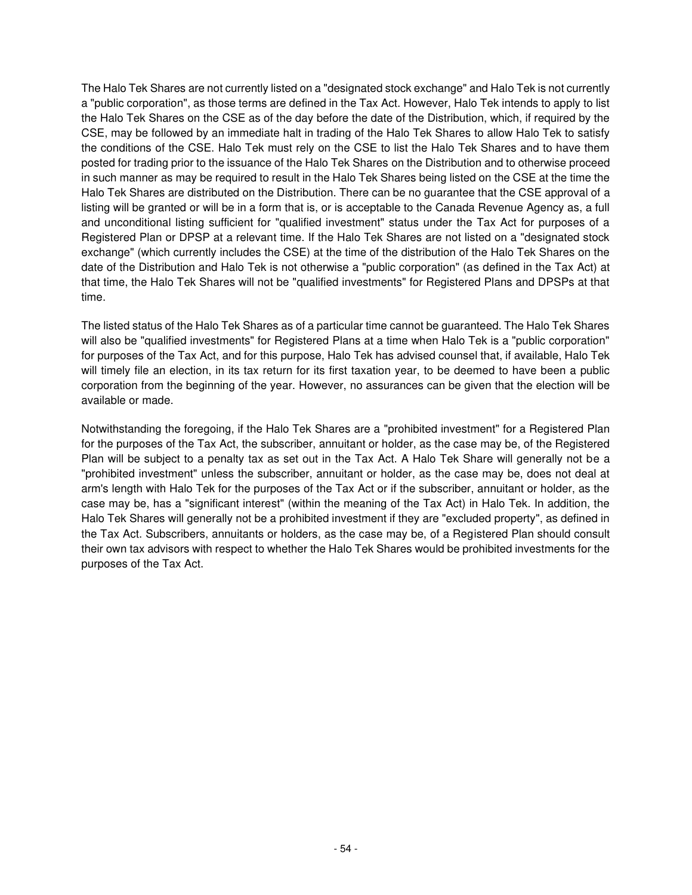The Halo Tek Shares are not currently listed on a "designated stock exchange" and Halo Tek is not currently a "public corporation", as those terms are defined in the Tax Act. However, Halo Tek intends to apply to list the Halo Tek Shares on the CSE as of the day before the date of the Distribution, which, if required by the CSE, may be followed by an immediate halt in trading of the Halo Tek Shares to allow Halo Tek to satisfy the conditions of the CSE. Halo Tek must rely on the CSE to list the Halo Tek Shares and to have them posted for trading prior to the issuance of the Halo Tek Shares on the Distribution and to otherwise proceed in such manner as may be required to result in the Halo Tek Shares being listed on the CSE at the time the Halo Tek Shares are distributed on the Distribution. There can be no guarantee that the CSE approval of a listing will be granted or will be in a form that is, or is acceptable to the Canada Revenue Agency as, a full and unconditional listing sufficient for "qualified investment" status under the Tax Act for purposes of a Registered Plan or DPSP at a relevant time. If the Halo Tek Shares are not listed on a "designated stock exchange" (which currently includes the CSE) at the time of the distribution of the Halo Tek Shares on the date of the Distribution and Halo Tek is not otherwise a "public corporation" (as defined in the Tax Act) at that time, the Halo Tek Shares will not be "qualified investments" for Registered Plans and DPSPs at that time.

The listed status of the Halo Tek Shares as of a particular time cannot be guaranteed. The Halo Tek Shares will also be "qualified investments" for Registered Plans at a time when Halo Tek is a "public corporation" for purposes of the Tax Act, and for this purpose, Halo Tek has advised counsel that, if available, Halo Tek will timely file an election, in its tax return for its first taxation year, to be deemed to have been a public corporation from the beginning of the year. However, no assurances can be given that the election will be available or made.

Notwithstanding the foregoing, if the Halo Tek Shares are a "prohibited investment" for a Registered Plan for the purposes of the Tax Act, the subscriber, annuitant or holder, as the case may be, of the Registered Plan will be subject to a penalty tax as set out in the Tax Act. A Halo Tek Share will generally not be a "prohibited investment" unless the subscriber, annuitant or holder, as the case may be, does not deal at arm's length with Halo Tek for the purposes of the Tax Act or if the subscriber, annuitant or holder, as the case may be, has a "significant interest" (within the meaning of the Tax Act) in Halo Tek. In addition, the Halo Tek Shares will generally not be a prohibited investment if they are "excluded property", as defined in the Tax Act. Subscribers, annuitants or holders, as the case may be, of a Registered Plan should consult their own tax advisors with respect to whether the Halo Tek Shares would be prohibited investments for the purposes of the Tax Act.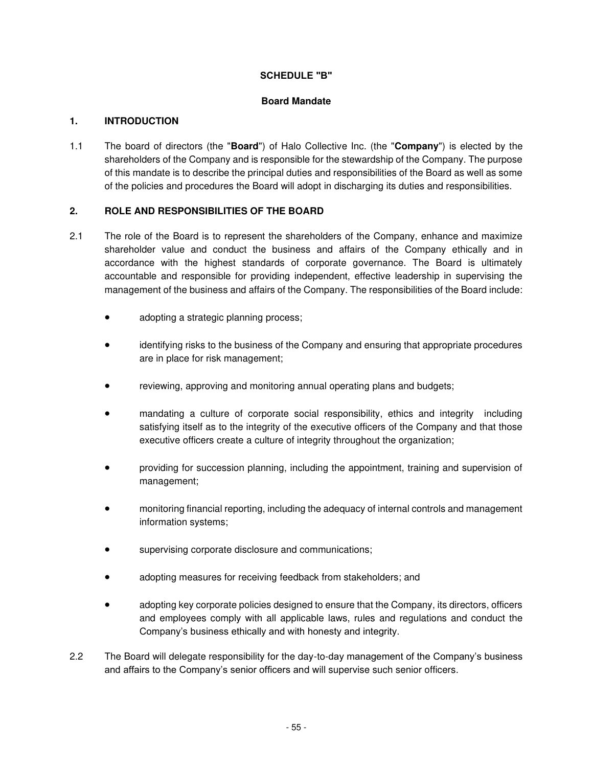**SCHEDULE "B"**

**Board Mandate**

## 1. INTRODUCTION

1.1 The board of directors (the "**Board**") of Halo Collective Inc. (the "**Company**") is elected by the shareholders of the Company and is responsible for the stewardship of the Company. The purpose of this mandate is to describe the principal duties and responsibilities of the Board as well as some of the policies and procedures the Board will adopt in discharging its duties and responsibilities.

## 2. ROLE AND RESPONSIBILITIES OF THE BOARD

2.1 The role of the Board is to represent the shareholders of the Company, enhance and maximize shareholder value and conduct the business and affairs of the Company ethically and in accordance with the highest standards of corporate governance. The Board is ultimately accountable and responsible for providing independent, effective leadership in supervising the management of the business and affairs of the Company. The responsibilities of the Board include:

- adopting a strategic planning process;
- identifying risks to the business of the Company and ensuring that appropriate procedures are in place for risk management;
- reviewing, approving and monitoring annual operating plans and budgets;
- mandating a culture of corporate social responsibility, ethics and integrity including satisfying itself as to the integrity of the executive officers of the Company and that those executive officers create a culture of integrity throughout the organization;
- providing for succession planning, including the appointment, training and supervision of management;
- monitoring financial reporting, including the adequacy of internal controls and management information systems;
- supervising corporate disclosure and communications;
- adopting measures for receiving feedback from stakeholders; and
- adopting key corporate policies designed to ensure that the Company, its directors, officers and employees comply with all applicable laws, rules and regulations and conduct the Company's business ethically and with honesty and integrity.

2.2 The Board will delegate responsibility for the day-to-day management of the Company's business and affairs to the Company's senior officers and will supervise such senior officers.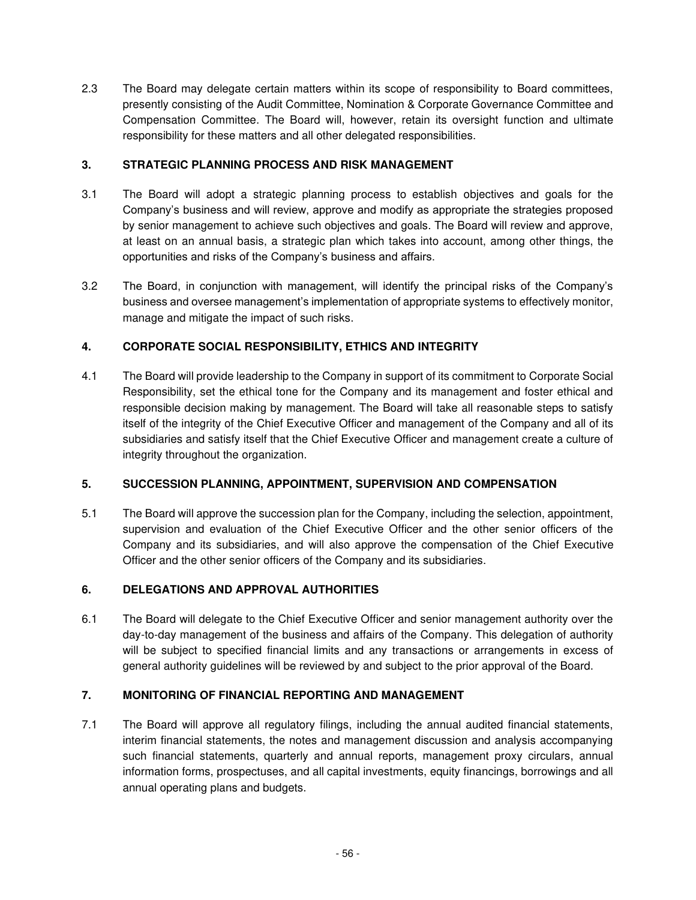2.3 The Board may delegate certain matters within its scope of responsibility to Board committees, presently consisting of the Audit Committee, Nomination & Corporate Governance Committee and Compensation Committee. The Board will, however, retain its oversight function and ultimate responsibility for these matters and all other delegated responsibilities.

## 3. STRATEGIC PLANNING PROCESS AND RISK MANAGEMENT

3.1 The Board will adopt a strategic planning process to establish objectives and goals for the Company's business and will review, approve and modify as appropriate the strategies proposed by senior management to achieve such objectives and goals. The Board will review and approve, at least on an annual basis, a strategic plan which takes into account, among other things, the opportunities and risks of the Company's business and affairs.

3.2 The Board, in conjunction with management, will identify the principal risks of the Company's business and oversee management's implementation of appropriate systems to effectively monitor, manage and mitigate the impact of such risks.

## 4. CORPORATE SOCIAL RESPONSIBILITY, ETHICS AND INTEGRITY

4.1 The Board will provide leadership to the Company in support of its commitment to Corporate Social Responsibility, set the ethical tone for the Company and its management and foster ethical and responsible decision making by management. The Board will take all reasonable steps to satisfy itself of the integrity of the Chief Executive Officer and management of the Company and all of its subsidiaries and satisfy itself that the Chief Executive Officer and management create a culture of integrity throughout the organization.

## 5. SUCCESSION PLANNING, APPOINTMENT, SUPERVISION AND COMPENSATION

5.1 The Board will approve the succession plan for the Company, including the selection, appointment, supervision and evaluation of the Chief Executive Officer and the other senior officers of the Company and its subsidiaries, and will also approve the compensation of the Chief Executive Officer and the other senior officers of the Company and its subsidiaries.

## 6. DELEGATIONS AND APPROVAL AUTHORITIES

6.1 The Board will delegate to the Chief Executive Officer and senior management authority over the day-to-day management of the business and affairs of the Company. This delegation of authority will be subject to specified financial limits and any transactions or arrangements in excess of general authority guidelines will be reviewed by and subject to the prior approval of the Board.

## 7. MONITORING OF FINANCIAL REPORTING AND MANAGEMENT

7.1 The Board will approve all regulatory filings, including the annual audited financial statements, interim financial statements, the notes and management discussion and analysis accompanying such financial statements, quarterly and annual reports, management proxy circulars, annual information forms, prospectuses, and all capital investments, equity financings, borrowings and all annual operating plans and budgets.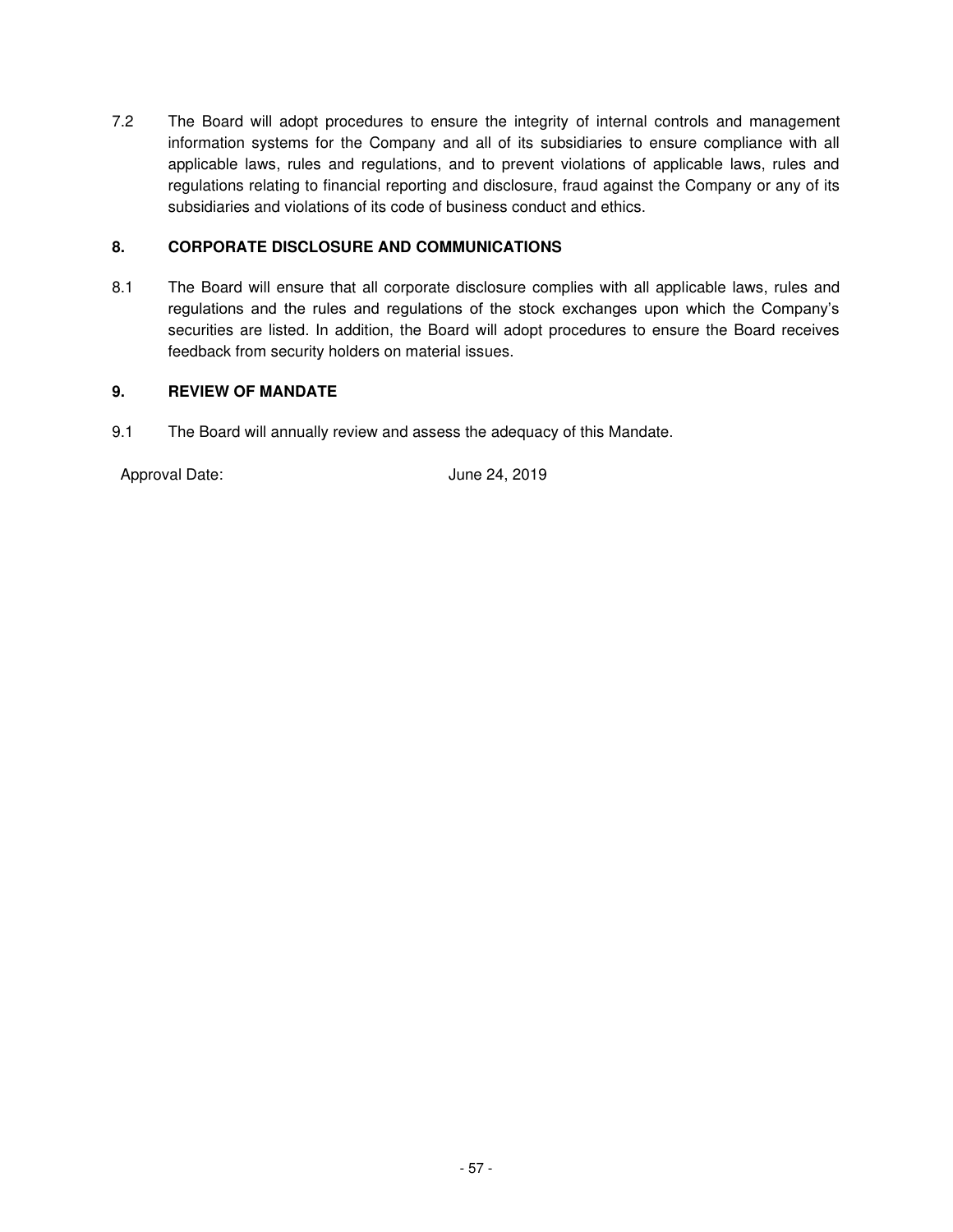7.2 The Board will adopt procedures to ensure the integrity of internal controls and management information systems for the Company and all of its subsidiaries to ensure compliance with all applicable laws, rules and regulations, and to prevent violations of applicable laws, rules and regulations relating to financial reporting and disclosure, fraud against the Company or any of its subsidiaries and violations of its code of business conduct and ethics.

## 8. CORPORATE DISCLOSURE AND COMMUNICATIONS

8.1 The Board will ensure that all corporate disclosure complies with all applicable laws, rules and regulations and the rules and regulations of the stock exchanges upon which the Company's securities are listed. In addition, the Board will adopt procedures to ensure the Board receives feedback from security holders on material issues.

## 9. REVIEW OF MANDATE

9.1 The Board will annually review and assess the adequacy of this Mandate.

Approval Date: June 24, 2019